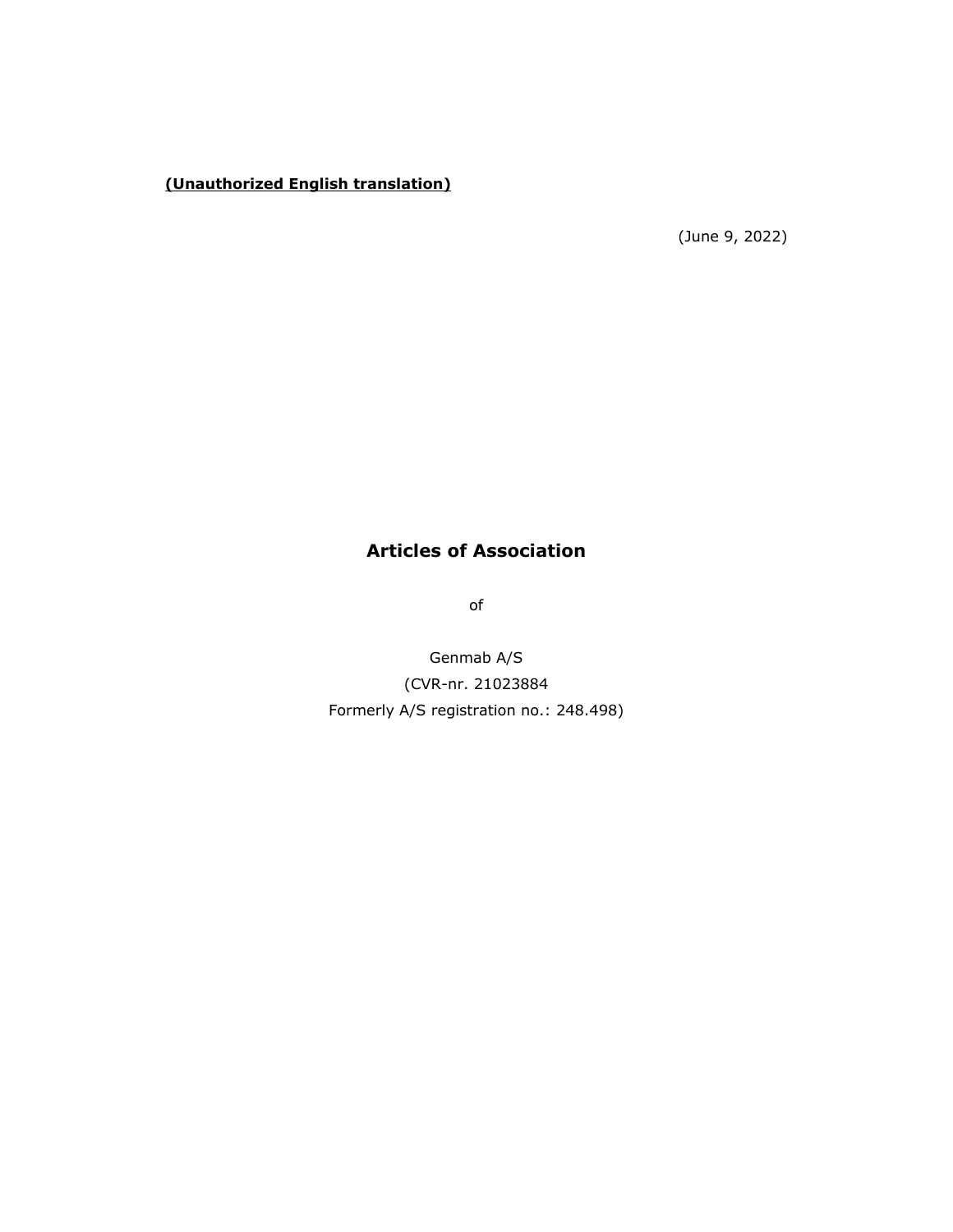**(Unauthorized English translation)**

(June 9, 2022)

# Articles of Association

of

Genmab A/S
(CVR-nr. 21023884
Formerly A/S registration no.: 248.498)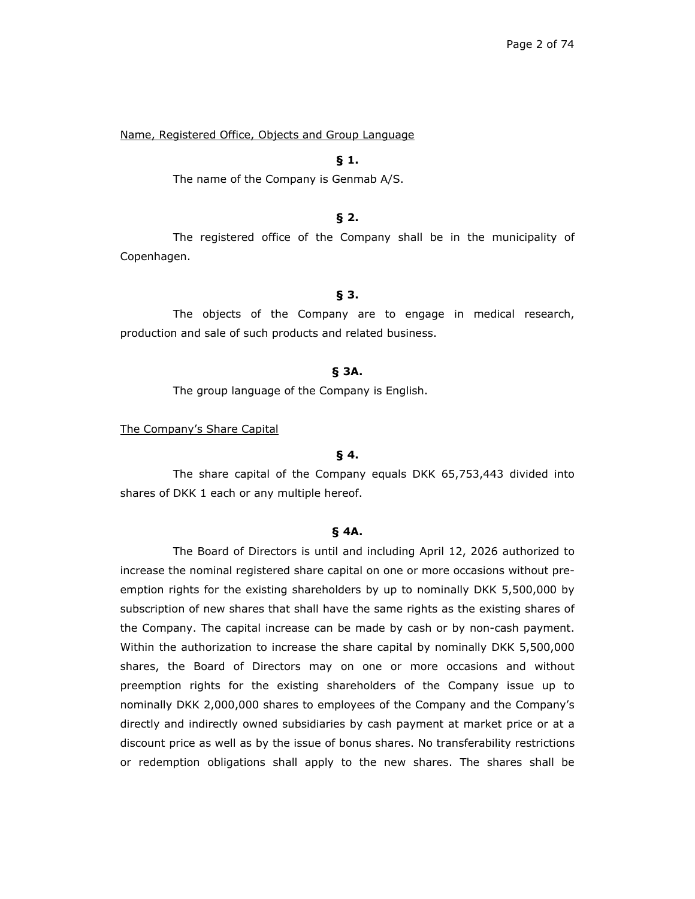Name, Registered Office, Objects and Group Language

**§ 1.**

The name of the Company is Genmab A/S.

**§ 2.**

The registered office of the Company shall be in the municipality of Copenhagen.

**§ 3.**

The objects of the Company are to engage in medical research, production and sale of such products and related business.

**§ 3A.**

The group language of the Company is English.

The Company's Share Capital

**§ 4.**

The share capital of the Company equals DKK 65,753,443 divided into shares of DKK 1 each or any multiple hereof.

**§ 4A.**

The Board of Directors is until and including April 12, 2026 authorized to increase the nominal registered share capital on one or more occasions without pre-emption rights for the existing shareholders by up to nominally DKK 5,500,000 by subscription of new shares that shall have the same rights as the existing shares of the Company. The capital increase can be made by cash or by non-cash payment. Within the authorization to increase the share capital by nominally DKK 5,500,000 shares, the Board of Directors may on one or more occasions and without preemption rights for the existing shareholders of the Company issue up to nominally DKK 2,000,000 shares to employees of the Company and the Company's directly and indirectly owned subsidiaries by cash payment at market price or at a discount price as well as by the issue of bonus shares. No transferability restrictions or redemption obligations shall apply to the new shares. The shares shall be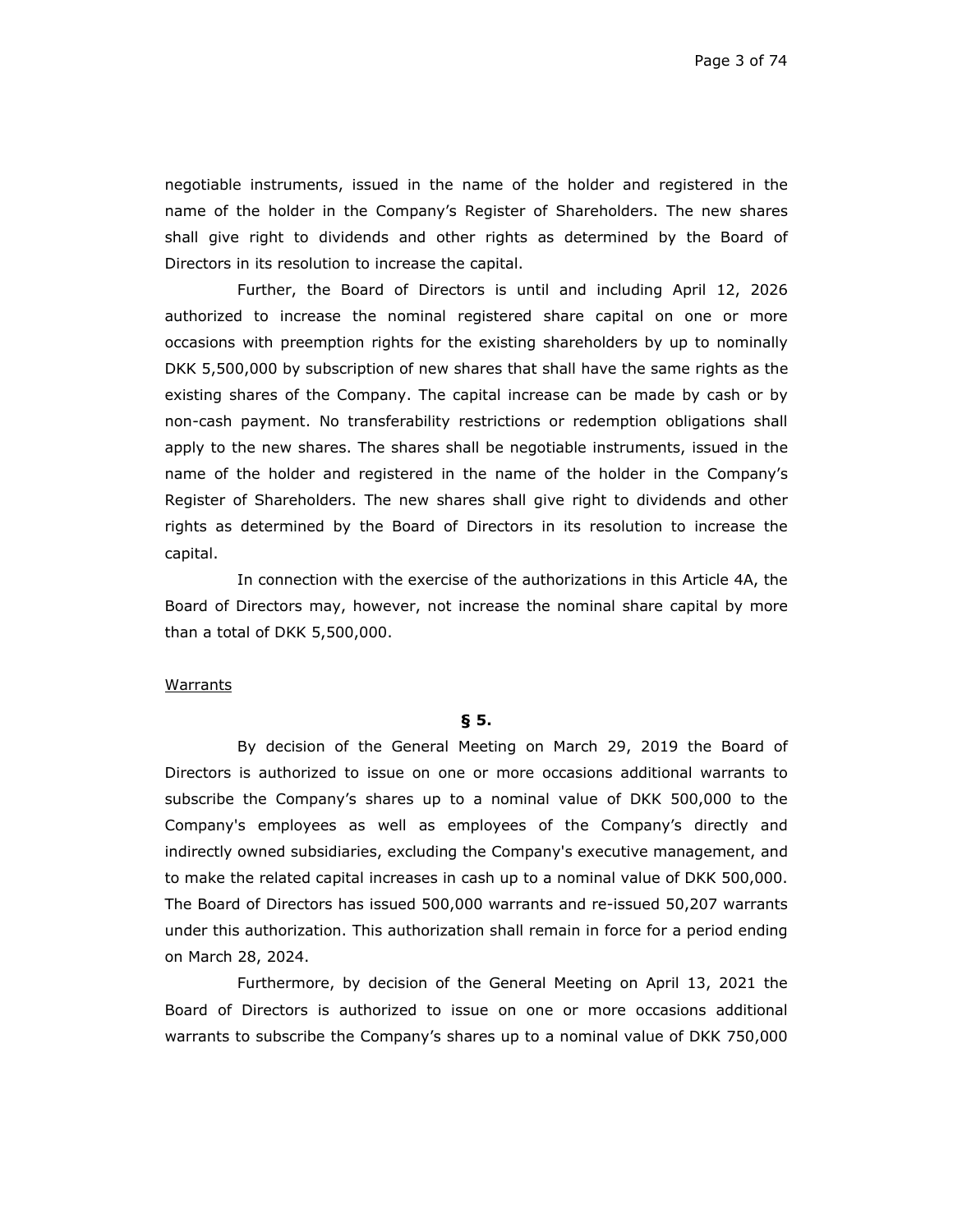negotiable instruments, issued in the name of the holder and registered in the name of the holder in the Company's Register of Shareholders. The new shares shall give right to dividends and other rights as determined by the Board of Directors in its resolution to increase the capital.

Further, the Board of Directors is until and including April 12, 2026 authorized to increase the nominal registered share capital on one or more occasions with preemption rights for the existing shareholders by up to nominally DKK 5,500,000 by subscription of new shares that shall have the same rights as the existing shares of the Company. The capital increase can be made by cash or by non-cash payment. No transferability restrictions or redemption obligations shall apply to the new shares. The shares shall be negotiable instruments, issued in the name of the holder and registered in the name of the holder in the Company's Register of Shareholders. The new shares shall give right to dividends and other rights as determined by the Board of Directors in its resolution to increase the capital.

In connection with the exercise of the authorizations in this Article 4A, the Board of Directors may, however, not increase the nominal share capital by more than a total of DKK 5,500,000.

<u>Warrants</u>

**§ 5.**

By decision of the General Meeting on March 29, 2019 the Board of Directors is authorized to issue on one or more occasions additional warrants to subscribe the Company's shares up to a nominal value of DKK 500,000 to the Company's employees as well as employees of the Company's directly and indirectly owned subsidiaries, excluding the Company's executive management, and to make the related capital increases in cash up to a nominal value of DKK 500,000. The Board of Directors has issued 500,000 warrants and re-issued 50,207 warrants under this authorization. This authorization shall remain in force for a period ending on March 28, 2024.

Furthermore, by decision of the General Meeting on April 13, 2021 the Board of Directors is authorized to issue on one or more occasions additional warrants to subscribe the Company's shares up to a nominal value of DKK 750,000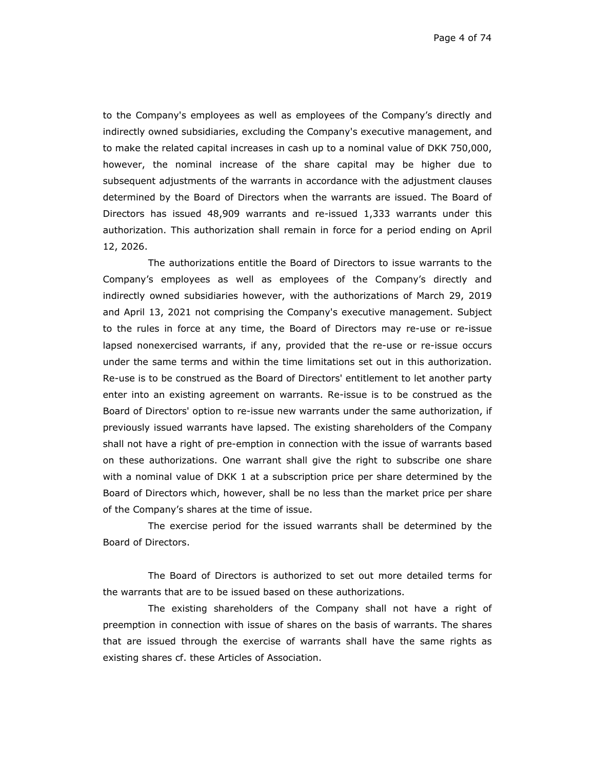to the Company's employees as well as employees of the Company's directly and indirectly owned subsidiaries, excluding the Company's executive management, and to make the related capital increases in cash up to a nominal value of DKK 750,000, however, the nominal increase of the share capital may be higher due to subsequent adjustments of the warrants in accordance with the adjustment clauses determined by the Board of Directors when the warrants are issued. The Board of Directors has issued 48,909 warrants and re-issued 1,333 warrants under this authorization. This authorization shall remain in force for a period ending on April 12, 2026.

The authorizations entitle the Board of Directors to issue warrants to the Company's employees as well as employees of the Company's directly and indirectly owned subsidiaries however, with the authorizations of March 29, 2019 and April 13, 2021 not comprising the Company's executive management. Subject to the rules in force at any time, the Board of Directors may re-use or re-issue lapsed nonexercised warrants, if any, provided that the re-use or re-issue occurs under the same terms and within the time limitations set out in this authorization. Re-use is to be construed as the Board of Directors' entitlement to let another party enter into an existing agreement on warrants. Re-issue is to be construed as the Board of Directors' option to re-issue new warrants under the same authorization, if previously issued warrants have lapsed. The existing shareholders of the Company shall not have a right of pre-emption in connection with the issue of warrants based on these authorizations. One warrant shall give the right to subscribe one share with a nominal value of DKK 1 at a subscription price per share determined by the Board of Directors which, however, shall be no less than the market price per share of the Company's shares at the time of issue.

The exercise period for the issued warrants shall be determined by the Board of Directors.

The Board of Directors is authorized to set out more detailed terms for the warrants that are to be issued based on these authorizations.

The existing shareholders of the Company shall not have a right of preemption in connection with issue of shares on the basis of warrants. The shares that are issued through the exercise of warrants shall have the same rights as existing shares cf. these Articles of Association.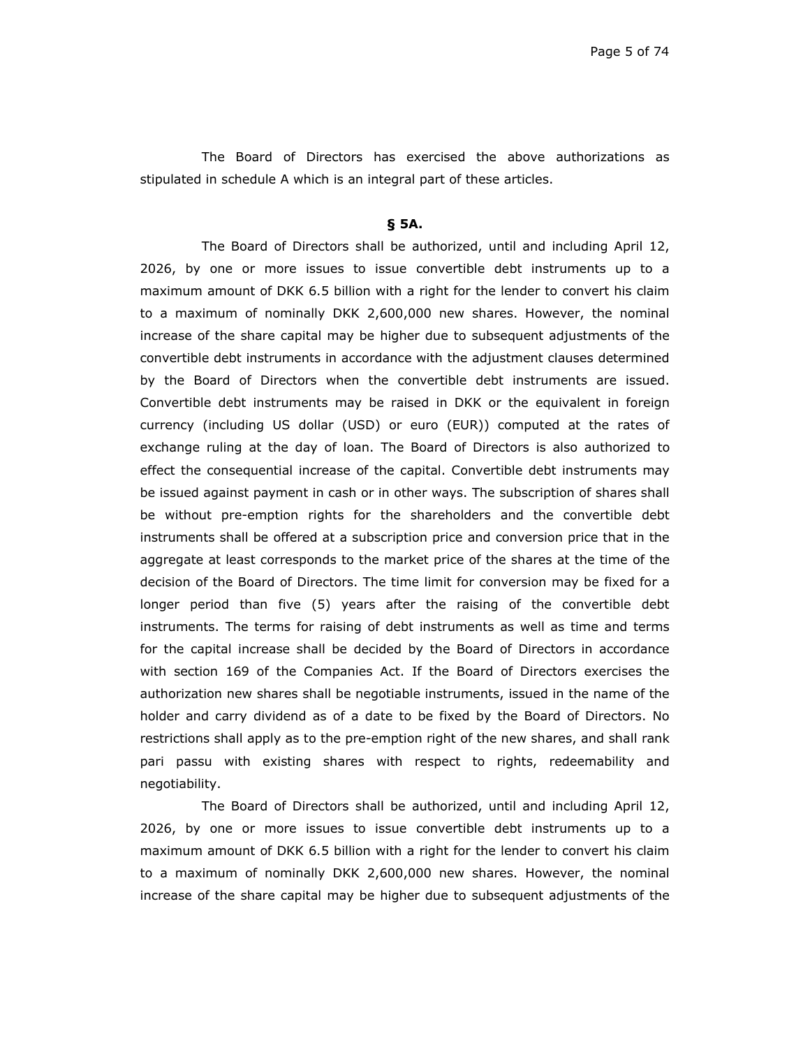The Board of Directors has exercised the above authorizations as stipulated in schedule A which is an integral part of these articles.

**§ 5A.**

The Board of Directors shall be authorized, until and including April 12, 2026, by one or more issues to issue convertible debt instruments up to a maximum amount of DKK 6.5 billion with a right for the lender to convert his claim to a maximum of nominally DKK 2,600,000 new shares. However, the nominal increase of the share capital may be higher due to subsequent adjustments of the convertible debt instruments in accordance with the adjustment clauses determined by the Board of Directors when the convertible debt instruments are issued. Convertible debt instruments may be raised in DKK or the equivalent in foreign currency (including US dollar (USD) or euro (EUR)) computed at the rates of exchange ruling at the day of loan. The Board of Directors is also authorized to effect the consequential increase of the capital. Convertible debt instruments may be issued against payment in cash or in other ways. The subscription of shares shall be without pre-emption rights for the shareholders and the convertible debt instruments shall be offered at a subscription price and conversion price that in the aggregate at least corresponds to the market price of the shares at the time of the decision of the Board of Directors. The time limit for conversion may be fixed for a longer period than five (5) years after the raising of the convertible debt instruments. The terms for raising of debt instruments as well as time and terms for the capital increase shall be decided by the Board of Directors in accordance with section 169 of the Companies Act. If the Board of Directors exercises the authorization new shares shall be negotiable instruments, issued in the name of the holder and carry dividend as of a date to be fixed by the Board of Directors. No restrictions shall apply as to the pre-emption right of the new shares, and shall rank pari passu with existing shares with respect to rights, redeemability and negotiability.

The Board of Directors shall be authorized, until and including April 12, 2026, by one or more issues to issue convertible debt instruments up to a maximum amount of DKK 6.5 billion with a right for the lender to convert his claim to a maximum of nominally DKK 2,600,000 new shares. However, the nominal increase of the share capital may be higher due to subsequent adjustments of the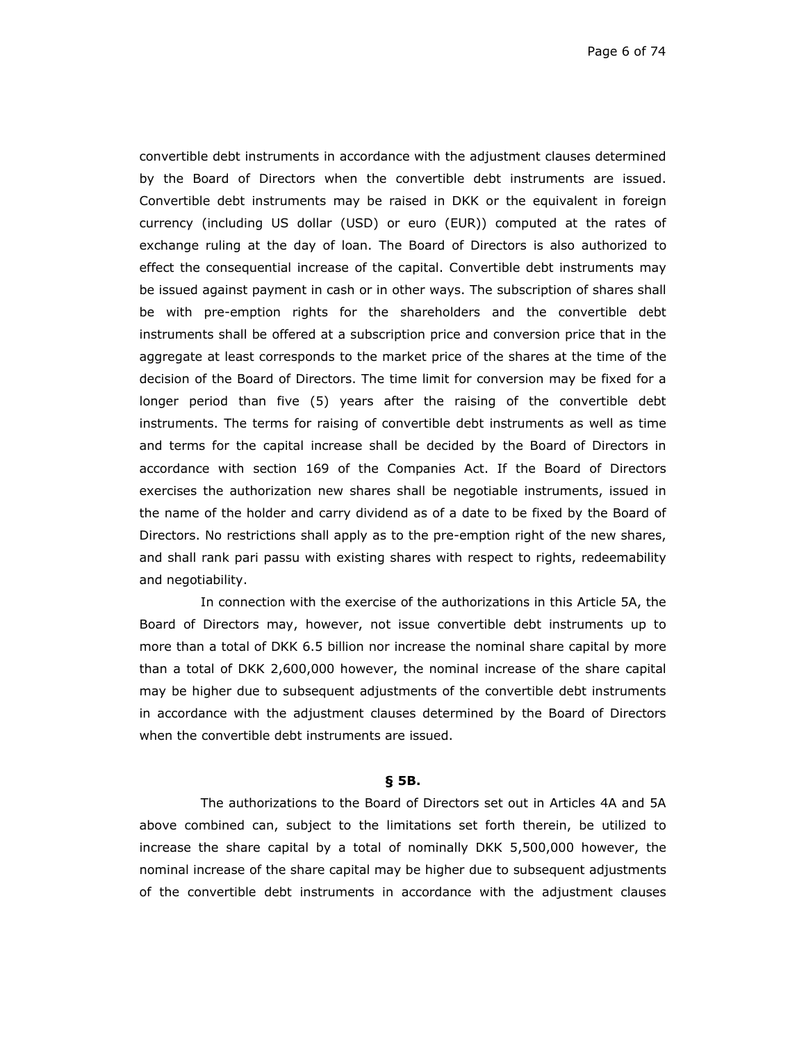convertible debt instruments in accordance with the adjustment clauses determined by the Board of Directors when the convertible debt instruments are issued. Convertible debt instruments may be raised in DKK or the equivalent in foreign currency (including US dollar (USD) or euro (EUR)) computed at the rates of exchange ruling at the day of loan. The Board of Directors is also authorized to effect the consequential increase of the capital. Convertible debt instruments may be issued against payment in cash or in other ways. The subscription of shares shall be with pre-emption rights for the shareholders and the convertible debt instruments shall be offered at a subscription price and conversion price that in the aggregate at least corresponds to the market price of the shares at the time of the decision of the Board of Directors. The time limit for conversion may be fixed for a longer period than five (5) years after the raising of the convertible debt instruments. The terms for raising of convertible debt instruments as well as time and terms for the capital increase shall be decided by the Board of Directors in accordance with section 169 of the Companies Act. If the Board of Directors exercises the authorization new shares shall be negotiable instruments, issued in the name of the holder and carry dividend as of a date to be fixed by the Board of Directors. No restrictions shall apply as to the pre-emption right of the new shares, and shall rank pari passu with existing shares with respect to rights, redeemability and negotiability.

In connection with the exercise of the authorizations in this Article 5A, the Board of Directors may, however, not issue convertible debt instruments up to more than a total of DKK 6.5 billion nor increase the nominal share capital by more than a total of DKK 2,600,000 however, the nominal increase of the share capital may be higher due to subsequent adjustments of the convertible debt instruments in accordance with the adjustment clauses determined by the Board of Directors when the convertible debt instruments are issued.

**§ 5B.**

The authorizations to the Board of Directors set out in Articles 4A and 5A above combined can, subject to the limitations set forth therein, be utilized to increase the share capital by a total of nominally DKK 5,500,000 however, the nominal increase of the share capital may be higher due to subsequent adjustments of the convertible debt instruments in accordance with the adjustment clauses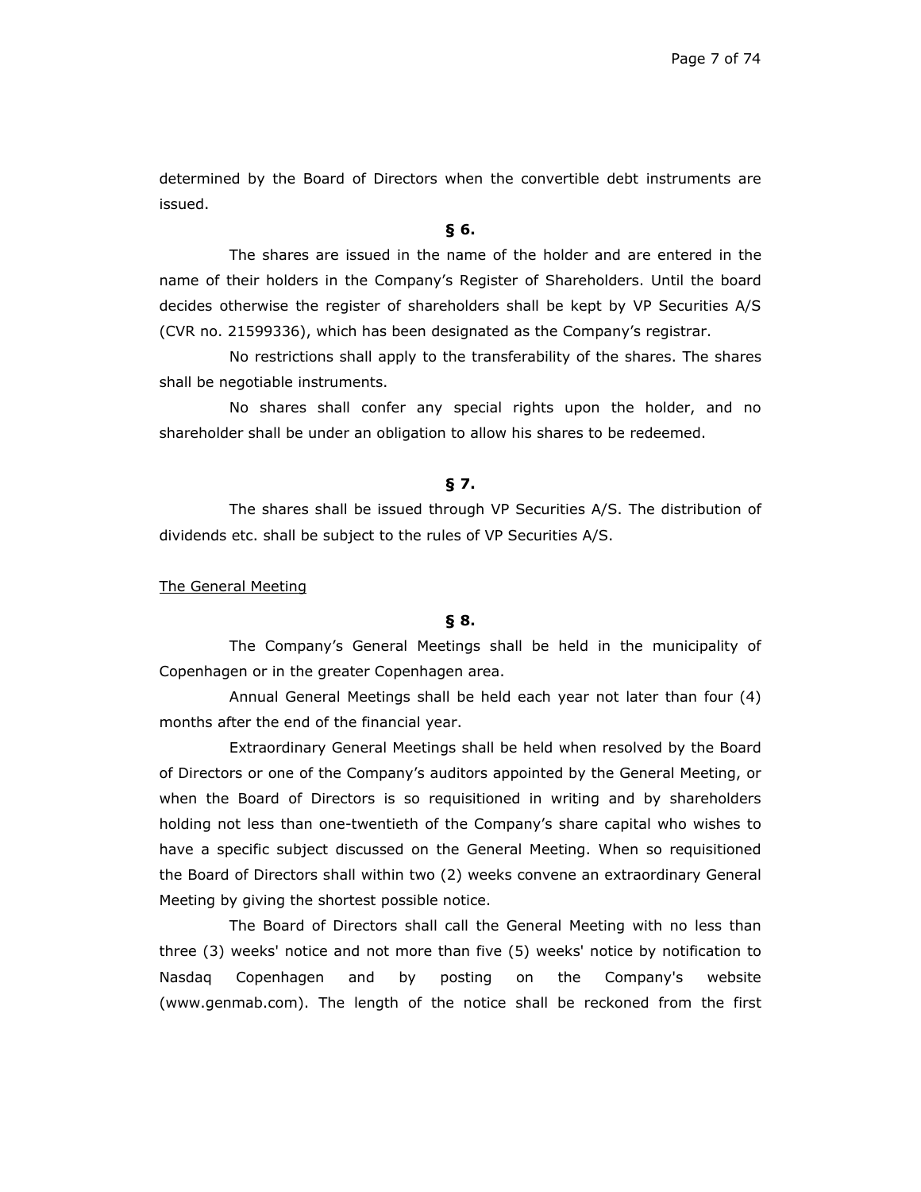determined by the Board of Directors when the convertible debt instruments are issued.

**§ 6.**

The shares are issued in the name of the holder and are entered in the name of their holders in the Company's Register of Shareholders. Until the board decides otherwise the register of shareholders shall be kept by VP Securities A/S (CVR no. 21599336), which has been designated as the Company's registrar.

No restrictions shall apply to the transferability of the shares. The shares shall be negotiable instruments.

No shares shall confer any special rights upon the holder, and no shareholder shall be under an obligation to allow his shares to be redeemed.

**§ 7.**

The shares shall be issued through VP Securities A/S. The distribution of dividends etc. shall be subject to the rules of VP Securities A/S.

<u>The General Meeting</u>

**§ 8.**

The Company's General Meetings shall be held in the municipality of Copenhagen or in the greater Copenhagen area.

Annual General Meetings shall be held each year not later than four (4) months after the end of the financial year.

Extraordinary General Meetings shall be held when resolved by the Board of Directors or one of the Company's auditors appointed by the General Meeting, or when the Board of Directors is so requisitioned in writing and by shareholders holding not less than one-twentieth of the Company's share capital who wishes to have a specific subject discussed on the General Meeting. When so requisitioned the Board of Directors shall within two (2) weeks convene an extraordinary General Meeting by giving the shortest possible notice.

The Board of Directors shall call the General Meeting with no less than three (3) weeks' notice and not more than five (5) weeks' notice by notification to Nasdaq Copenhagen and by posting on the Company's website (www.genmab.com). The length of the notice shall be reckoned from the first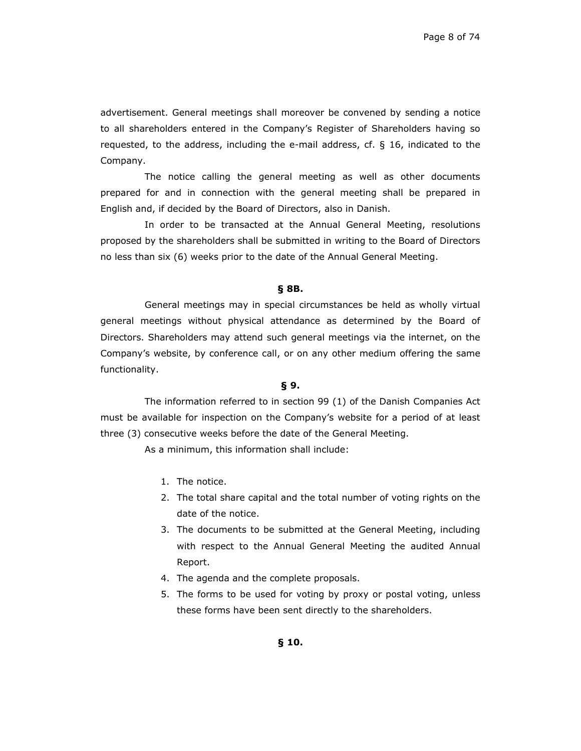advertisement. General meetings shall moreover be convened by sending a notice to all shareholders entered in the Company's Register of Shareholders having so requested, to the address, including the e-mail address, cf. § 16, indicated to the Company.

The notice calling the general meeting as well as other documents prepared for and in connection with the general meeting shall be prepared in English and, if decided by the Board of Directors, also in Danish.

In order to be transacted at the Annual General Meeting, resolutions proposed by the shareholders shall be submitted in writing to the Board of Directors no less than six (6) weeks prior to the date of the Annual General Meeting.

**§ 8B.**

General meetings may in special circumstances be held as wholly virtual general meetings without physical attendance as determined by the Board of Directors. Shareholders may attend such general meetings via the internet, on the Company's website, by conference call, or on any other medium offering the same functionality.

**§ 9.**

The information referred to in section 99 (1) of the Danish Companies Act must be available for inspection on the Company's website for a period of at least three (3) consecutive weeks before the date of the General Meeting.

As a minimum, this information shall include:

1. The notice.
2. The total share capital and the total number of voting rights on the date of the notice.
3. The documents to be submitted at the General Meeting, including with respect to the Annual General Meeting the audited Annual Report.
4. The agenda and the complete proposals.
5. The forms to be used for voting by proxy or postal voting, unless these forms have been sent directly to the shareholders.

**§ 10.**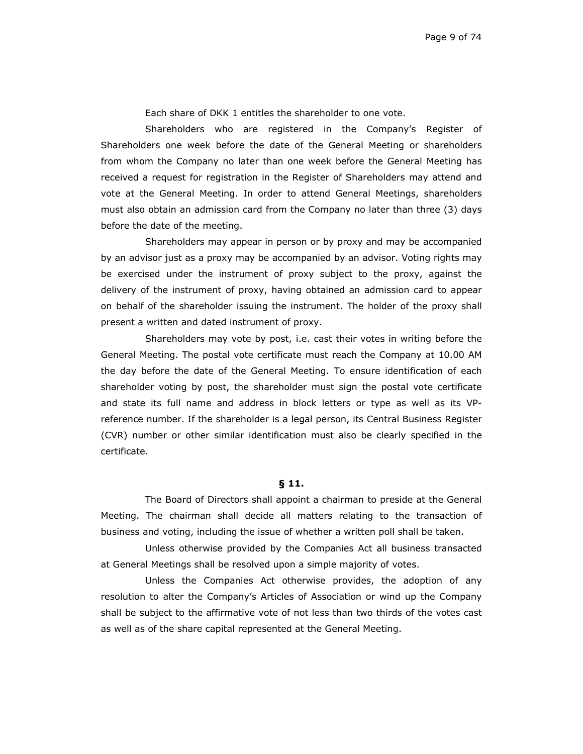Each share of DKK 1 entitles the shareholder to one vote.

Shareholders who are registered in the Company's Register of Shareholders one week before the date of the General Meeting or shareholders from whom the Company no later than one week before the General Meeting has received a request for registration in the Register of Shareholders may attend and vote at the General Meeting. In order to attend General Meetings, shareholders must also obtain an admission card from the Company no later than three (3) days before the date of the meeting.

Shareholders may appear in person or by proxy and may be accompanied by an advisor just as a proxy may be accompanied by an advisor. Voting rights may be exercised under the instrument of proxy subject to the proxy, against the delivery of the instrument of proxy, having obtained an admission card to appear on behalf of the shareholder issuing the instrument. The holder of the proxy shall present a written and dated instrument of proxy.

Shareholders may vote by post, i.e. cast their votes in writing before the General Meeting. The postal vote certificate must reach the Company at 10.00 AM the day before the date of the General Meeting. To ensure identification of each shareholder voting by post, the shareholder must sign the postal vote certificate and state its full name and address in block letters or type as well as its VP-reference number. If the shareholder is a legal person, its Central Business Register (CVR) number or other similar identification must also be clearly specified in the certificate.

## § 11.

The Board of Directors shall appoint a chairman to preside at the General Meeting. The chairman shall decide all matters relating to the transaction of business and voting, including the issue of whether a written poll shall be taken.

Unless otherwise provided by the Companies Act all business transacted at General Meetings shall be resolved upon a simple majority of votes.

Unless the Companies Act otherwise provides, the adoption of any resolution to alter the Company's Articles of Association or wind up the Company shall be subject to the affirmative vote of not less than two thirds of the votes cast as well as of the share capital represented at the General Meeting.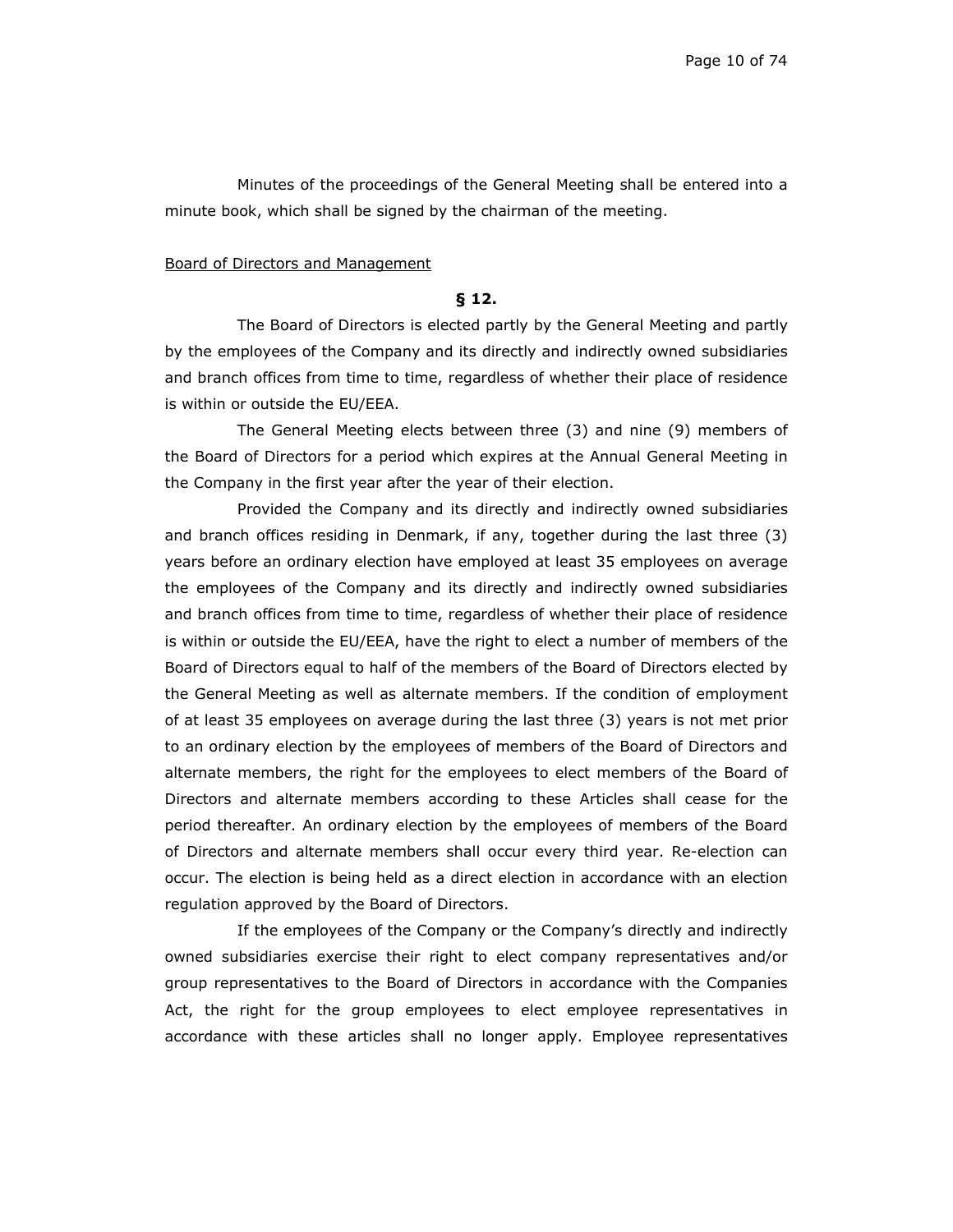Minutes of the proceedings of the General Meeting shall be entered into a minute book, which shall be signed by the chairman of the meeting.

Board of Directors and Management

**§ 12.**

The Board of Directors is elected partly by the General Meeting and partly by the employees of the Company and its directly and indirectly owned subsidiaries and branch offices from time to time, regardless of whether their place of residence is within or outside the EU/EEA.

The General Meeting elects between three (3) and nine (9) members of the Board of Directors for a period which expires at the Annual General Meeting in the Company in the first year after the year of their election.

Provided the Company and its directly and indirectly owned subsidiaries and branch offices residing in Denmark, if any, together during the last three (3) years before an ordinary election have employed at least 35 employees on average the employees of the Company and its directly and indirectly owned subsidiaries and branch offices from time to time, regardless of whether their place of residence is within or outside the EU/EEA, have the right to elect a number of members of the Board of Directors equal to half of the members of the Board of Directors elected by the General Meeting as well as alternate members. If the condition of employment of at least 35 employees on average during the last three (3) years is not met prior to an ordinary election by the employees of members of the Board of Directors and alternate members, the right for the employees to elect members of the Board of Directors and alternate members according to these Articles shall cease for the period thereafter. An ordinary election by the employees of members of the Board of Directors and alternate members shall occur every third year. Re-election can occur. The election is being held as a direct election in accordance with an election regulation approved by the Board of Directors.

If the employees of the Company or the Company's directly and indirectly owned subsidiaries exercise their right to elect company representatives and/or group representatives to the Board of Directors in accordance with the Companies Act, the right for the group employees to elect employee representatives in accordance with these articles shall no longer apply. Employee representatives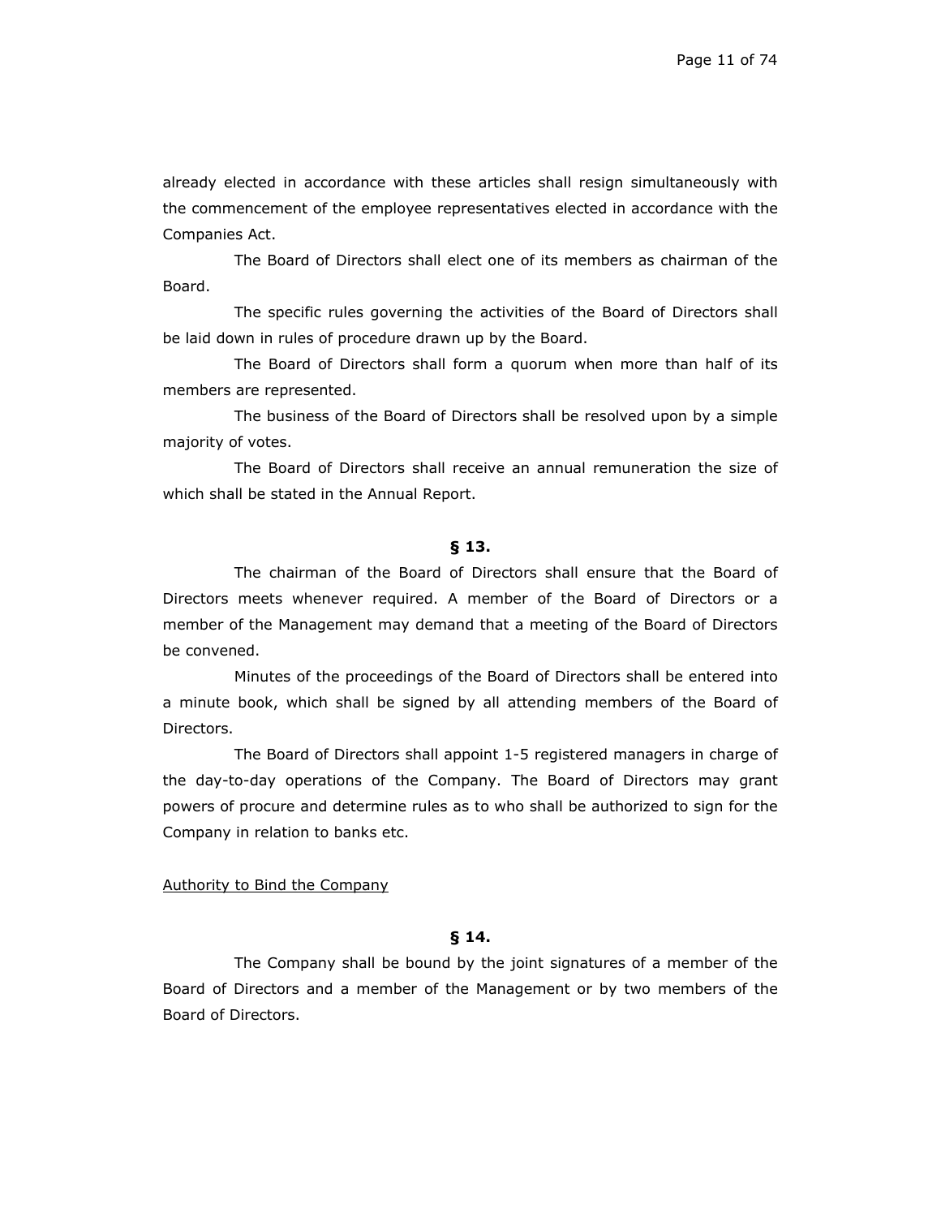already elected in accordance with these articles shall resign simultaneously with the commencement of the employee representatives elected in accordance with the Companies Act.

The Board of Directors shall elect one of its members as chairman of the Board.

The specific rules governing the activities of the Board of Directors shall be laid down in rules of procedure drawn up by the Board.

The Board of Directors shall form a quorum when more than half of its members are represented.

The business of the Board of Directors shall be resolved upon by a simple majority of votes.

The Board of Directors shall receive an annual remuneration the size of which shall be stated in the Annual Report.

**§ 13.**

The chairman of the Board of Directors shall ensure that the Board of Directors meets whenever required. A member of the Board of Directors or a member of the Management may demand that a meeting of the Board of Directors be convened.

Minutes of the proceedings of the Board of Directors shall be entered into a minute book, which shall be signed by all attending members of the Board of Directors.

The Board of Directors shall appoint 1-5 registered managers in charge of the day-to-day operations of the Company. The Board of Directors may grant powers of procure and determine rules as to who shall be authorized to sign for the Company in relation to banks etc.

<u>Authority to Bind the Company</u>

**§ 14.**

The Company shall be bound by the joint signatures of a member of the Board of Directors and a member of the Management or by two members of the Board of Directors.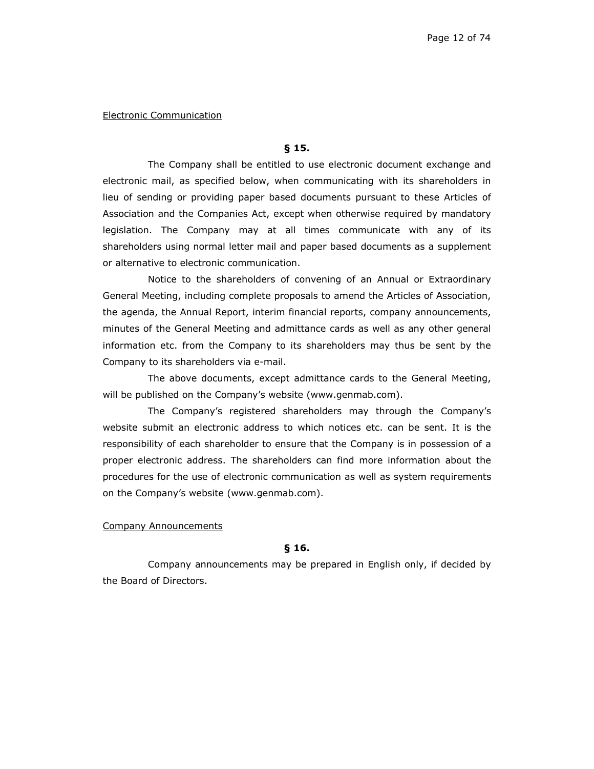Electronic Communication

**§ 15.**

The Company shall be entitled to use electronic document exchange and electronic mail, as specified below, when communicating with its shareholders in lieu of sending or providing paper based documents pursuant to these Articles of Association and the Companies Act, except when otherwise required by mandatory legislation. The Company may at all times communicate with any of its shareholders using normal letter mail and paper based documents as a supplement or alternative to electronic communication.

Notice to the shareholders of convening of an Annual or Extraordinary General Meeting, including complete proposals to amend the Articles of Association, the agenda, the Annual Report, interim financial reports, company announcements, minutes of the General Meeting and admittance cards as well as any other general information etc. from the Company to its shareholders may thus be sent by the Company to its shareholders via e-mail.

The above documents, except admittance cards to the General Meeting, will be published on the Company's website (www.genmab.com).

The Company's registered shareholders may through the Company's website submit an electronic address to which notices etc. can be sent. It is the responsibility of each shareholder to ensure that the Company is in possession of a proper electronic address. The shareholders can find more information about the procedures for the use of electronic communication as well as system requirements on the Company's website (www.genmab.com).

Company Announcements

**§ 16.**

Company announcements may be prepared in English only, if decided by the Board of Directors.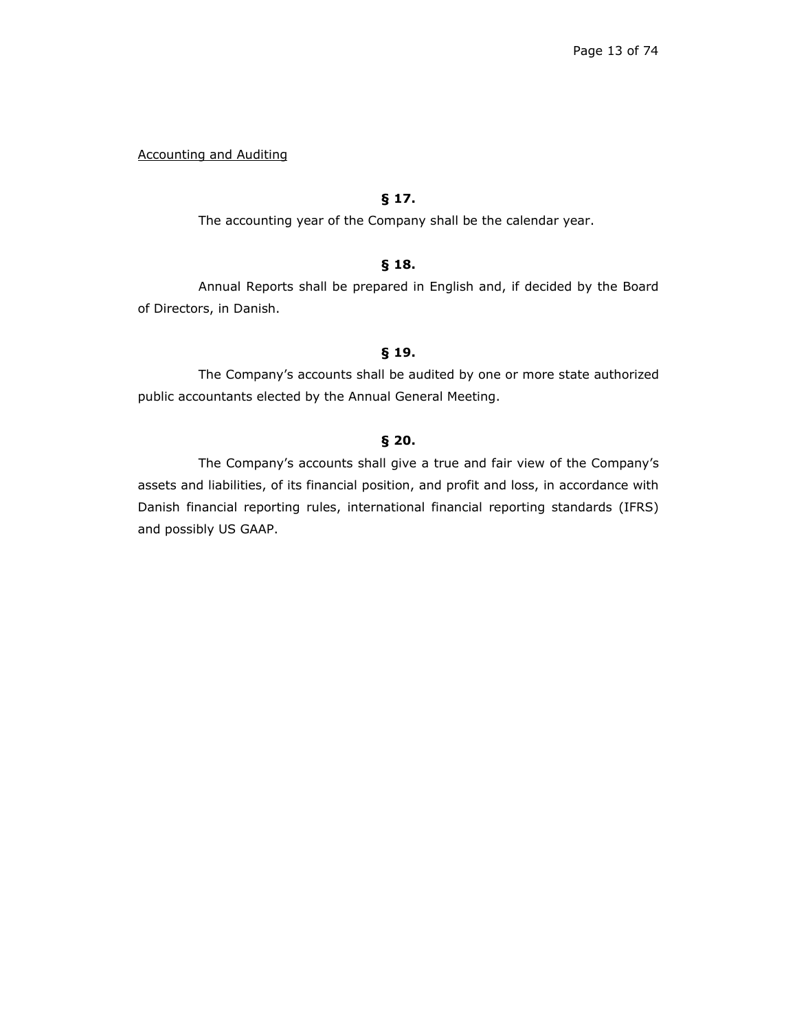<u>Accounting and Auditing</u>

**§ 17.**

The accounting year of the Company shall be the calendar year.

**§ 18.**

Annual Reports shall be prepared in English and, if decided by the Board of Directors, in Danish.

**§ 19.**

The Company's accounts shall be audited by one or more state authorized public accountants elected by the Annual General Meeting.

**§ 20.**

The Company's accounts shall give a true and fair view of the Company's assets and liabilities, of its financial position, and profit and loss, in accordance with Danish financial reporting rules, international financial reporting standards (IFRS) and possibly US GAAP.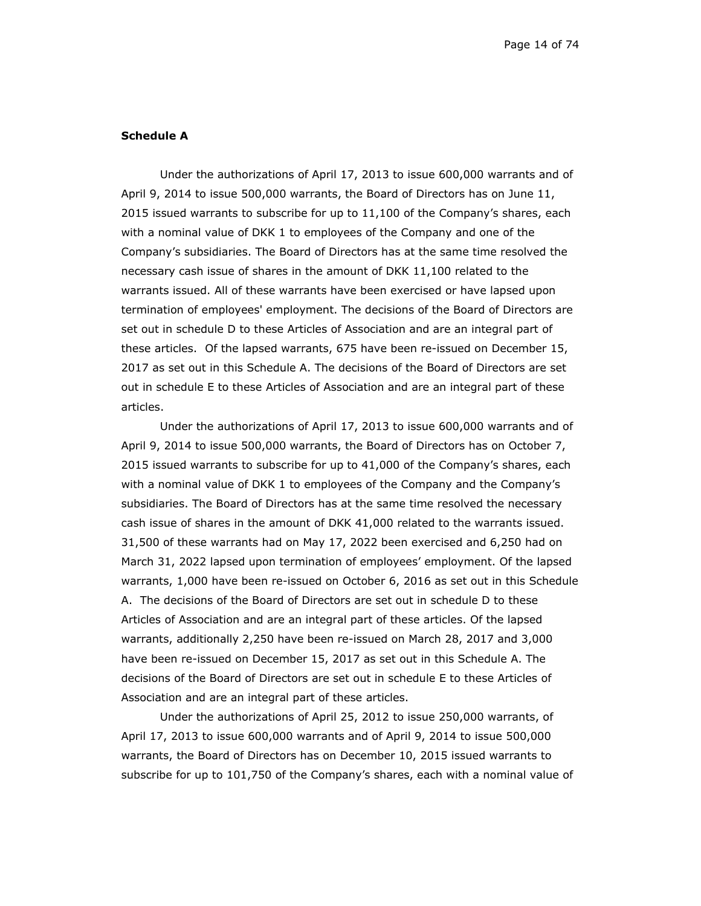**Schedule A**

Under the authorizations of April 17, 2013 to issue 600,000 warrants and of April 9, 2014 to issue 500,000 warrants, the Board of Directors has on June 11, 2015 issued warrants to subscribe for up to 11,100 of the Company's shares, each with a nominal value of DKK 1 to employees of the Company and one of the Company's subsidiaries. The Board of Directors has at the same time resolved the necessary cash issue of shares in the amount of DKK 11,100 related to the warrants issued. All of these warrants have been exercised or have lapsed upon termination of employees' employment. The decisions of the Board of Directors are set out in schedule D to these Articles of Association and are an integral part of these articles. Of the lapsed warrants, 675 have been re-issued on December 15, 2017 as set out in this Schedule A. The decisions of the Board of Directors are set out in schedule E to these Articles of Association and are an integral part of these articles.

Under the authorizations of April 17, 2013 to issue 600,000 warrants and of April 9, 2014 to issue 500,000 warrants, the Board of Directors has on October 7, 2015 issued warrants to subscribe for up to 41,000 of the Company's shares, each with a nominal value of DKK 1 to employees of the Company and the Company's subsidiaries. The Board of Directors has at the same time resolved the necessary cash issue of shares in the amount of DKK 41,000 related to the warrants issued. 31,500 of these warrants had on May 17, 2022 been exercised and 6,250 had on March 31, 2022 lapsed upon termination of employees' employment. Of the lapsed warrants, 1,000 have been re-issued on October 6, 2016 as set out in this Schedule A. The decisions of the Board of Directors are set out in schedule D to these Articles of Association and are an integral part of these articles. Of the lapsed warrants, additionally 2,250 have been re-issued on March 28, 2017 and 3,000 have been re-issued on December 15, 2017 as set out in this Schedule A. The decisions of the Board of Directors are set out in schedule E to these Articles of Association and are an integral part of these articles.

Under the authorizations of April 25, 2012 to issue 250,000 warrants, of April 17, 2013 to issue 600,000 warrants and of April 9, 2014 to issue 500,000 warrants, the Board of Directors has on December 10, 2015 issued warrants to subscribe for up to 101,750 of the Company's shares, each with a nominal value of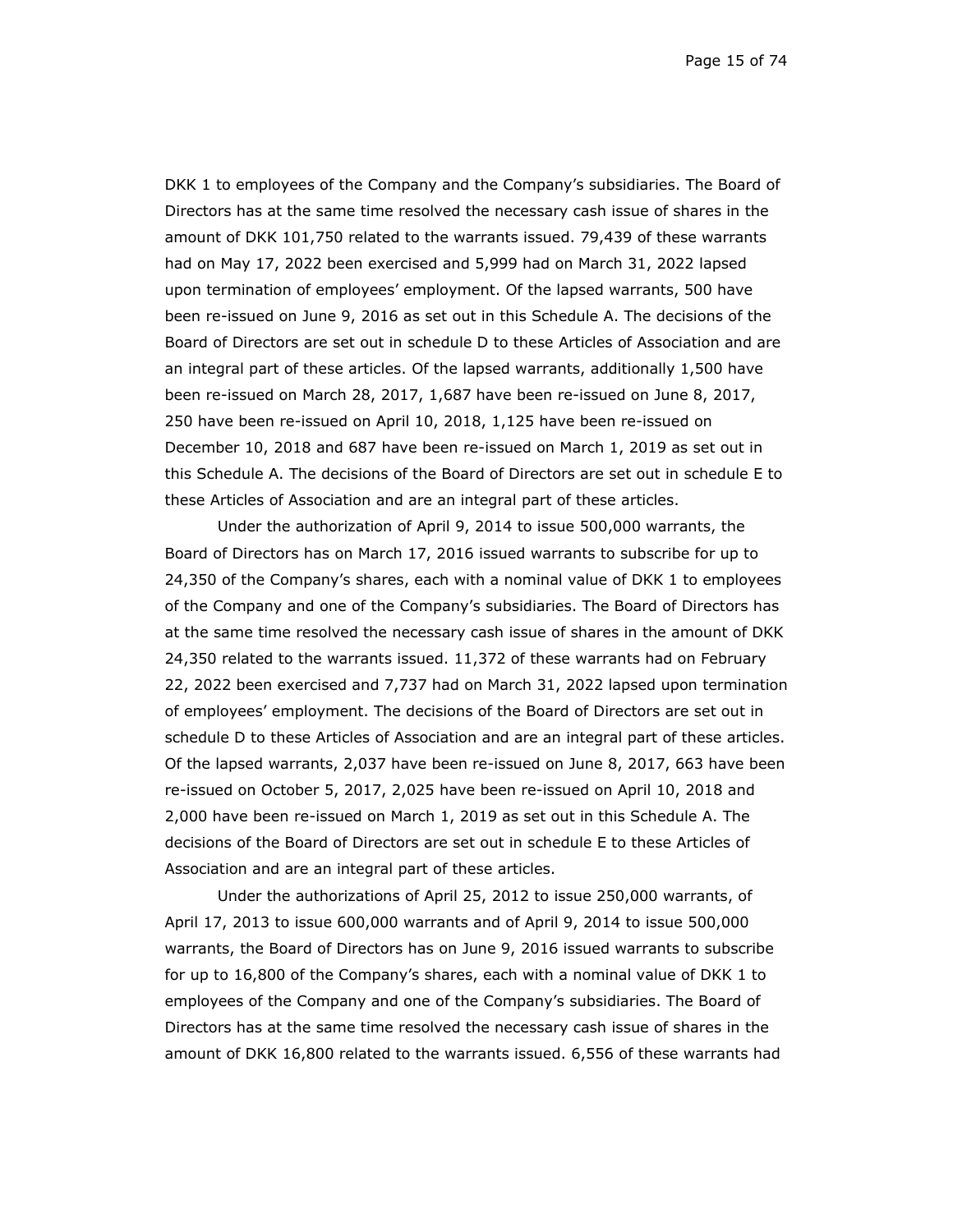DKK 1 to employees of the Company and the Company's subsidiaries. The Board of Directors has at the same time resolved the necessary cash issue of shares in the amount of DKK 101,750 related to the warrants issued. 79,439 of these warrants had on May 17, 2022 been exercised and 5,999 had on March 31, 2022 lapsed upon termination of employees' employment. Of the lapsed warrants, 500 have been re-issued on June 9, 2016 as set out in this Schedule A. The decisions of the Board of Directors are set out in schedule D to these Articles of Association and are an integral part of these articles. Of the lapsed warrants, additionally 1,500 have been re-issued on March 28, 2017, 1,687 have been re-issued on June 8, 2017, 250 have been re-issued on April 10, 2018, 1,125 have been re-issued on December 10, 2018 and 687 have been re-issued on March 1, 2019 as set out in this Schedule A. The decisions of the Board of Directors are set out in schedule E to these Articles of Association and are an integral part of these articles.

Under the authorization of April 9, 2014 to issue 500,000 warrants, the Board of Directors has on March 17, 2016 issued warrants to subscribe for up to 24,350 of the Company's shares, each with a nominal value of DKK 1 to employees of the Company and one of the Company's subsidiaries. The Board of Directors has at the same time resolved the necessary cash issue of shares in the amount of DKK 24,350 related to the warrants issued. 11,372 of these warrants had on February 22, 2022 been exercised and 7,737 had on March 31, 2022 lapsed upon termination of employees' employment. The decisions of the Board of Directors are set out in schedule D to these Articles of Association and are an integral part of these articles. Of the lapsed warrants, 2,037 have been re-issued on June 8, 2017, 663 have been re-issued on October 5, 2017, 2,025 have been re-issued on April 10, 2018 and 2,000 have been re-issued on March 1, 2019 as set out in this Schedule A. The decisions of the Board of Directors are set out in schedule E to these Articles of Association and are an integral part of these articles.

Under the authorizations of April 25, 2012 to issue 250,000 warrants, of April 17, 2013 to issue 600,000 warrants and of April 9, 2014 to issue 500,000 warrants, the Board of Directors has on June 9, 2016 issued warrants to subscribe for up to 16,800 of the Company's shares, each with a nominal value of DKK 1 to employees of the Company and one of the Company's subsidiaries. The Board of Directors has at the same time resolved the necessary cash issue of shares in the amount of DKK 16,800 related to the warrants issued. 6,556 of these warrants had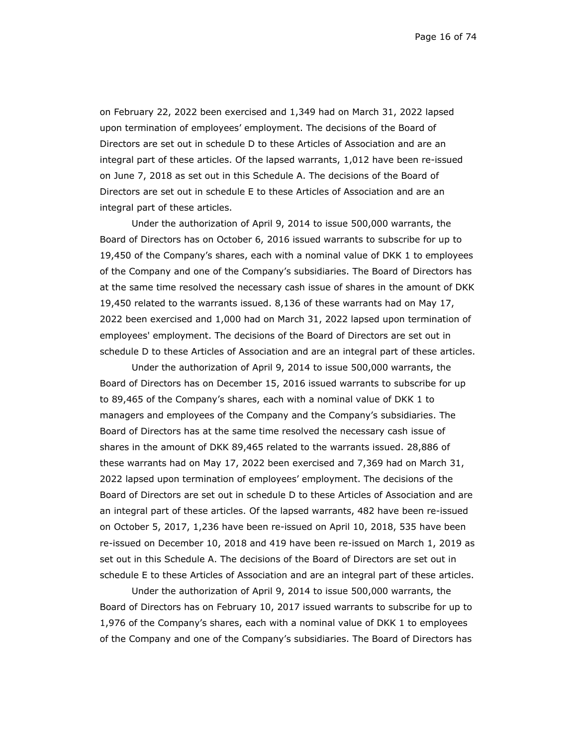on February 22, 2022 been exercised and 1,349 had on March 31, 2022 lapsed upon termination of employees' employment. The decisions of the Board of Directors are set out in schedule D to these Articles of Association and are an integral part of these articles. Of the lapsed warrants, 1,012 have been re-issued on June 7, 2018 as set out in this Schedule A. The decisions of the Board of Directors are set out in schedule E to these Articles of Association and are an integral part of these articles.

Under the authorization of April 9, 2014 to issue 500,000 warrants, the Board of Directors has on October 6, 2016 issued warrants to subscribe for up to 19,450 of the Company's shares, each with a nominal value of DKK 1 to employees of the Company and one of the Company's subsidiaries. The Board of Directors has at the same time resolved the necessary cash issue of shares in the amount of DKK 19,450 related to the warrants issued. 8,136 of these warrants had on May 17, 2022 been exercised and 1,000 had on March 31, 2022 lapsed upon termination of employees' employment. The decisions of the Board of Directors are set out in schedule D to these Articles of Association and are an integral part of these articles.

Under the authorization of April 9, 2014 to issue 500,000 warrants, the Board of Directors has on December 15, 2016 issued warrants to subscribe for up to 89,465 of the Company's shares, each with a nominal value of DKK 1 to managers and employees of the Company and the Company's subsidiaries. The Board of Directors has at the same time resolved the necessary cash issue of shares in the amount of DKK 89,465 related to the warrants issued. 28,886 of these warrants had on May 17, 2022 been exercised and 7,369 had on March 31, 2022 lapsed upon termination of employees' employment. The decisions of the Board of Directors are set out in schedule D to these Articles of Association and are an integral part of these articles. Of the lapsed warrants, 482 have been re-issued on October 5, 2017, 1,236 have been re-issued on April 10, 2018, 535 have been re-issued on December 10, 2018 and 419 have been re-issued on March 1, 2019 as set out in this Schedule A. The decisions of the Board of Directors are set out in schedule E to these Articles of Association and are an integral part of these articles.

Under the authorization of April 9, 2014 to issue 500,000 warrants, the Board of Directors has on February 10, 2017 issued warrants to subscribe for up to 1,976 of the Company's shares, each with a nominal value of DKK 1 to employees of the Company and one of the Company's subsidiaries. The Board of Directors has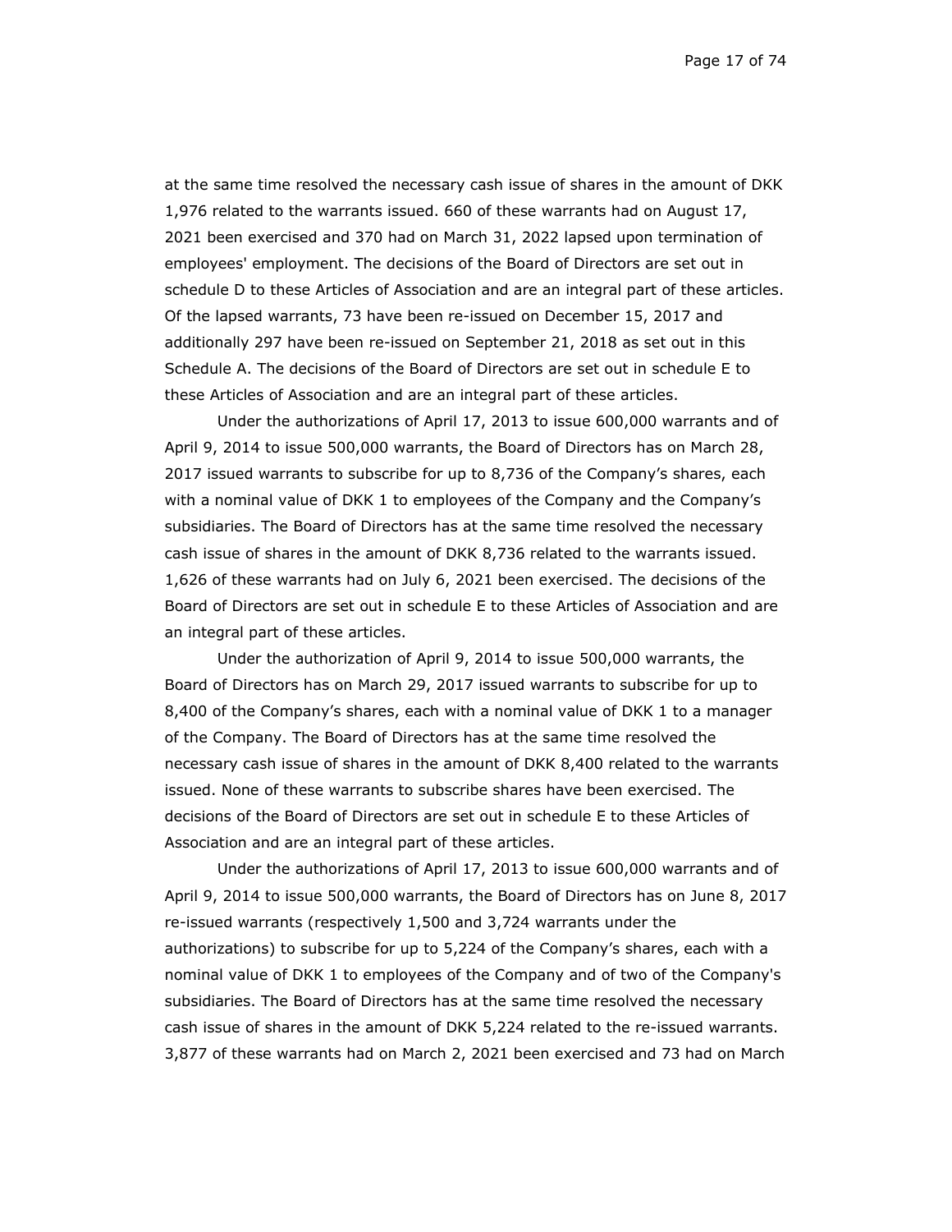at the same time resolved the necessary cash issue of shares in the amount of DKK 1,976 related to the warrants issued. 660 of these warrants had on August 17, 2021 been exercised and 370 had on March 31, 2022 lapsed upon termination of employees' employment. The decisions of the Board of Directors are set out in schedule D to these Articles of Association and are an integral part of these articles. Of the lapsed warrants, 73 have been re-issued on December 15, 2017 and additionally 297 have been re-issued on September 21, 2018 as set out in this Schedule A. The decisions of the Board of Directors are set out in schedule E to these Articles of Association and are an integral part of these articles.

Under the authorizations of April 17, 2013 to issue 600,000 warrants and of April 9, 2014 to issue 500,000 warrants, the Board of Directors has on March 28, 2017 issued warrants to subscribe for up to 8,736 of the Company's shares, each with a nominal value of DKK 1 to employees of the Company and the Company's subsidiaries. The Board of Directors has at the same time resolved the necessary cash issue of shares in the amount of DKK 8,736 related to the warrants issued. 1,626 of these warrants had on July 6, 2021 been exercised. The decisions of the Board of Directors are set out in schedule E to these Articles of Association and are an integral part of these articles.

Under the authorization of April 9, 2014 to issue 500,000 warrants, the Board of Directors has on March 29, 2017 issued warrants to subscribe for up to 8,400 of the Company's shares, each with a nominal value of DKK 1 to a manager of the Company. The Board of Directors has at the same time resolved the necessary cash issue of shares in the amount of DKK 8,400 related to the warrants issued. None of these warrants to subscribe shares have been exercised. The decisions of the Board of Directors are set out in schedule E to these Articles of Association and are an integral part of these articles.

Under the authorizations of April 17, 2013 to issue 600,000 warrants and of April 9, 2014 to issue 500,000 warrants, the Board of Directors has on June 8, 2017 re-issued warrants (respectively 1,500 and 3,724 warrants under the authorizations) to subscribe for up to 5,224 of the Company's shares, each with a nominal value of DKK 1 to employees of the Company and of two of the Company's subsidiaries. The Board of Directors has at the same time resolved the necessary cash issue of shares in the amount of DKK 5,224 related to the re-issued warrants. 3,877 of these warrants had on March 2, 2021 been exercised and 73 had on March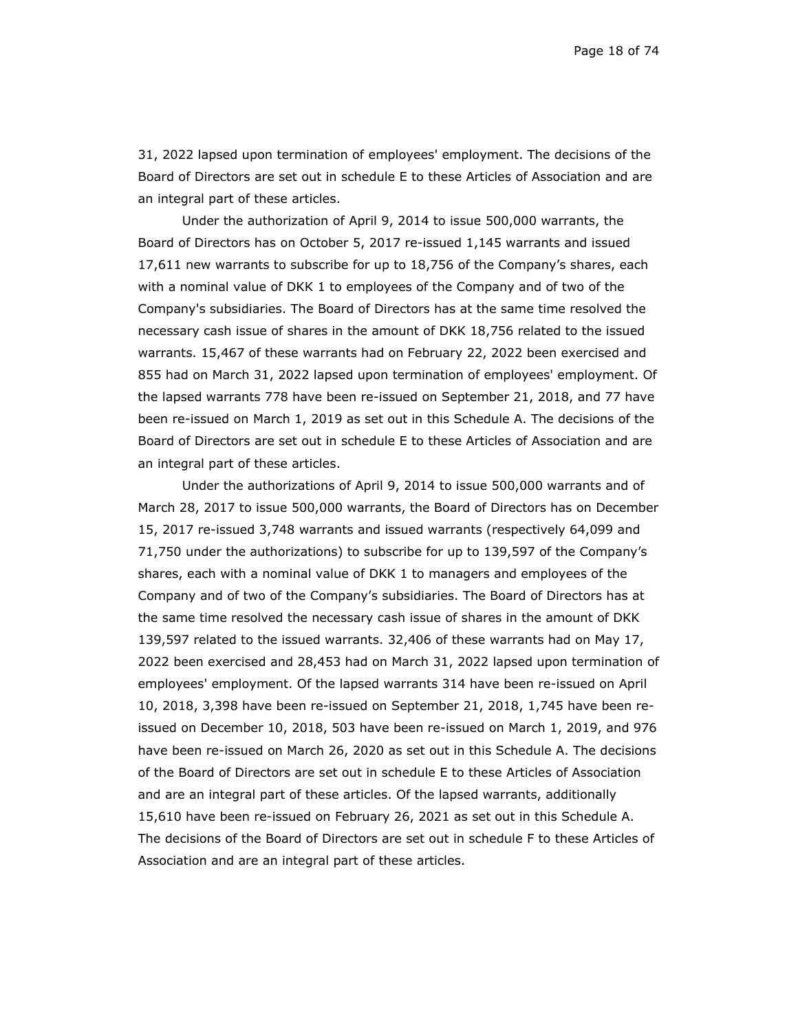31, 2022 lapsed upon termination of employees' employment. The decisions of the Board of Directors are set out in schedule E to these Articles of Association and are an integral part of these articles.

Under the authorization of April 9, 2014 to issue 500,000 warrants, the Board of Directors has on October 5, 2017 re-issued 1,145 warrants and issued 17,611 new warrants to subscribe for up to 18,756 of the Company's shares, each with a nominal value of DKK 1 to employees of the Company and of two of the Company's subsidiaries. The Board of Directors has at the same time resolved the necessary cash issue of shares in the amount of DKK 18,756 related to the issued warrants. 15,467 of these warrants had on February 22, 2022 been exercised and 855 had on March 31, 2022 lapsed upon termination of employees' employment. Of the lapsed warrants 778 have been re-issued on September 21, 2018, and 77 have been re-issued on March 1, 2019 as set out in this Schedule A. The decisions of the Board of Directors are set out in schedule E to these Articles of Association and are an integral part of these articles.

Under the authorizations of April 9, 2014 to issue 500,000 warrants and of March 28, 2017 to issue 500,000 warrants, the Board of Directors has on December 15, 2017 re-issued 3,748 warrants and issued warrants (respectively 64,099 and 71,750 under the authorizations) to subscribe for up to 139,597 of the Company's shares, each with a nominal value of DKK 1 to managers and employees of the Company and of two of the Company's subsidiaries. The Board of Directors has at the same time resolved the necessary cash issue of shares in the amount of DKK 139,597 related to the issued warrants. 32,406 of these warrants had on May 17, 2022 been exercised and 28,453 had on March 31, 2022 lapsed upon termination of employees' employment. Of the lapsed warrants 314 have been re-issued on April 10, 2018, 3,398 have been re-issued on September 21, 2018, 1,745 have been re-issued on December 10, 2018, 503 have been re-issued on March 1, 2019, and 976 have been re-issued on March 26, 2020 as set out in this Schedule A. The decisions of the Board of Directors are set out in schedule E to these Articles of Association and are an integral part of these articles. Of the lapsed warrants, additionally 15,610 have been re-issued on February 26, 2021 as set out in this Schedule A. The decisions of the Board of Directors are set out in schedule F to these Articles of Association and are an integral part of these articles.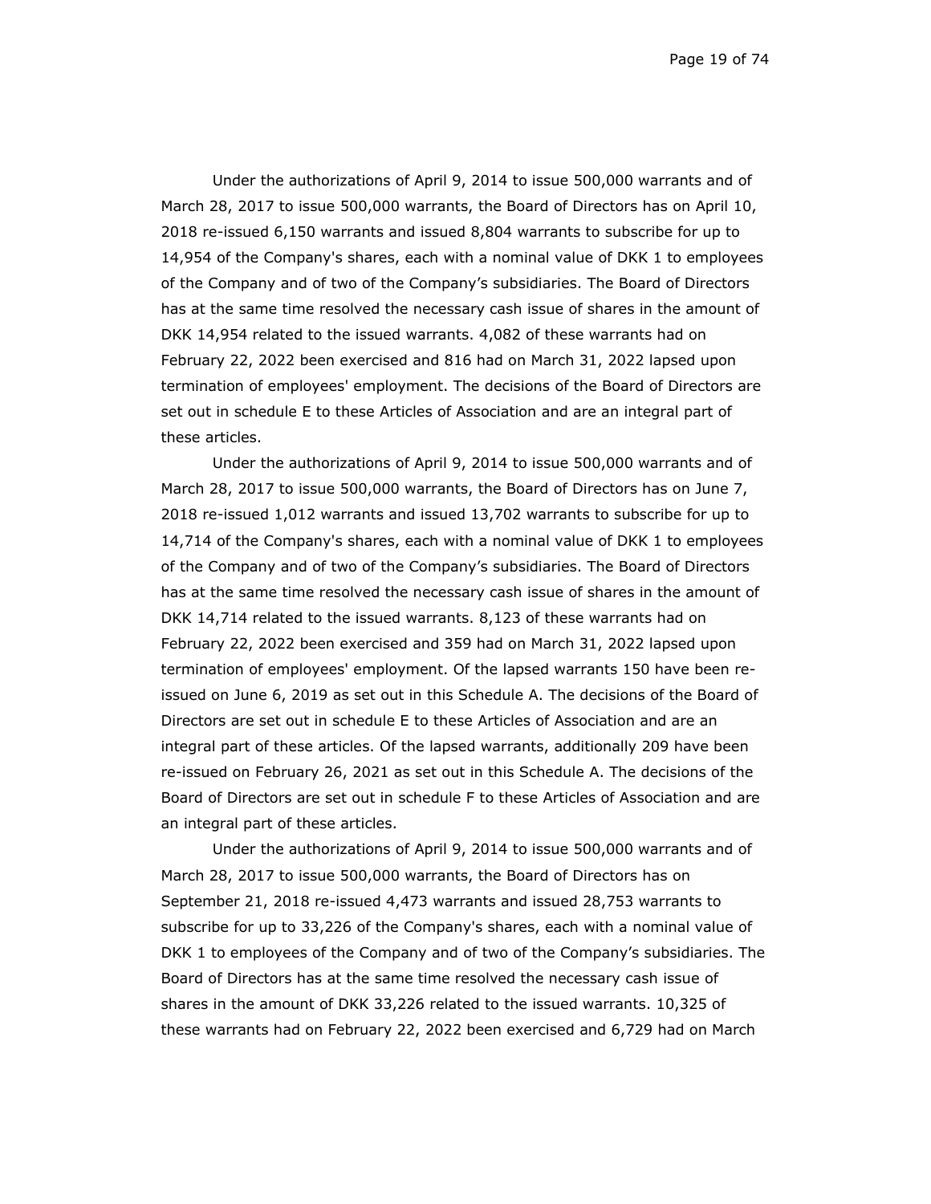Under the authorizations of April 9, 2014 to issue 500,000 warrants and of March 28, 2017 to issue 500,000 warrants, the Board of Directors has on April 10, 2018 re-issued 6,150 warrants and issued 8,804 warrants to subscribe for up to 14,954 of the Company's shares, each with a nominal value of DKK 1 to employees of the Company and of two of the Company's subsidiaries. The Board of Directors has at the same time resolved the necessary cash issue of shares in the amount of DKK 14,954 related to the issued warrants. 4,082 of these warrants had on February 22, 2022 been exercised and 816 had on March 31, 2022 lapsed upon termination of employees' employment. The decisions of the Board of Directors are set out in schedule E to these Articles of Association and are an integral part of these articles.

Under the authorizations of April 9, 2014 to issue 500,000 warrants and of March 28, 2017 to issue 500,000 warrants, the Board of Directors has on June 7, 2018 re-issued 1,012 warrants and issued 13,702 warrants to subscribe for up to 14,714 of the Company's shares, each with a nominal value of DKK 1 to employees of the Company and of two of the Company's subsidiaries. The Board of Directors has at the same time resolved the necessary cash issue of shares in the amount of DKK 14,714 related to the issued warrants. 8,123 of these warrants had on February 22, 2022 been exercised and 359 had on March 31, 2022 lapsed upon termination of employees' employment. Of the lapsed warrants 150 have been re-issued on June 6, 2019 as set out in this Schedule A. The decisions of the Board of Directors are set out in schedule E to these Articles of Association and are an integral part of these articles. Of the lapsed warrants, additionally 209 have been re-issued on February 26, 2021 as set out in this Schedule A. The decisions of the Board of Directors are set out in schedule F to these Articles of Association and are an integral part of these articles.

Under the authorizations of April 9, 2014 to issue 500,000 warrants and of March 28, 2017 to issue 500,000 warrants, the Board of Directors has on September 21, 2018 re-issued 4,473 warrants and issued 28,753 warrants to subscribe for up to 33,226 of the Company's shares, each with a nominal value of DKK 1 to employees of the Company and of two of the Company's subsidiaries. The Board of Directors has at the same time resolved the necessary cash issue of shares in the amount of DKK 33,226 related to the issued warrants. 10,325 of these warrants had on February 22, 2022 been exercised and 6,729 had on March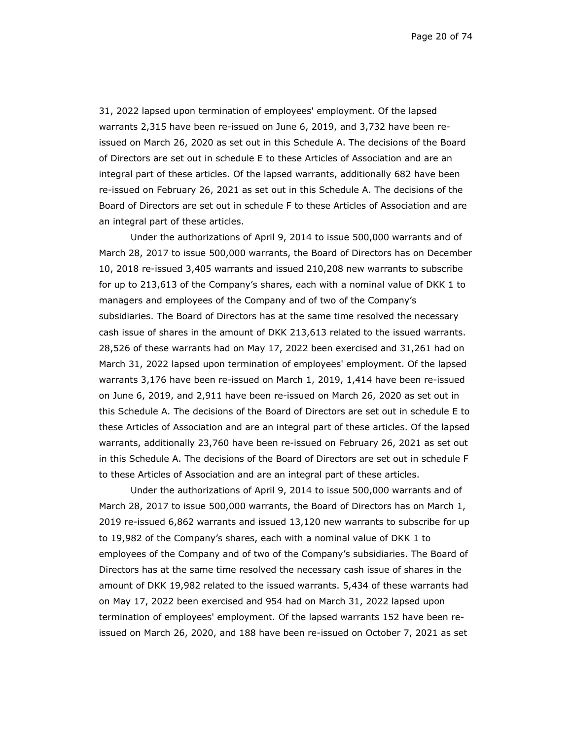31, 2022 lapsed upon termination of employees' employment. Of the lapsed warrants 2,315 have been re-issued on June 6, 2019, and 3,732 have been re-issued on March 26, 2020 as set out in this Schedule A. The decisions of the Board of Directors are set out in schedule E to these Articles of Association and are an integral part of these articles. Of the lapsed warrants, additionally 682 have been re-issued on February 26, 2021 as set out in this Schedule A. The decisions of the Board of Directors are set out in schedule F to these Articles of Association and are an integral part of these articles.

Under the authorizations of April 9, 2014 to issue 500,000 warrants and of March 28, 2017 to issue 500,000 warrants, the Board of Directors has on December 10, 2018 re-issued 3,405 warrants and issued 210,208 new warrants to subscribe for up to 213,613 of the Company's shares, each with a nominal value of DKK 1 to managers and employees of the Company and of two of the Company's subsidiaries. The Board of Directors has at the same time resolved the necessary cash issue of shares in the amount of DKK 213,613 related to the issued warrants. 28,526 of these warrants had on May 17, 2022 been exercised and 31,261 had on March 31, 2022 lapsed upon termination of employees' employment. Of the lapsed warrants 3,176 have been re-issued on March 1, 2019, 1,414 have been re-issued on June 6, 2019, and 2,911 have been re-issued on March 26, 2020 as set out in this Schedule A. The decisions of the Board of Directors are set out in schedule E to these Articles of Association and are an integral part of these articles. Of the lapsed warrants, additionally 23,760 have been re-issued on February 26, 2021 as set out in this Schedule A. The decisions of the Board of Directors are set out in schedule F to these Articles of Association and are an integral part of these articles.

Under the authorizations of April 9, 2014 to issue 500,000 warrants and of March 28, 2017 to issue 500,000 warrants, the Board of Directors has on March 1, 2019 re-issued 6,862 warrants and issued 13,120 new warrants to subscribe for up to 19,982 of the Company's shares, each with a nominal value of DKK 1 to employees of the Company and of two of the Company's subsidiaries. The Board of Directors has at the same time resolved the necessary cash issue of shares in the amount of DKK 19,982 related to the issued warrants. 5,434 of these warrants had on May 17, 2022 been exercised and 954 had on March 31, 2022 lapsed upon termination of employees' employment. Of the lapsed warrants 152 have been re-issued on March 26, 2020, and 188 have been re-issued on October 7, 2021 as set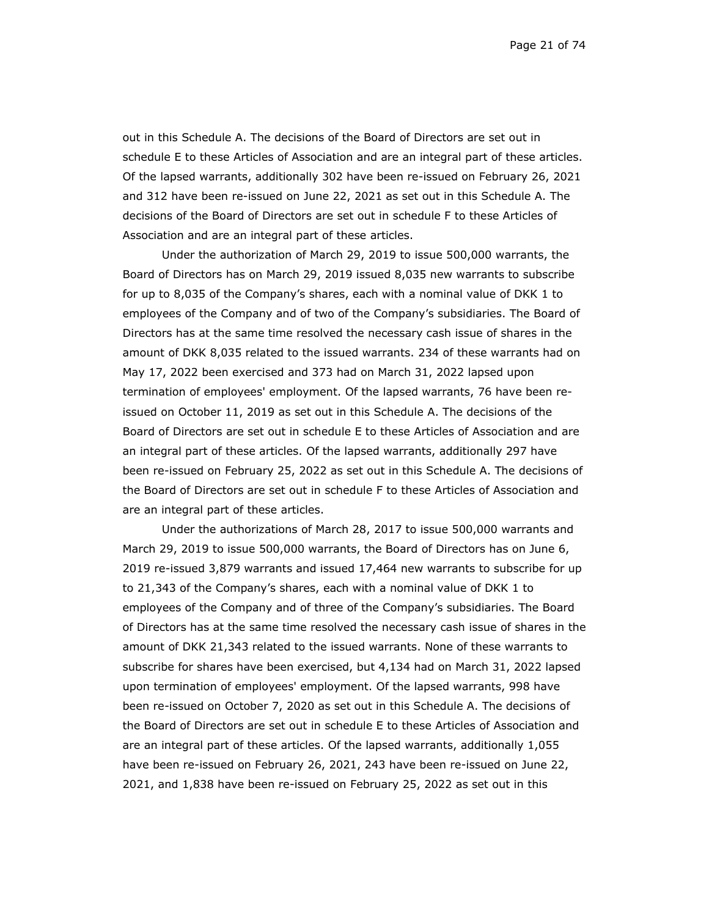out in this Schedule A. The decisions of the Board of Directors are set out in schedule E to these Articles of Association and are an integral part of these articles. Of the lapsed warrants, additionally 302 have been re-issued on February 26, 2021 and 312 have been re-issued on June 22, 2021 as set out in this Schedule A. The decisions of the Board of Directors are set out in schedule F to these Articles of Association and are an integral part of these articles.

Under the authorization of March 29, 2019 to issue 500,000 warrants, the Board of Directors has on March 29, 2019 issued 8,035 new warrants to subscribe for up to 8,035 of the Company's shares, each with a nominal value of DKK 1 to employees of the Company and of two of the Company's subsidiaries. The Board of Directors has at the same time resolved the necessary cash issue of shares in the amount of DKK 8,035 related to the issued warrants. 234 of these warrants had on May 17, 2022 been exercised and 373 had on March 31, 2022 lapsed upon termination of employees' employment. Of the lapsed warrants, 76 have been re-issued on October 11, 2019 as set out in this Schedule A. The decisions of the Board of Directors are set out in schedule E to these Articles of Association and are an integral part of these articles. Of the lapsed warrants, additionally 297 have been re-issued on February 25, 2022 as set out in this Schedule A. The decisions of the Board of Directors are set out in schedule F to these Articles of Association and are an integral part of these articles.

Under the authorizations of March 28, 2017 to issue 500,000 warrants and March 29, 2019 to issue 500,000 warrants, the Board of Directors has on June 6, 2019 re-issued 3,879 warrants and issued 17,464 new warrants to subscribe for up to 21,343 of the Company's shares, each with a nominal value of DKK 1 to employees of the Company and of three of the Company's subsidiaries. The Board of Directors has at the same time resolved the necessary cash issue of shares in the amount of DKK 21,343 related to the issued warrants. None of these warrants to subscribe for shares have been exercised, but 4,134 had on March 31, 2022 lapsed upon termination of employees' employment. Of the lapsed warrants, 998 have been re-issued on October 7, 2020 as set out in this Schedule A. The decisions of the Board of Directors are set out in schedule E to these Articles of Association and are an integral part of these articles. Of the lapsed warrants, additionally 1,055 have been re-issued on February 26, 2021, 243 have been re-issued on June 22, 2021, and 1,838 have been re-issued on February 25, 2022 as set out in this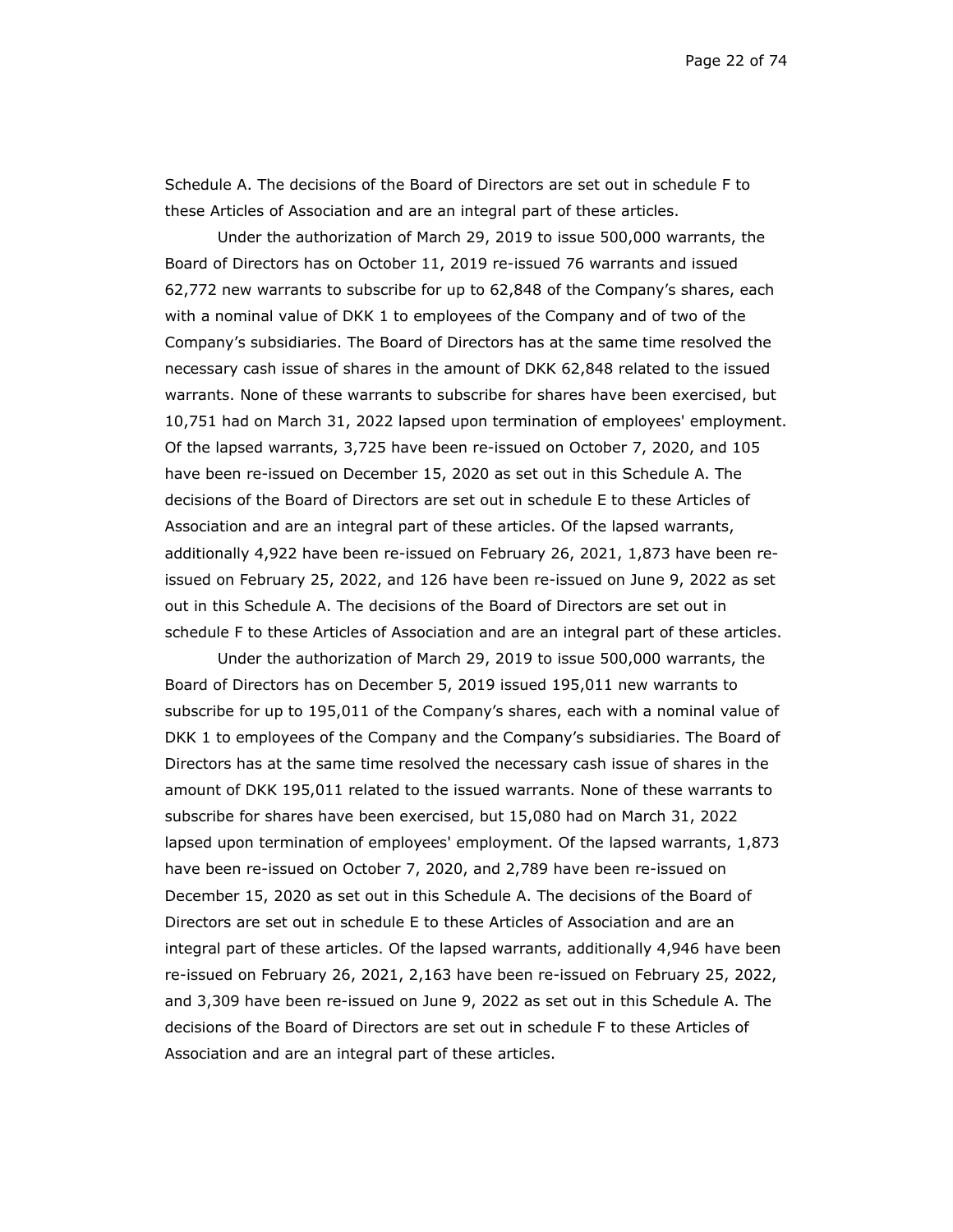Schedule A. The decisions of the Board of Directors are set out in schedule F to these Articles of Association and are an integral part of these articles.

Under the authorization of March 29, 2019 to issue 500,000 warrants, the Board of Directors has on October 11, 2019 re-issued 76 warrants and issued 62,772 new warrants to subscribe for up to 62,848 of the Company's shares, each with a nominal value of DKK 1 to employees of the Company and of two of the Company's subsidiaries. The Board of Directors has at the same time resolved the necessary cash issue of shares in the amount of DKK 62,848 related to the issued warrants. None of these warrants to subscribe for shares have been exercised, but 10,751 had on March 31, 2022 lapsed upon termination of employees' employment. Of the lapsed warrants, 3,725 have been re-issued on October 7, 2020, and 105 have been re-issued on December 15, 2020 as set out in this Schedule A. The decisions of the Board of Directors are set out in schedule E to these Articles of Association and are an integral part of these articles. Of the lapsed warrants, additionally 4,922 have been re-issued on February 26, 2021, 1,873 have been re-issued on February 25, 2022, and 126 have been re-issued on June 9, 2022 as set out in this Schedule A. The decisions of the Board of Directors are set out in schedule F to these Articles of Association and are an integral part of these articles.

Under the authorization of March 29, 2019 to issue 500,000 warrants, the Board of Directors has on December 5, 2019 issued 195,011 new warrants to subscribe for up to 195,011 of the Company's shares, each with a nominal value of DKK 1 to employees of the Company and the Company's subsidiaries. The Board of Directors has at the same time resolved the necessary cash issue of shares in the amount of DKK 195,011 related to the issued warrants. None of these warrants to subscribe for shares have been exercised, but 15,080 had on March 31, 2022 lapsed upon termination of employees' employment. Of the lapsed warrants, 1,873 have been re-issued on October 7, 2020, and 2,789 have been re-issued on December 15, 2020 as set out in this Schedule A. The decisions of the Board of Directors are set out in schedule E to these Articles of Association and are an integral part of these articles. Of the lapsed warrants, additionally 4,946 have been re-issued on February 26, 2021, 2,163 have been re-issued on February 25, 2022, and 3,309 have been re-issued on June 9, 2022 as set out in this Schedule A. The decisions of the Board of Directors are set out in schedule F to these Articles of Association and are an integral part of these articles.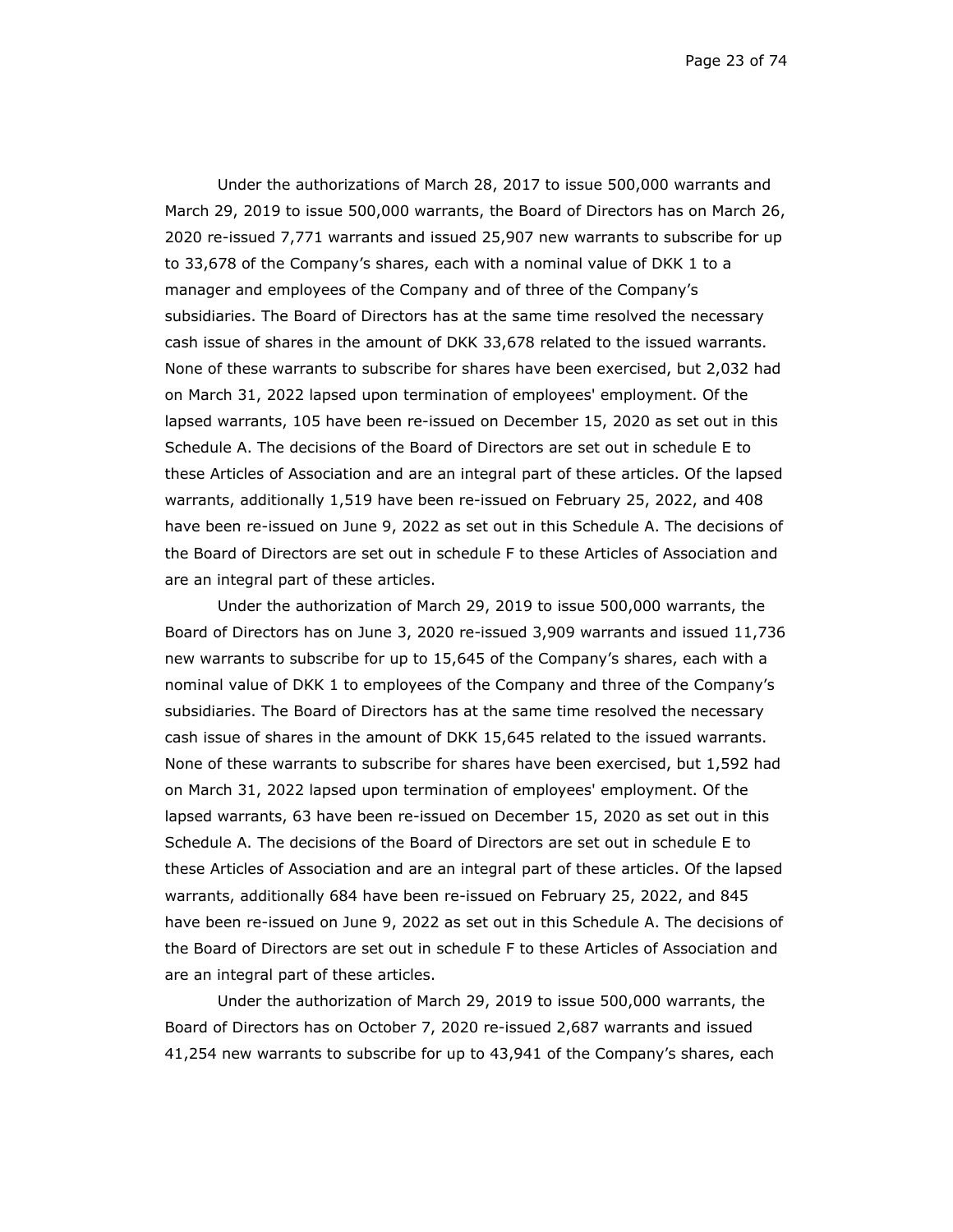Under the authorizations of March 28, 2017 to issue 500,000 warrants and March 29, 2019 to issue 500,000 warrants, the Board of Directors has on March 26, 2020 re-issued 7,771 warrants and issued 25,907 new warrants to subscribe for up to 33,678 of the Company's shares, each with a nominal value of DKK 1 to a manager and employees of the Company and of three of the Company's subsidiaries. The Board of Directors has at the same time resolved the necessary cash issue of shares in the amount of DKK 33,678 related to the issued warrants. None of these warrants to subscribe for shares have been exercised, but 2,032 had on March 31, 2022 lapsed upon termination of employees' employment. Of the lapsed warrants, 105 have been re-issued on December 15, 2020 as set out in this Schedule A. The decisions of the Board of Directors are set out in schedule E to these Articles of Association and are an integral part of these articles. Of the lapsed warrants, additionally 1,519 have been re-issued on February 25, 2022, and 408 have been re-issued on June 9, 2022 as set out in this Schedule A. The decisions of the Board of Directors are set out in schedule F to these Articles of Association and are an integral part of these articles.

Under the authorization of March 29, 2019 to issue 500,000 warrants, the Board of Directors has on June 3, 2020 re-issued 3,909 warrants and issued 11,736 new warrants to subscribe for up to 15,645 of the Company's shares, each with a nominal value of DKK 1 to employees of the Company and three of the Company's subsidiaries. The Board of Directors has at the same time resolved the necessary cash issue of shares in the amount of DKK 15,645 related to the issued warrants. None of these warrants to subscribe for shares have been exercised, but 1,592 had on March 31, 2022 lapsed upon termination of employees' employment. Of the lapsed warrants, 63 have been re-issued on December 15, 2020 as set out in this Schedule A. The decisions of the Board of Directors are set out in schedule E to these Articles of Association and are an integral part of these articles. Of the lapsed warrants, additionally 684 have been re-issued on February 25, 2022, and 845 have been re-issued on June 9, 2022 as set out in this Schedule A. The decisions of the Board of Directors are set out in schedule F to these Articles of Association and are an integral part of these articles.

Under the authorization of March 29, 2019 to issue 500,000 warrants, the Board of Directors has on October 7, 2020 re-issued 2,687 warrants and issued 41,254 new warrants to subscribe for up to 43,941 of the Company's shares, each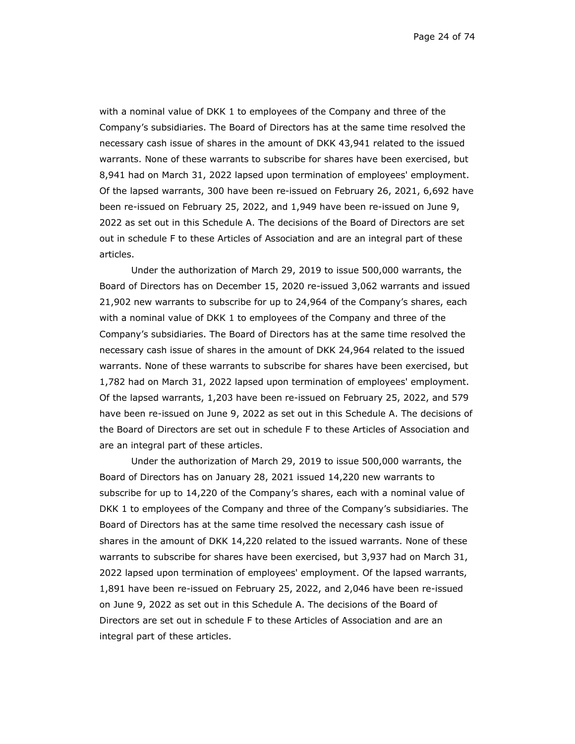with a nominal value of DKK 1 to employees of the Company and three of the Company's subsidiaries. The Board of Directors has at the same time resolved the necessary cash issue of shares in the amount of DKK 43,941 related to the issued warrants. None of these warrants to subscribe for shares have been exercised, but 8,941 had on March 31, 2022 lapsed upon termination of employees' employment. Of the lapsed warrants, 300 have been re-issued on February 26, 2021, 6,692 have been re-issued on February 25, 2022, and 1,949 have been re-issued on June 9, 2022 as set out in this Schedule A. The decisions of the Board of Directors are set out in schedule F to these Articles of Association and are an integral part of these articles.

Under the authorization of March 29, 2019 to issue 500,000 warrants, the Board of Directors has on December 15, 2020 re-issued 3,062 warrants and issued 21,902 new warrants to subscribe for up to 24,964 of the Company's shares, each with a nominal value of DKK 1 to employees of the Company and three of the Company's subsidiaries. The Board of Directors has at the same time resolved the necessary cash issue of shares in the amount of DKK 24,964 related to the issued warrants. None of these warrants to subscribe for shares have been exercised, but 1,782 had on March 31, 2022 lapsed upon termination of employees' employment. Of the lapsed warrants, 1,203 have been re-issued on February 25, 2022, and 579 have been re-issued on June 9, 2022 as set out in this Schedule A. The decisions of the Board of Directors are set out in schedule F to these Articles of Association and are an integral part of these articles.

Under the authorization of March 29, 2019 to issue 500,000 warrants, the Board of Directors has on January 28, 2021 issued 14,220 new warrants to subscribe for up to 14,220 of the Company's shares, each with a nominal value of DKK 1 to employees of the Company and three of the Company's subsidiaries. The Board of Directors has at the same time resolved the necessary cash issue of shares in the amount of DKK 14,220 related to the issued warrants. None of these warrants to subscribe for shares have been exercised, but 3,937 had on March 31, 2022 lapsed upon termination of employees' employment. Of the lapsed warrants, 1,891 have been re-issued on February 25, 2022, and 2,046 have been re-issued on June 9, 2022 as set out in this Schedule A. The decisions of the Board of Directors are set out in schedule F to these Articles of Association and are an integral part of these articles.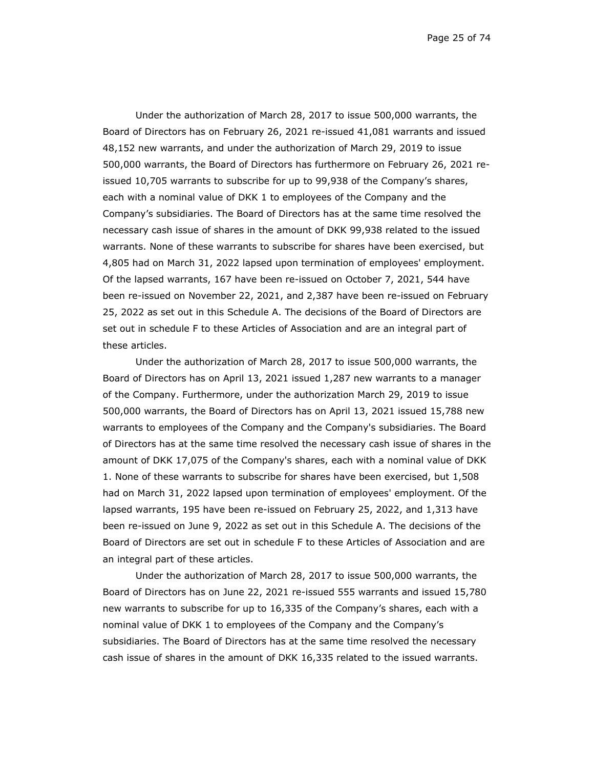Under the authorization of March 28, 2017 to issue 500,000 warrants, the Board of Directors has on February 26, 2021 re-issued 41,081 warrants and issued 48,152 new warrants, and under the authorization of March 29, 2019 to issue 500,000 warrants, the Board of Directors has furthermore on February 26, 2021 re-issued 10,705 warrants to subscribe for up to 99,938 of the Company's shares, each with a nominal value of DKK 1 to employees of the Company and the Company's subsidiaries. The Board of Directors has at the same time resolved the necessary cash issue of shares in the amount of DKK 99,938 related to the issued warrants. None of these warrants to subscribe for shares have been exercised, but 4,805 had on March 31, 2022 lapsed upon termination of employees' employment. Of the lapsed warrants, 167 have been re-issued on October 7, 2021, 544 have been re-issued on November 22, 2021, and 2,387 have been re-issued on February 25, 2022 as set out in this Schedule A. The decisions of the Board of Directors are set out in schedule F to these Articles of Association and are an integral part of these articles.

Under the authorization of March 28, 2017 to issue 500,000 warrants, the Board of Directors has on April 13, 2021 issued 1,287 new warrants to a manager of the Company. Furthermore, under the authorization March 29, 2019 to issue 500,000 warrants, the Board of Directors has on April 13, 2021 issued 15,788 new warrants to employees of the Company and the Company's subsidiaries. The Board of Directors has at the same time resolved the necessary cash issue of shares in the amount of DKK 17,075 of the Company's shares, each with a nominal value of DKK 1. None of these warrants to subscribe for shares have been exercised, but 1,508 had on March 31, 2022 lapsed upon termination of employees' employment. Of the lapsed warrants, 195 have been re-issued on February 25, 2022, and 1,313 have been re-issued on June 9, 2022 as set out in this Schedule A. The decisions of the Board of Directors are set out in schedule F to these Articles of Association and are an integral part of these articles.

Under the authorization of March 28, 2017 to issue 500,000 warrants, the Board of Directors has on June 22, 2021 re-issued 555 warrants and issued 15,780 new warrants to subscribe for up to 16,335 of the Company's shares, each with a nominal value of DKK 1 to employees of the Company and the Company's subsidiaries. The Board of Directors has at the same time resolved the necessary cash issue of shares in the amount of DKK 16,335 related to the issued warrants.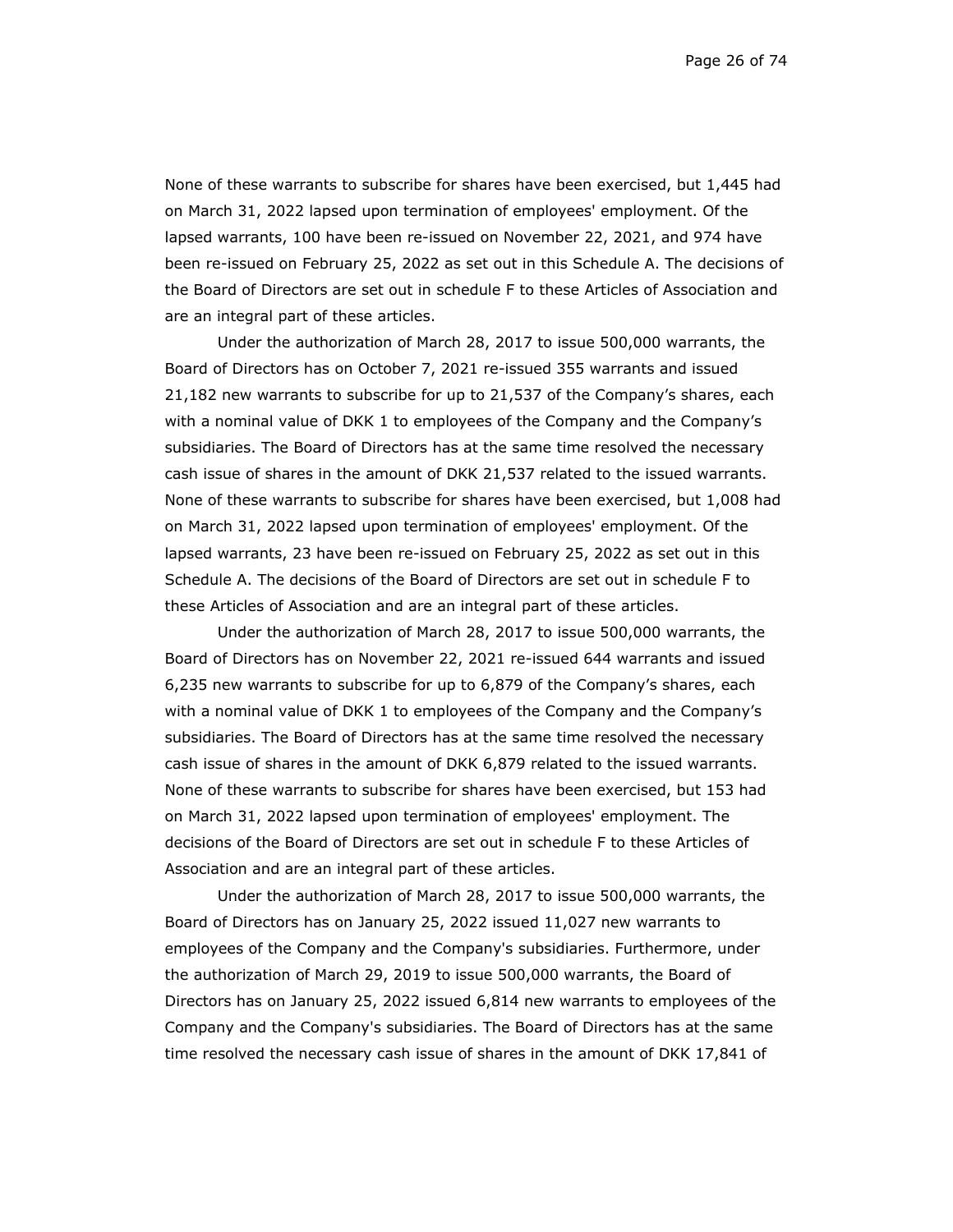None of these warrants to subscribe for shares have been exercised, but 1,445 had on March 31, 2022 lapsed upon termination of employees' employment. Of the lapsed warrants, 100 have been re-issued on November 22, 2021, and 974 have been re-issued on February 25, 2022 as set out in this Schedule A. The decisions of the Board of Directors are set out in schedule F to these Articles of Association and are an integral part of these articles.

Under the authorization of March 28, 2017 to issue 500,000 warrants, the Board of Directors has on October 7, 2021 re-issued 355 warrants and issued 21,182 new warrants to subscribe for up to 21,537 of the Company's shares, each with a nominal value of DKK 1 to employees of the Company and the Company's subsidiaries. The Board of Directors has at the same time resolved the necessary cash issue of shares in the amount of DKK 21,537 related to the issued warrants. None of these warrants to subscribe for shares have been exercised, but 1,008 had on March 31, 2022 lapsed upon termination of employees' employment. Of the lapsed warrants, 23 have been re-issued on February 25, 2022 as set out in this Schedule A. The decisions of the Board of Directors are set out in schedule F to these Articles of Association and are an integral part of these articles.

Under the authorization of March 28, 2017 to issue 500,000 warrants, the Board of Directors has on November 22, 2021 re-issued 644 warrants and issued 6,235 new warrants to subscribe for up to 6,879 of the Company's shares, each with a nominal value of DKK 1 to employees of the Company and the Company's subsidiaries. The Board of Directors has at the same time resolved the necessary cash issue of shares in the amount of DKK 6,879 related to the issued warrants. None of these warrants to subscribe for shares have been exercised, but 153 had on March 31, 2022 lapsed upon termination of employees' employment. The decisions of the Board of Directors are set out in schedule F to these Articles of Association and are an integral part of these articles.

Under the authorization of March 28, 2017 to issue 500,000 warrants, the Board of Directors has on January 25, 2022 issued 11,027 new warrants to employees of the Company and the Company's subsidiaries. Furthermore, under the authorization of March 29, 2019 to issue 500,000 warrants, the Board of Directors has on January 25, 2022 issued 6,814 new warrants to employees of the Company and the Company's subsidiaries. The Board of Directors has at the same time resolved the necessary cash issue of shares in the amount of DKK 17,841 of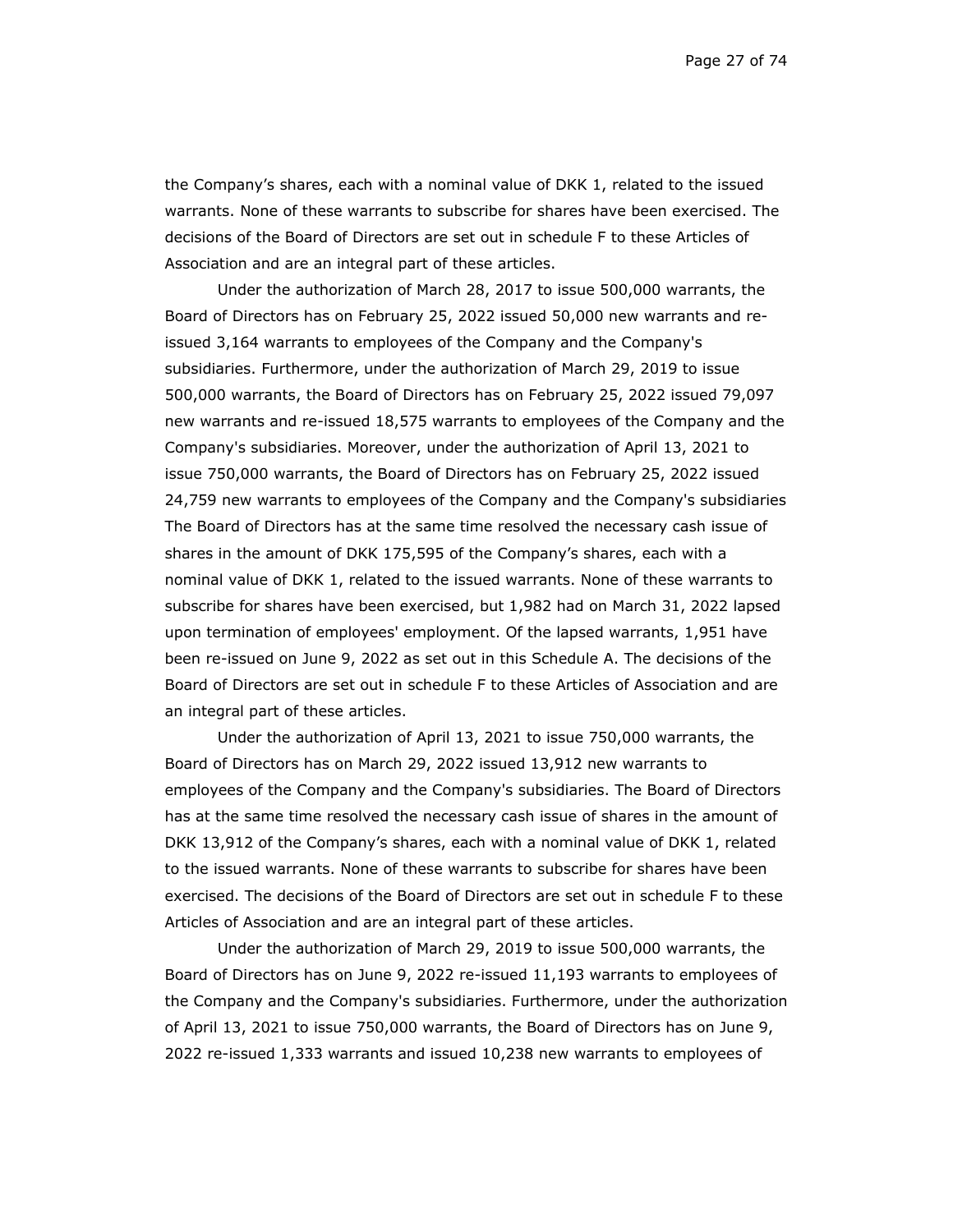the Company's shares, each with a nominal value of DKK 1, related to the issued warrants. None of these warrants to subscribe for shares have been exercised. The decisions of the Board of Directors are set out in schedule F to these Articles of Association and are an integral part of these articles.

Under the authorization of March 28, 2017 to issue 500,000 warrants, the Board of Directors has on February 25, 2022 issued 50,000 new warrants and re-issued 3,164 warrants to employees of the Company and the Company's subsidiaries. Furthermore, under the authorization of March 29, 2019 to issue 500,000 warrants, the Board of Directors has on February 25, 2022 issued 79,097 new warrants and re-issued 18,575 warrants to employees of the Company and the Company's subsidiaries. Moreover, under the authorization of April 13, 2021 to issue 750,000 warrants, the Board of Directors has on February 25, 2022 issued 24,759 new warrants to employees of the Company and the Company's subsidiaries The Board of Directors has at the same time resolved the necessary cash issue of shares in the amount of DKK 175,595 of the Company's shares, each with a nominal value of DKK 1, related to the issued warrants. None of these warrants to subscribe for shares have been exercised, but 1,982 had on March 31, 2022 lapsed upon termination of employees' employment. Of the lapsed warrants, 1,951 have been re-issued on June 9, 2022 as set out in this Schedule A. The decisions of the Board of Directors are set out in schedule F to these Articles of Association and are an integral part of these articles.

Under the authorization of April 13, 2021 to issue 750,000 warrants, the Board of Directors has on March 29, 2022 issued 13,912 new warrants to employees of the Company and the Company's subsidiaries. The Board of Directors has at the same time resolved the necessary cash issue of shares in the amount of DKK 13,912 of the Company's shares, each with a nominal value of DKK 1, related to the issued warrants. None of these warrants to subscribe for shares have been exercised. The decisions of the Board of Directors are set out in schedule F to these Articles of Association and are an integral part of these articles.

Under the authorization of March 29, 2019 to issue 500,000 warrants, the Board of Directors has on June 9, 2022 re-issued 11,193 warrants to employees of the Company and the Company's subsidiaries. Furthermore, under the authorization of April 13, 2021 to issue 750,000 warrants, the Board of Directors has on June 9, 2022 re-issued 1,333 warrants and issued 10,238 new warrants to employees of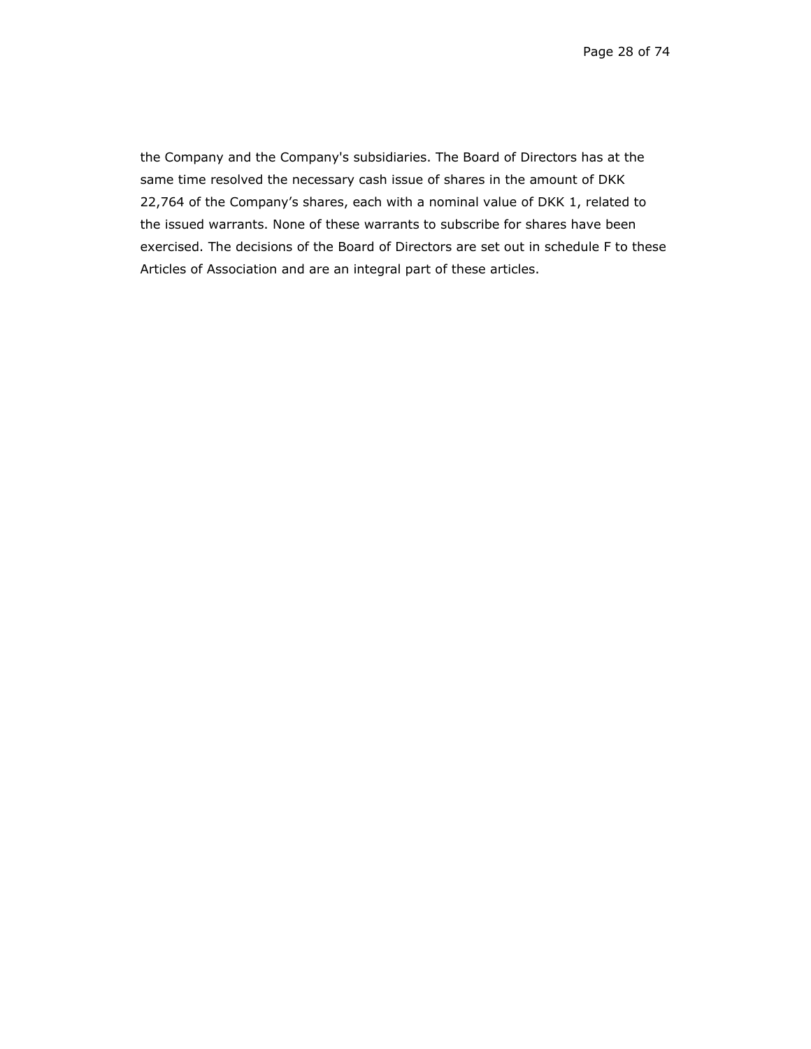the Company and the Company's subsidiaries. The Board of Directors has at the same time resolved the necessary cash issue of shares in the amount of DKK 22,764 of the Company's shares, each with a nominal value of DKK 1, related to the issued warrants. None of these warrants to subscribe for shares have been exercised. The decisions of the Board of Directors are set out in schedule F to these Articles of Association and are an integral part of these articles.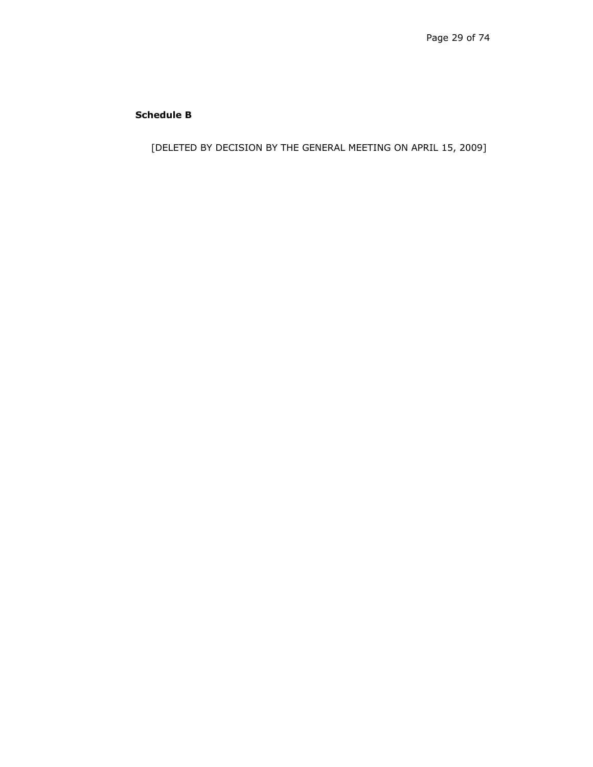**Schedule B**

[DELETED BY DECISION BY THE GENERAL MEETING ON APRIL 15, 2009]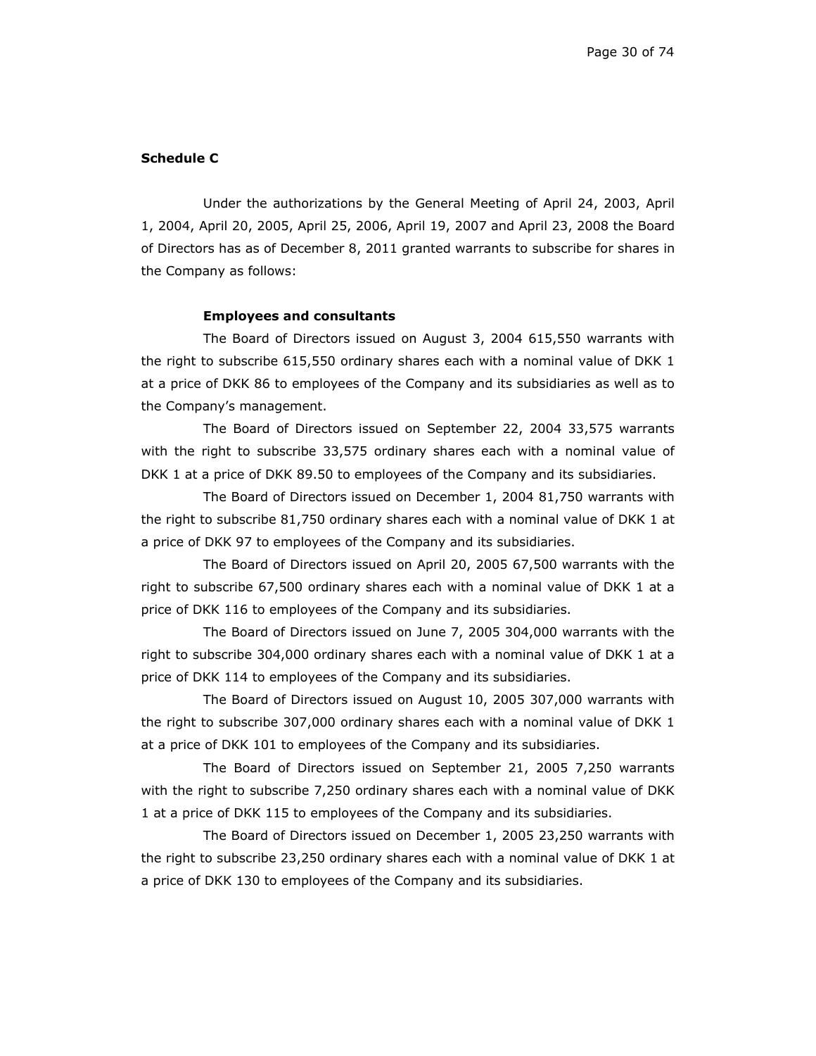**Schedule C**

Under the authorizations by the General Meeting of April 24, 2003, April 1, 2004, April 20, 2005, April 25, 2006, April 19, 2007 and April 23, 2008 the Board of Directors has as of December 8, 2011 granted warrants to subscribe for shares in the Company as follows:

**Employees and consultants**

The Board of Directors issued on August 3, 2004 615,550 warrants with the right to subscribe 615,550 ordinary shares each with a nominal value of DKK 1 at a price of DKK 86 to employees of the Company and its subsidiaries as well as to the Company's management.

The Board of Directors issued on September 22, 2004 33,575 warrants with the right to subscribe 33,575 ordinary shares each with a nominal value of DKK 1 at a price of DKK 89.50 to employees of the Company and its subsidiaries.

The Board of Directors issued on December 1, 2004 81,750 warrants with the right to subscribe 81,750 ordinary shares each with a nominal value of DKK 1 at a price of DKK 97 to employees of the Company and its subsidiaries.

The Board of Directors issued on April 20, 2005 67,500 warrants with the right to subscribe 67,500 ordinary shares each with a nominal value of DKK 1 at a price of DKK 116 to employees of the Company and its subsidiaries.

The Board of Directors issued on June 7, 2005 304,000 warrants with the right to subscribe 304,000 ordinary shares each with a nominal value of DKK 1 at a price of DKK 114 to employees of the Company and its subsidiaries.

The Board of Directors issued on August 10, 2005 307,000 warrants with the right to subscribe 307,000 ordinary shares each with a nominal value of DKK 1 at a price of DKK 101 to employees of the Company and its subsidiaries.

The Board of Directors issued on September 21, 2005 7,250 warrants with the right to subscribe 7,250 ordinary shares each with a nominal value of DKK 1 at a price of DKK 115 to employees of the Company and its subsidiaries.

The Board of Directors issued on December 1, 2005 23,250 warrants with the right to subscribe 23,250 ordinary shares each with a nominal value of DKK 1 at a price of DKK 130 to employees of the Company and its subsidiaries.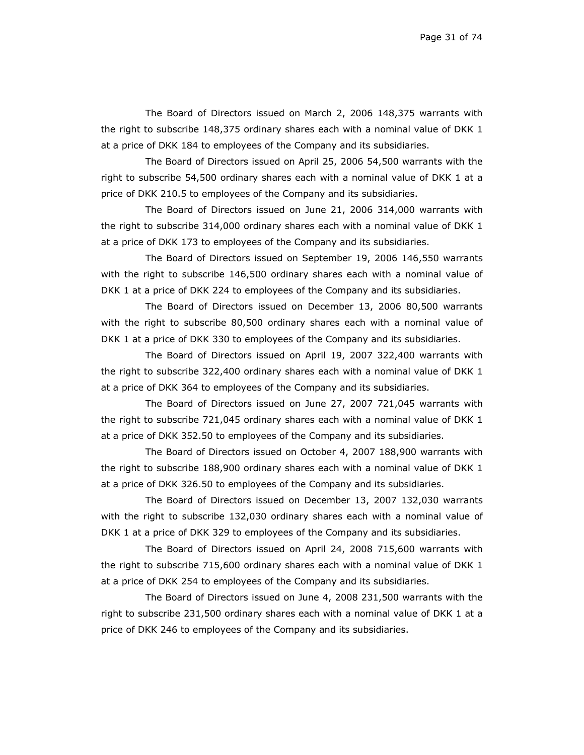The Board of Directors issued on March 2, 2006 148,375 warrants with the right to subscribe 148,375 ordinary shares each with a nominal value of DKK 1 at a price of DKK 184 to employees of the Company and its subsidiaries.

The Board of Directors issued on April 25, 2006 54,500 warrants with the right to subscribe 54,500 ordinary shares each with a nominal value of DKK 1 at a price of DKK 210.5 to employees of the Company and its subsidiaries.

The Board of Directors issued on June 21, 2006 314,000 warrants with the right to subscribe 314,000 ordinary shares each with a nominal value of DKK 1 at a price of DKK 173 to employees of the Company and its subsidiaries.

The Board of Directors issued on September 19, 2006 146,550 warrants with the right to subscribe 146,500 ordinary shares each with a nominal value of DKK 1 at a price of DKK 224 to employees of the Company and its subsidiaries.

The Board of Directors issued on December 13, 2006 80,500 warrants with the right to subscribe 80,500 ordinary shares each with a nominal value of DKK 1 at a price of DKK 330 to employees of the Company and its subsidiaries.

The Board of Directors issued on April 19, 2007 322,400 warrants with the right to subscribe 322,400 ordinary shares each with a nominal value of DKK 1 at a price of DKK 364 to employees of the Company and its subsidiaries.

The Board of Directors issued on June 27, 2007 721,045 warrants with the right to subscribe 721,045 ordinary shares each with a nominal value of DKK 1 at a price of DKK 352.50 to employees of the Company and its subsidiaries.

The Board of Directors issued on October 4, 2007 188,900 warrants with the right to subscribe 188,900 ordinary shares each with a nominal value of DKK 1 at a price of DKK 326.50 to employees of the Company and its subsidiaries.

The Board of Directors issued on December 13, 2007 132,030 warrants with the right to subscribe 132,030 ordinary shares each with a nominal value of DKK 1 at a price of DKK 329 to employees of the Company and its subsidiaries.

The Board of Directors issued on April 24, 2008 715,600 warrants with the right to subscribe 715,600 ordinary shares each with a nominal value of DKK 1 at a price of DKK 254 to employees of the Company and its subsidiaries.

The Board of Directors issued on June 4, 2008 231,500 warrants with the right to subscribe 231,500 ordinary shares each with a nominal value of DKK 1 at a price of DKK 246 to employees of the Company and its subsidiaries.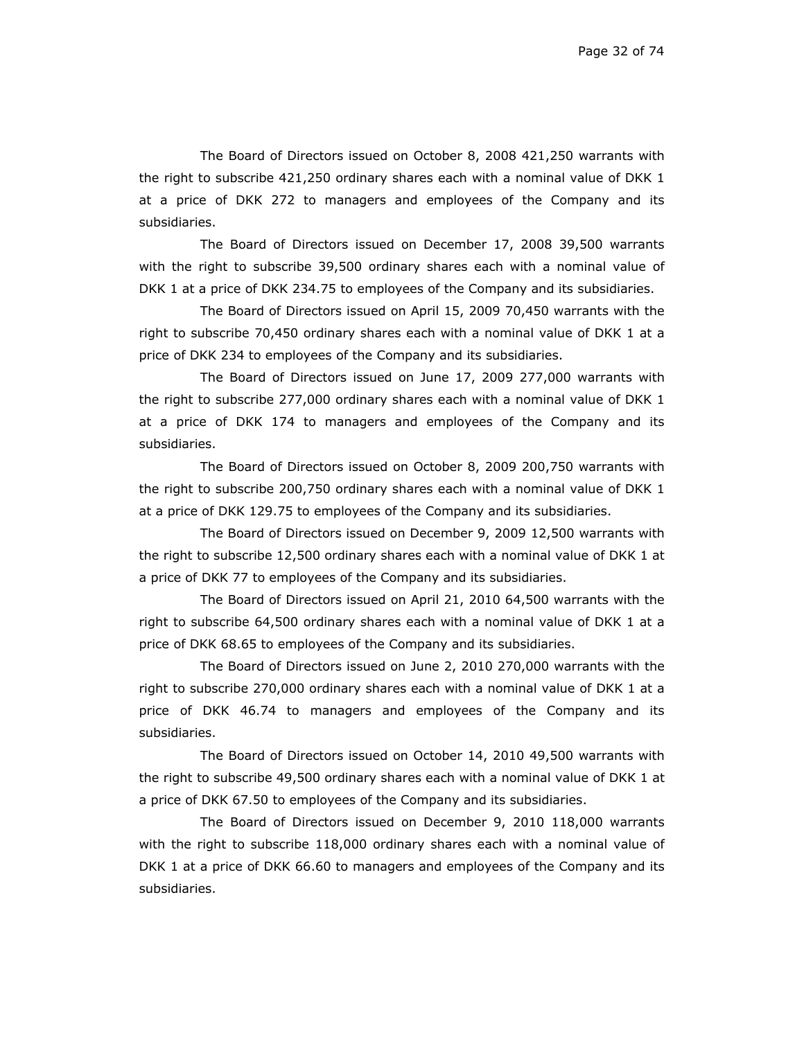The Board of Directors issued on October 8, 2008 421,250 warrants with the right to subscribe 421,250 ordinary shares each with a nominal value of DKK 1 at a price of DKK 272 to managers and employees of the Company and its subsidiaries.

The Board of Directors issued on December 17, 2008 39,500 warrants with the right to subscribe 39,500 ordinary shares each with a nominal value of DKK 1 at a price of DKK 234.75 to employees of the Company and its subsidiaries.

The Board of Directors issued on April 15, 2009 70,450 warrants with the right to subscribe 70,450 ordinary shares each with a nominal value of DKK 1 at a price of DKK 234 to employees of the Company and its subsidiaries.

The Board of Directors issued on June 17, 2009 277,000 warrants with the right to subscribe 277,000 ordinary shares each with a nominal value of DKK 1 at a price of DKK 174 to managers and employees of the Company and its subsidiaries.

The Board of Directors issued on October 8, 2009 200,750 warrants with the right to subscribe 200,750 ordinary shares each with a nominal value of DKK 1 at a price of DKK 129.75 to employees of the Company and its subsidiaries.

The Board of Directors issued on December 9, 2009 12,500 warrants with the right to subscribe 12,500 ordinary shares each with a nominal value of DKK 1 at a price of DKK 77 to employees of the Company and its subsidiaries.

The Board of Directors issued on April 21, 2010 64,500 warrants with the right to subscribe 64,500 ordinary shares each with a nominal value of DKK 1 at a price of DKK 68.65 to employees of the Company and its subsidiaries.

The Board of Directors issued on June 2, 2010 270,000 warrants with the right to subscribe 270,000 ordinary shares each with a nominal value of DKK 1 at a price of DKK 46.74 to managers and employees of the Company and its subsidiaries.

The Board of Directors issued on October 14, 2010 49,500 warrants with the right to subscribe 49,500 ordinary shares each with a nominal value of DKK 1 at a price of DKK 67.50 to employees of the Company and its subsidiaries.

The Board of Directors issued on December 9, 2010 118,000 warrants with the right to subscribe 118,000 ordinary shares each with a nominal value of DKK 1 at a price of DKK 66.60 to managers and employees of the Company and its subsidiaries.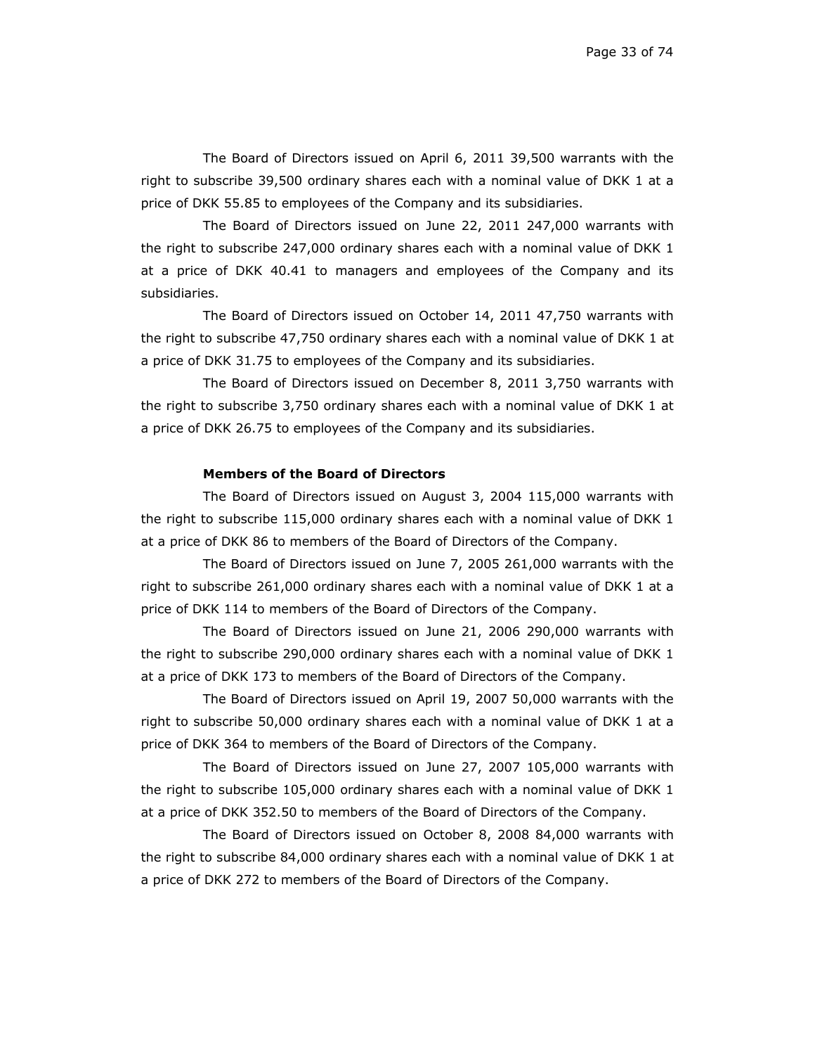The Board of Directors issued on April 6, 2011 39,500 warrants with the right to subscribe 39,500 ordinary shares each with a nominal value of DKK 1 at a price of DKK 55.85 to employees of the Company and its subsidiaries.

The Board of Directors issued on June 22, 2011 247,000 warrants with the right to subscribe 247,000 ordinary shares each with a nominal value of DKK 1 at a price of DKK 40.41 to managers and employees of the Company and its subsidiaries.

The Board of Directors issued on October 14, 2011 47,750 warrants with the right to subscribe 47,750 ordinary shares each with a nominal value of DKK 1 at a price of DKK 31.75 to employees of the Company and its subsidiaries.

The Board of Directors issued on December 8, 2011 3,750 warrants with the right to subscribe 3,750 ordinary shares each with a nominal value of DKK 1 at a price of DKK 26.75 to employees of the Company and its subsidiaries.

**Members of the Board of Directors**

The Board of Directors issued on August 3, 2004 115,000 warrants with the right to subscribe 115,000 ordinary shares each with a nominal value of DKK 1 at a price of DKK 86 to members of the Board of Directors of the Company.

The Board of Directors issued on June 7, 2005 261,000 warrants with the right to subscribe 261,000 ordinary shares each with a nominal value of DKK 1 at a price of DKK 114 to members of the Board of Directors of the Company.

The Board of Directors issued on June 21, 2006 290,000 warrants with the right to subscribe 290,000 ordinary shares each with a nominal value of DKK 1 at a price of DKK 173 to members of the Board of Directors of the Company.

The Board of Directors issued on April 19, 2007 50,000 warrants with the right to subscribe 50,000 ordinary shares each with a nominal value of DKK 1 at a price of DKK 364 to members of the Board of Directors of the Company.

The Board of Directors issued on June 27, 2007 105,000 warrants with the right to subscribe 105,000 ordinary shares each with a nominal value of DKK 1 at a price of DKK 352.50 to members of the Board of Directors of the Company.

The Board of Directors issued on October 8, 2008 84,000 warrants with the right to subscribe 84,000 ordinary shares each with a nominal value of DKK 1 at a price of DKK 272 to members of the Board of Directors of the Company.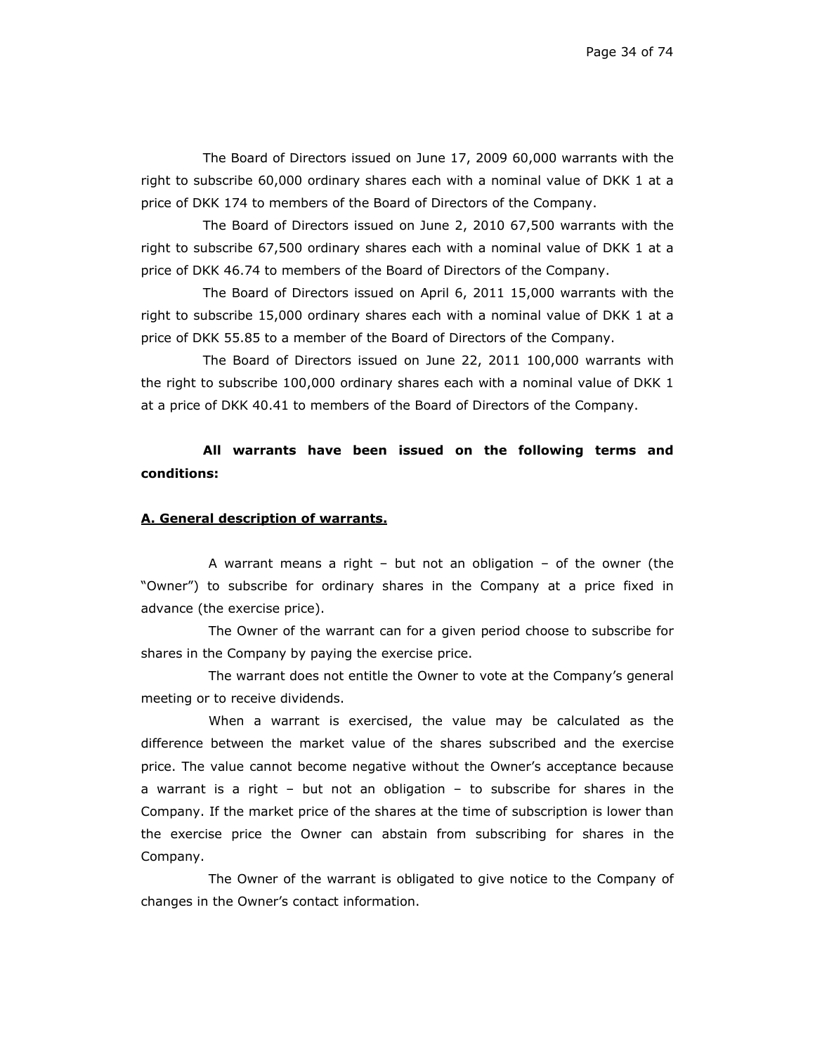The Board of Directors issued on June 17, 2009 60,000 warrants with the right to subscribe 60,000 ordinary shares each with a nominal value of DKK 1 at a price of DKK 174 to members of the Board of Directors of the Company.

The Board of Directors issued on June 2, 2010 67,500 warrants with the right to subscribe 67,500 ordinary shares each with a nominal value of DKK 1 at a price of DKK 46.74 to members of the Board of Directors of the Company.

The Board of Directors issued on April 6, 2011 15,000 warrants with the right to subscribe 15,000 ordinary shares each with a nominal value of DKK 1 at a price of DKK 55.85 to a member of the Board of Directors of the Company.

The Board of Directors issued on June 22, 2011 100,000 warrants with the right to subscribe 100,000 ordinary shares each with a nominal value of DKK 1 at a price of DKK 40.41 to members of the Board of Directors of the Company.

**All warrants have been issued on the following terms and conditions:**

**A. General description of warrants.**

A warrant means a right – but not an obligation – of the owner (the "Owner") to subscribe for ordinary shares in the Company at a price fixed in advance (the exercise price).

The Owner of the warrant can for a given period choose to subscribe for shares in the Company by paying the exercise price.

The warrant does not entitle the Owner to vote at the Company's general meeting or to receive dividends.

When a warrant is exercised, the value may be calculated as the difference between the market value of the shares subscribed and the exercise price. The value cannot become negative without the Owner's acceptance because a warrant is a right – but not an obligation – to subscribe for shares in the Company. If the market price of the shares at the time of subscription is lower than the exercise price the Owner can abstain from subscribing for shares in the Company.

The Owner of the warrant is obligated to give notice to the Company of changes in the Owner's contact information.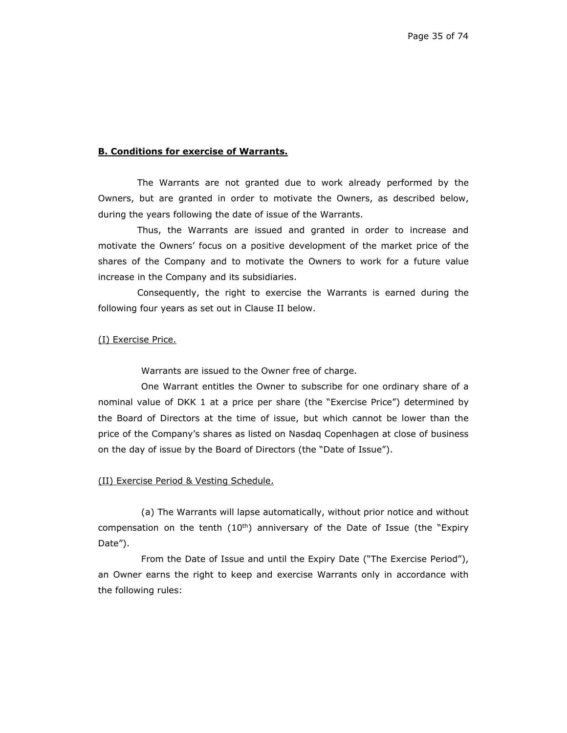**B. Conditions for exercise of Warrants.**

The Warrants are not granted due to work already performed by the Owners, but are granted in order to motivate the Owners, as described below, during the years following the date of issue of the Warrants.

Thus, the Warrants are issued and granted in order to increase and motivate the Owners' focus on a positive development of the market price of the shares of the Company and to motivate the Owners to work for a future value increase in the Company and its subsidiaries.

Consequently, the right to exercise the Warrants is earned during the following four years as set out in Clause II below.

(I) Exercise Price.

Warrants are issued to the Owner free of charge.

One Warrant entitles the Owner to subscribe for one ordinary share of a nominal value of DKK 1 at a price per share (the "Exercise Price") determined by the Board of Directors at the time of issue, but which cannot be lower than the price of the Company's shares as listed on Nasdaq Copenhagen at close of business on the day of issue by the Board of Directors (the "Date of Issue").

(II) Exercise Period & Vesting Schedule.

(a) The Warrants will lapse automatically, without prior notice and without compensation on the tenth (10th) anniversary of the Date of Issue (the "Expiry Date").

From the Date of Issue and until the Expiry Date ("The Exercise Period"), an Owner earns the right to keep and exercise Warrants only in accordance with the following rules: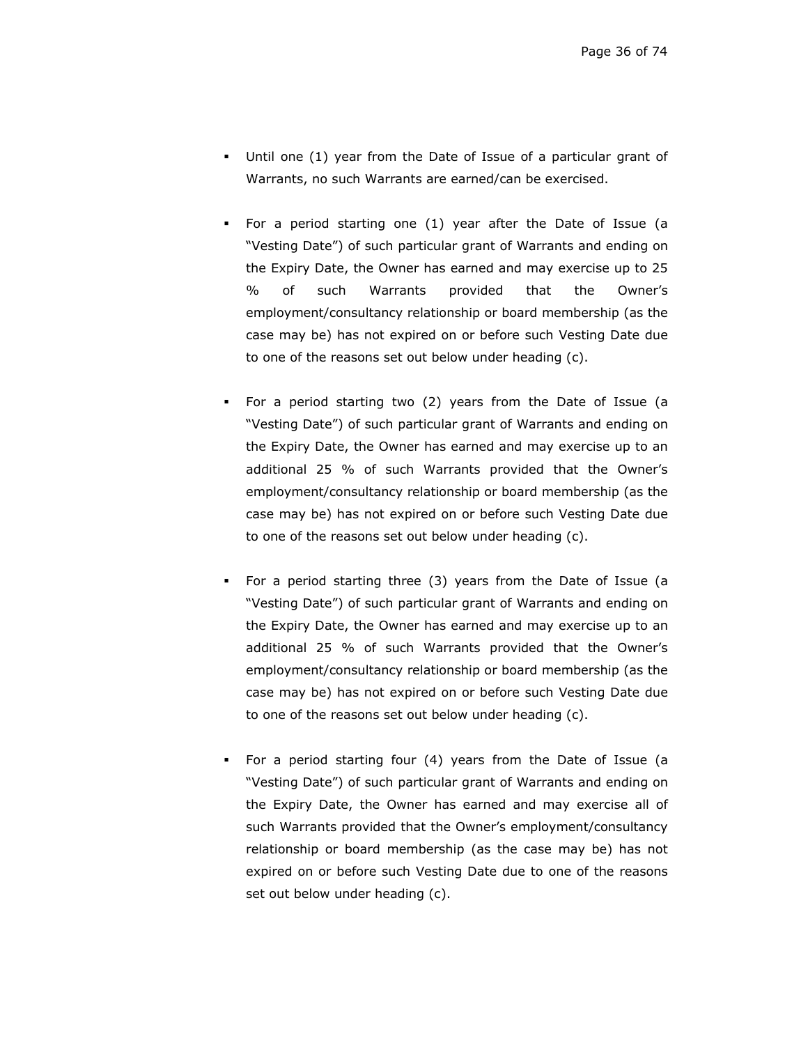- Until one (1) year from the Date of Issue of a particular grant of Warrants, no such Warrants are earned/can be exercised.

- For a period starting one (1) year after the Date of Issue (a "Vesting Date") of such particular grant of Warrants and ending on the Expiry Date, the Owner has earned and may exercise up to 25 % of such Warrants provided that the Owner's employment/consultancy relationship or board membership (as the case may be) has not expired on or before such Vesting Date due to one of the reasons set out below under heading (c).

- For a period starting two (2) years from the Date of Issue (a "Vesting Date") of such particular grant of Warrants and ending on the Expiry Date, the Owner has earned and may exercise up to an additional 25 % of such Warrants provided that the Owner's employment/consultancy relationship or board membership (as the case may be) has not expired on or before such Vesting Date due to one of the reasons set out below under heading (c).

- For a period starting three (3) years from the Date of Issue (a "Vesting Date") of such particular grant of Warrants and ending on the Expiry Date, the Owner has earned and may exercise up to an additional 25 % of such Warrants provided that the Owner's employment/consultancy relationship or board membership (as the case may be) has not expired on or before such Vesting Date due to one of the reasons set out below under heading (c).

- For a period starting four (4) years from the Date of Issue (a "Vesting Date") of such particular grant of Warrants and ending on the Expiry Date, the Owner has earned and may exercise all of such Warrants provided that the Owner's employment/consultancy relationship or board membership (as the case may be) has not expired on or before such Vesting Date due to one of the reasons set out below under heading (c).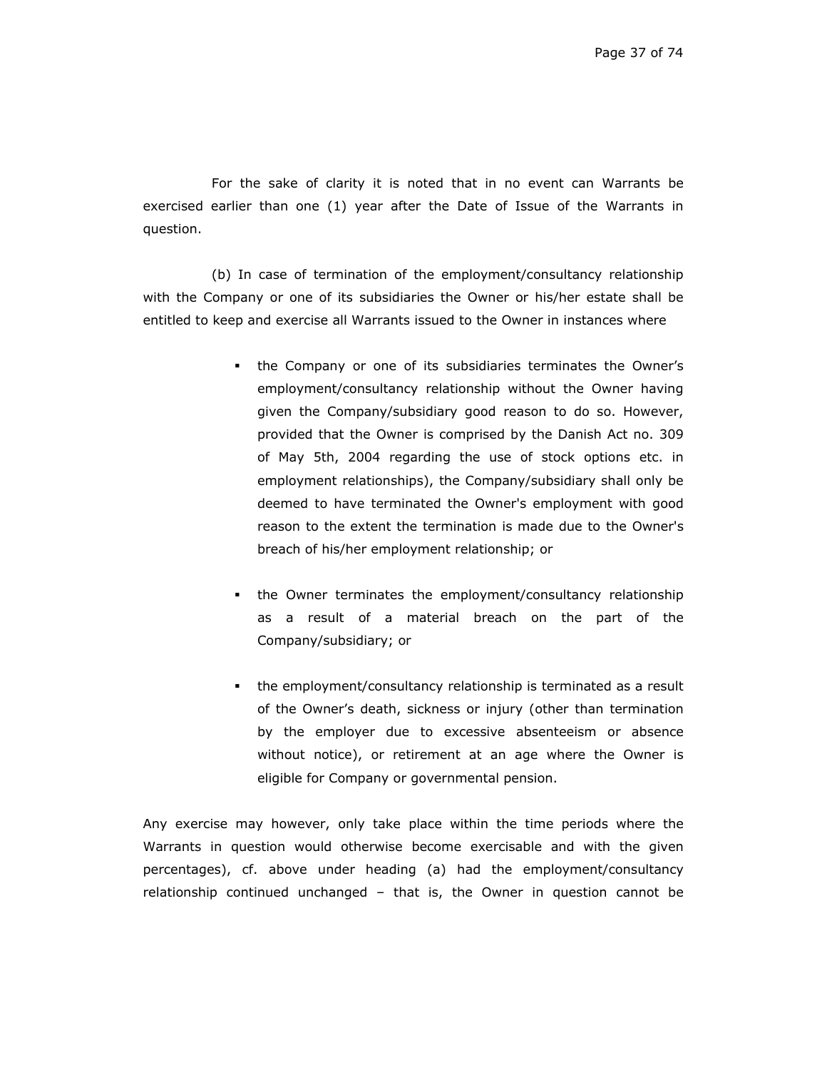For the sake of clarity it is noted that in no event can Warrants be exercised earlier than one (1) year after the Date of Issue of the Warrants in question.

(b) In case of termination of the employment/consultancy relationship with the Company or one of its subsidiaries the Owner or his/her estate shall be entitled to keep and exercise all Warrants issued to the Owner in instances where

- the Company or one of its subsidiaries terminates the Owner's employment/consultancy relationship without the Owner having given the Company/subsidiary good reason to do so. However, provided that the Owner is comprised by the Danish Act no. 309 of May 5th, 2004 regarding the use of stock options etc. in employment relationships), the Company/subsidiary shall only be deemed to have terminated the Owner's employment with good reason to the extent the termination is made due to the Owner's breach of his/her employment relationship; or

- the Owner terminates the employment/consultancy relationship as a result of a material breach on the part of the Company/subsidiary; or

- the employment/consultancy relationship is terminated as a result of the Owner's death, sickness or injury (other than termination by the employer due to excessive absenteeism or absence without notice), or retirement at an age where the Owner is eligible for Company or governmental pension.

Any exercise may however, only take place within the time periods where the Warrants in question would otherwise become exercisable and with the given percentages), cf. above under heading (a) had the employment/consultancy relationship continued unchanged – that is, the Owner in question cannot be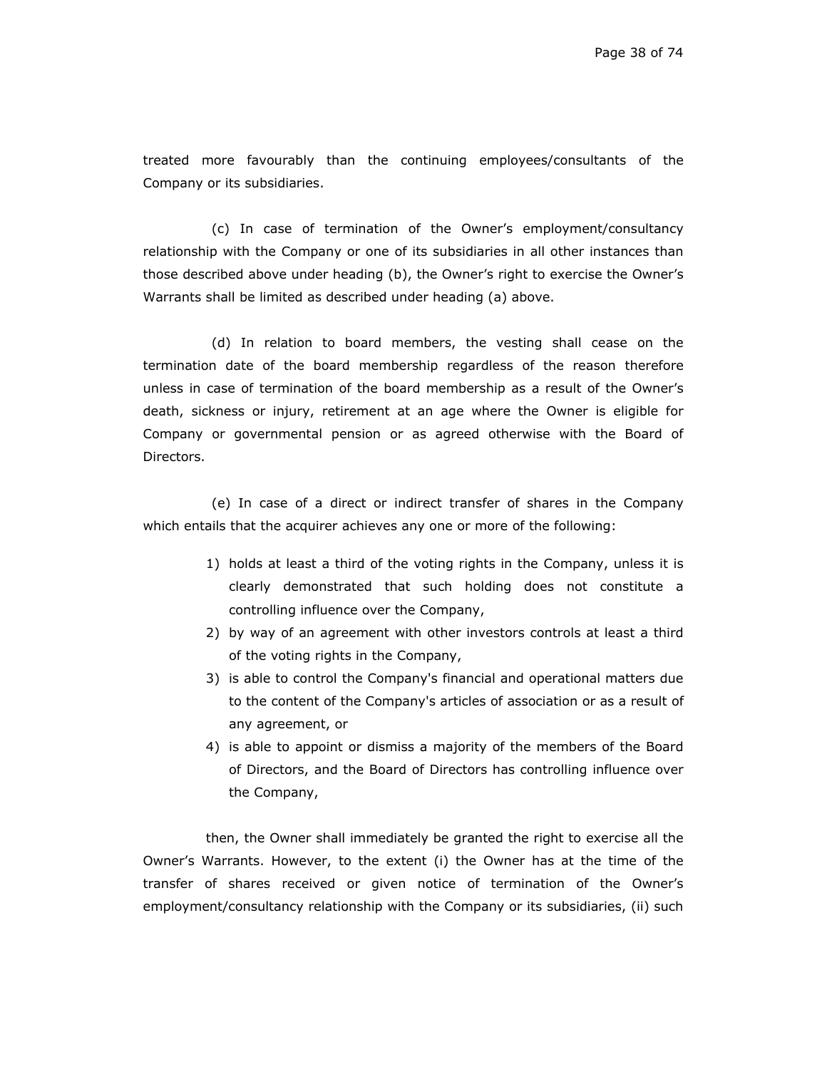treated more favourably than the continuing employees/consultants of the Company or its subsidiaries.

(c) In case of termination of the Owner's employment/consultancy relationship with the Company or one of its subsidiaries in all other instances than those described above under heading (b), the Owner's right to exercise the Owner's Warrants shall be limited as described under heading (a) above.

(d) In relation to board members, the vesting shall cease on the termination date of the board membership regardless of the reason therefore unless in case of termination of the board membership as a result of the Owner's death, sickness or injury, retirement at an age where the Owner is eligible for Company or governmental pension or as agreed otherwise with the Board of Directors.

(e) In case of a direct or indirect transfer of shares in the Company which entails that the acquirer achieves any one or more of the following:

1) holds at least a third of the voting rights in the Company, unless it is clearly demonstrated that such holding does not constitute a controlling influence over the Company,
2) by way of an agreement with other investors controls at least a third of the voting rights in the Company,
3) is able to control the Company's financial and operational matters due to the content of the Company's articles of association or as a result of any agreement, or
4) is able to appoint or dismiss a majority of the members of the Board of Directors, and the Board of Directors has controlling influence over the Company,

then, the Owner shall immediately be granted the right to exercise all the Owner's Warrants. However, to the extent (i) the Owner has at the time of the transfer of shares received or given notice of termination of the Owner's employment/consultancy relationship with the Company or its subsidiaries, (ii) such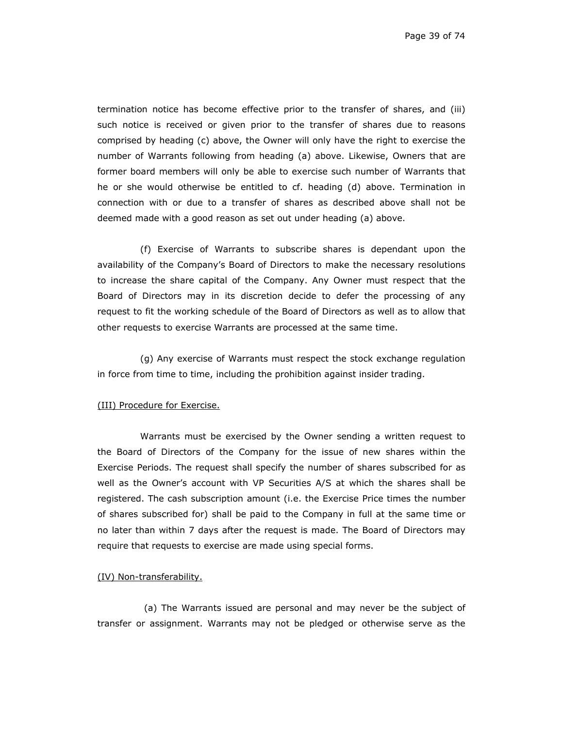termination notice has become effective prior to the transfer of shares, and (iii) such notice is received or given prior to the transfer of shares due to reasons comprised by heading (c) above, the Owner will only have the right to exercise the number of Warrants following from heading (a) above. Likewise, Owners that are former board members will only be able to exercise such number of Warrants that he or she would otherwise be entitled to cf. heading (d) above. Termination in connection with or due to a transfer of shares as described above shall not be deemed made with a good reason as set out under heading (a) above.

(f) Exercise of Warrants to subscribe shares is dependant upon the availability of the Company's Board of Directors to make the necessary resolutions to increase the share capital of the Company. Any Owner must respect that the Board of Directors may in its discretion decide to defer the processing of any request to fit the working schedule of the Board of Directors as well as to allow that other requests to exercise Warrants are processed at the same time.

(g) Any exercise of Warrants must respect the stock exchange regulation in force from time to time, including the prohibition against insider trading.

<u>(III) Procedure for Exercise.</u>

Warrants must be exercised by the Owner sending a written request to the Board of Directors of the Company for the issue of new shares within the Exercise Periods. The request shall specify the number of shares subscribed for as well as the Owner's account with VP Securities A/S at which the shares shall be registered. The cash subscription amount (i.e. the Exercise Price times the number of shares subscribed for) shall be paid to the Company in full at the same time or no later than within 7 days after the request is made. The Board of Directors may require that requests to exercise are made using special forms.

<u>(IV) Non-transferability.</u>

(a) The Warrants issued are personal and may never be the subject of transfer or assignment. Warrants may not be pledged or otherwise serve as the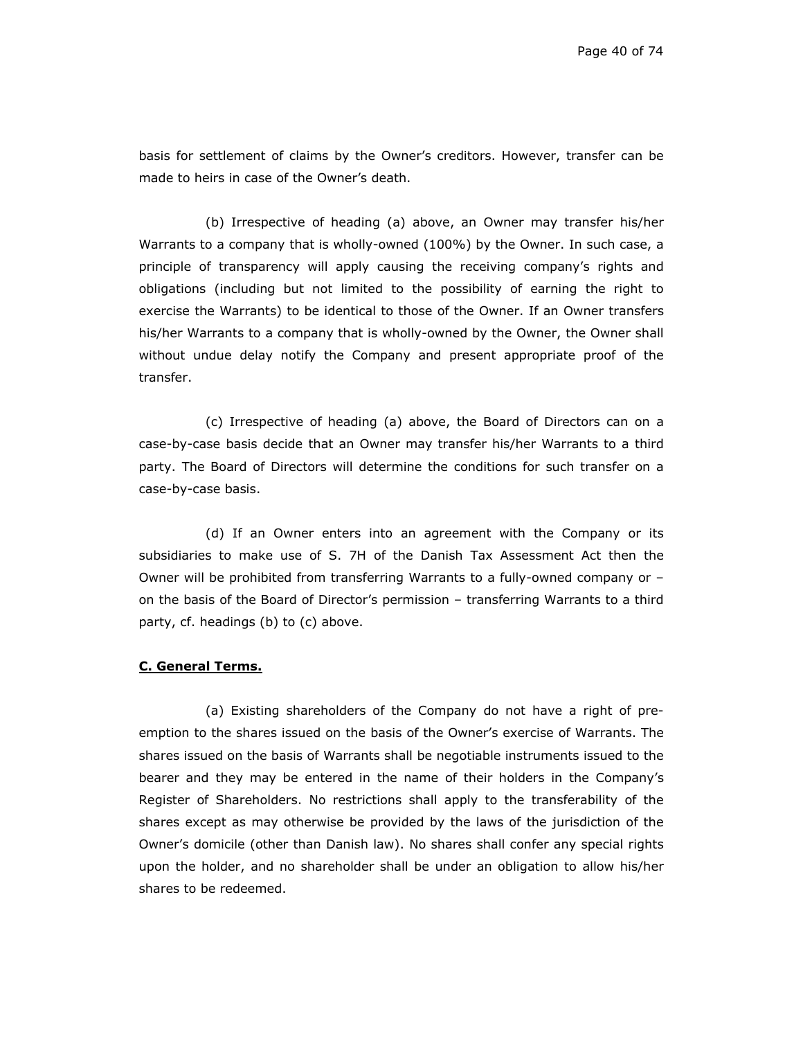basis for settlement of claims by the Owner's creditors. However, transfer can be made to heirs in case of the Owner's death.

(b) Irrespective of heading (a) above, an Owner may transfer his/her Warrants to a company that is wholly-owned (100%) by the Owner. In such case, a principle of transparency will apply causing the receiving company's rights and obligations (including but not limited to the possibility of earning the right to exercise the Warrants) to be identical to those of the Owner. If an Owner transfers his/her Warrants to a company that is wholly-owned by the Owner, the Owner shall without undue delay notify the Company and present appropriate proof of the transfer.

(c) Irrespective of heading (a) above, the Board of Directors can on a case-by-case basis decide that an Owner may transfer his/her Warrants to a third party. The Board of Directors will determine the conditions for such transfer on a case-by-case basis.

(d) If an Owner enters into an agreement with the Company or its subsidiaries to make use of S. 7H of the Danish Tax Assessment Act then the Owner will be prohibited from transferring Warrants to a fully-owned company or – on the basis of the Board of Director's permission – transferring Warrants to a third party, cf. headings (b) to (c) above.

**C. General Terms.**

(a) Existing shareholders of the Company do not have a right of pre-emption to the shares issued on the basis of the Owner's exercise of Warrants. The shares issued on the basis of Warrants shall be negotiable instruments issued to the bearer and they may be entered in the name of their holders in the Company's Register of Shareholders. No restrictions shall apply to the transferability of the shares except as may otherwise be provided by the laws of the jurisdiction of the Owner's domicile (other than Danish law). No shares shall confer any special rights upon the holder, and no shareholder shall be under an obligation to allow his/her shares to be redeemed.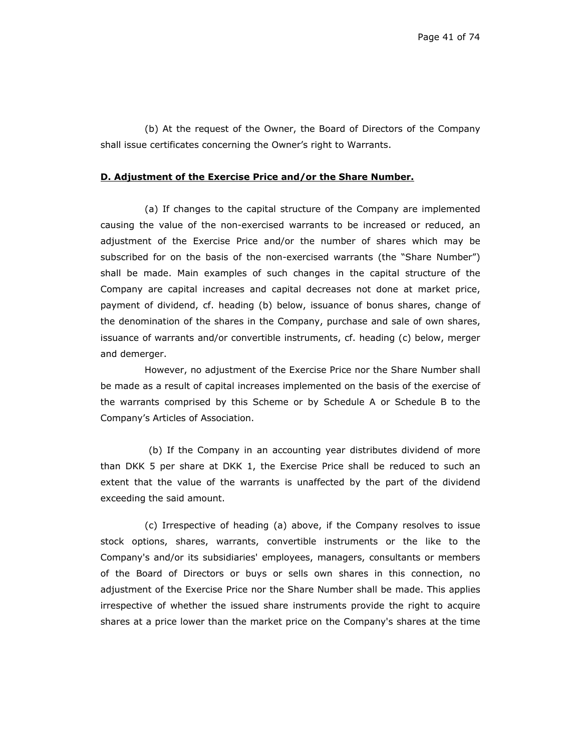(b) At the request of the Owner, the Board of Directors of the Company shall issue certificates concerning the Owner's right to Warrants.

**D. Adjustment of the Exercise Price and/or the Share Number.**

(a) If changes to the capital structure of the Company are implemented causing the value of the non-exercised warrants to be increased or reduced, an adjustment of the Exercise Price and/or the number of shares which may be subscribed for on the basis of the non-exercised warrants (the "Share Number") shall be made. Main examples of such changes in the capital structure of the Company are capital increases and capital decreases not done at market price, payment of dividend, cf. heading (b) below, issuance of bonus shares, change of the denomination of the shares in the Company, purchase and sale of own shares, issuance of warrants and/or convertible instruments, cf. heading (c) below, merger and demerger.

However, no adjustment of the Exercise Price nor the Share Number shall be made as a result of capital increases implemented on the basis of the exercise of the warrants comprised by this Scheme or by Schedule A or Schedule B to the Company's Articles of Association.

(b) If the Company in an accounting year distributes dividend of more than DKK 5 per share at DKK 1, the Exercise Price shall be reduced to such an extent that the value of the warrants is unaffected by the part of the dividend exceeding the said amount.

(c) Irrespective of heading (a) above, if the Company resolves to issue stock options, shares, warrants, convertible instruments or the like to the Company's and/or its subsidiaries' employees, managers, consultants or members of the Board of Directors or buys or sells own shares in this connection, no adjustment of the Exercise Price nor the Share Number shall be made. This applies irrespective of whether the issued share instruments provide the right to acquire shares at a price lower than the market price on the Company's shares at the time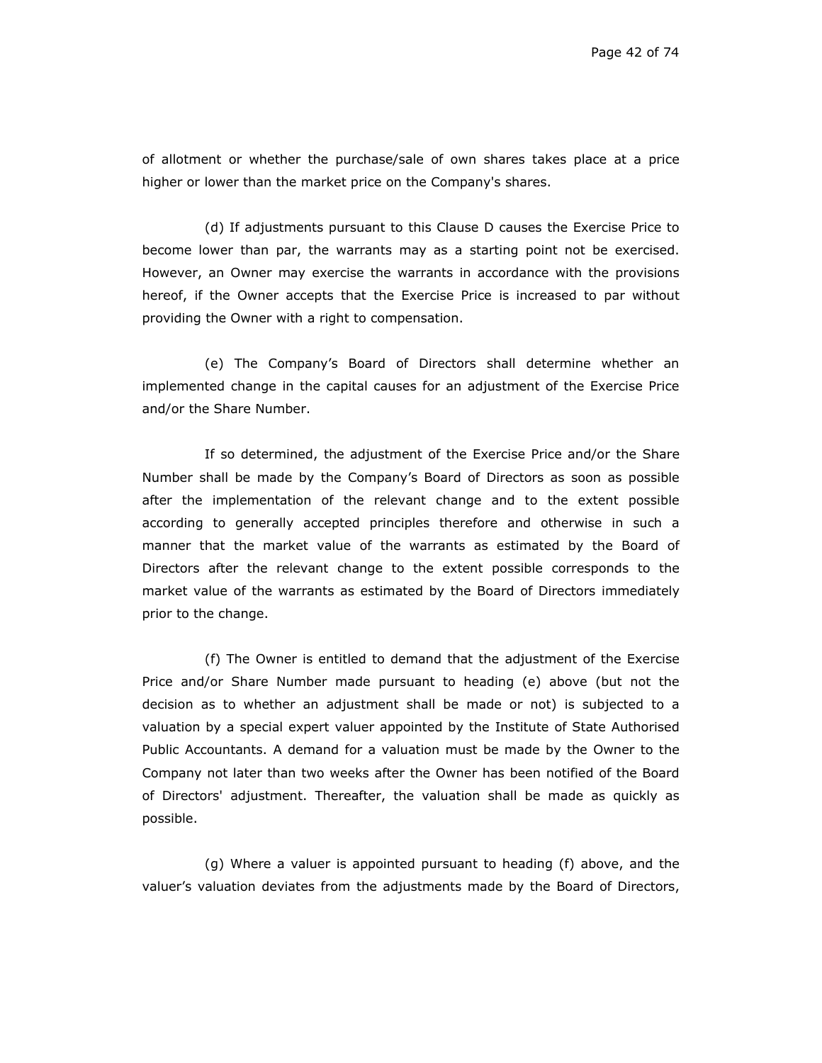of allotment or whether the purchase/sale of own shares takes place at a price higher or lower than the market price on the Company's shares.

(d) If adjustments pursuant to this Clause D causes the Exercise Price to become lower than par, the warrants may as a starting point not be exercised. However, an Owner may exercise the warrants in accordance with the provisions hereof, if the Owner accepts that the Exercise Price is increased to par without providing the Owner with a right to compensation.

(e) The Company's Board of Directors shall determine whether an implemented change in the capital causes for an adjustment of the Exercise Price and/or the Share Number.

If so determined, the adjustment of the Exercise Price and/or the Share Number shall be made by the Company's Board of Directors as soon as possible after the implementation of the relevant change and to the extent possible according to generally accepted principles therefore and otherwise in such a manner that the market value of the warrants as estimated by the Board of Directors after the relevant change to the extent possible corresponds to the market value of the warrants as estimated by the Board of Directors immediately prior to the change.

(f) The Owner is entitled to demand that the adjustment of the Exercise Price and/or Share Number made pursuant to heading (e) above (but not the decision as to whether an adjustment shall be made or not) is subjected to a valuation by a special expert valuer appointed by the Institute of State Authorised Public Accountants. A demand for a valuation must be made by the Owner to the Company not later than two weeks after the Owner has been notified of the Board of Directors' adjustment. Thereafter, the valuation shall be made as quickly as possible.

(g) Where a valuer is appointed pursuant to heading (f) above, and the valuer's valuation deviates from the adjustments made by the Board of Directors,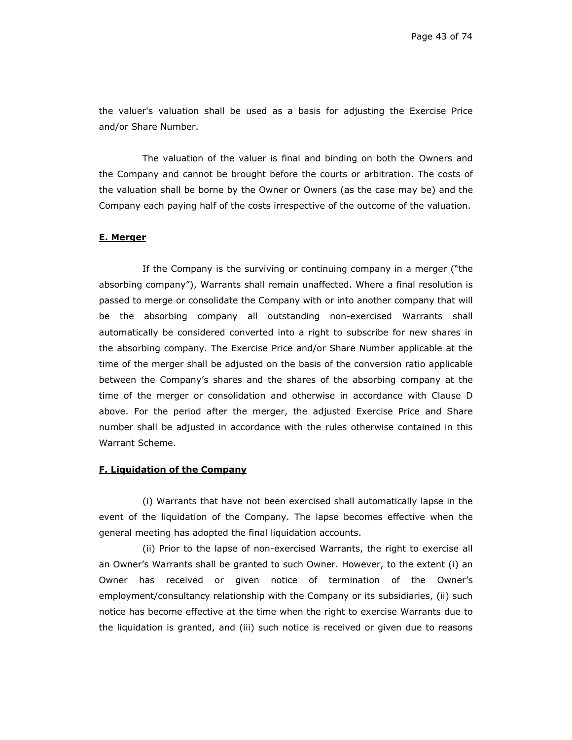the valuer's valuation shall be used as a basis for adjusting the Exercise Price and/or Share Number.

The valuation of the valuer is final and binding on both the Owners and the Company and cannot be brought before the courts or arbitration. The costs of the valuation shall be borne by the Owner or Owners (as the case may be) and the Company each paying half of the costs irrespective of the outcome of the valuation.

**E. Merger**

If the Company is the surviving or continuing company in a merger ("the absorbing company"), Warrants shall remain unaffected. Where a final resolution is passed to merge or consolidate the Company with or into another company that will be the absorbing company all outstanding non-exercised Warrants shall automatically be considered converted into a right to subscribe for new shares in the absorbing company. The Exercise Price and/or Share Number applicable at the time of the merger shall be adjusted on the basis of the conversion ratio applicable between the Company's shares and the shares of the absorbing company at the time of the merger or consolidation and otherwise in accordance with Clause D above. For the period after the merger, the adjusted Exercise Price and Share number shall be adjusted in accordance with the rules otherwise contained in this Warrant Scheme.

**F. Liquidation of the Company**

(i) Warrants that have not been exercised shall automatically lapse in the event of the liquidation of the Company. The lapse becomes effective when the general meeting has adopted the final liquidation accounts.

(ii) Prior to the lapse of non-exercised Warrants, the right to exercise all an Owner's Warrants shall be granted to such Owner. However, to the extent (i) an Owner has received or given notice of termination of the Owner's employment/consultancy relationship with the Company or its subsidiaries, (ii) such notice has become effective at the time when the right to exercise Warrants due to the liquidation is granted, and (iii) such notice is received or given due to reasons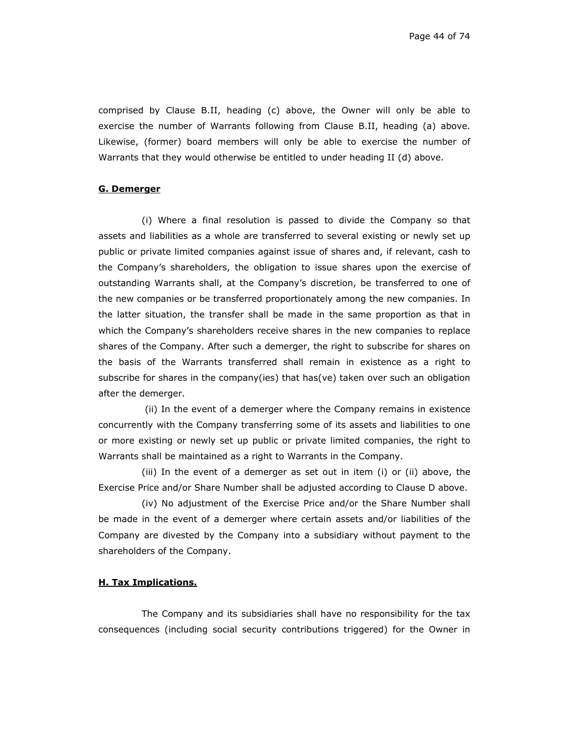comprised by Clause B.II, heading (c) above, the Owner will only be able to exercise the number of Warrants following from Clause B.II, heading (a) above. Likewise, (former) board members will only be able to exercise the number of Warrants that they would otherwise be entitled to under heading II (d) above.

**G. Demerger**

(i) Where a final resolution is passed to divide the Company so that assets and liabilities as a whole are transferred to several existing or newly set up public or private limited companies against issue of shares and, if relevant, cash to the Company's shareholders, the obligation to issue shares upon the exercise of outstanding Warrants shall, at the Company's discretion, be transferred to one of the new companies or be transferred proportionately among the new companies. In the latter situation, the transfer shall be made in the same proportion as that in which the Company's shareholders receive shares in the new companies to replace shares of the Company. After such a demerger, the right to subscribe for shares on the basis of the Warrants transferred shall remain in existence as a right to subscribe for shares in the company(ies) that has(ve) taken over such an obligation after the demerger.

(ii) In the event of a demerger where the Company remains in existence concurrently with the Company transferring some of its assets and liabilities to one or more existing or newly set up public or private limited companies, the right to Warrants shall be maintained as a right to Warrants in the Company.

(iii) In the event of a demerger as set out in item (i) or (ii) above, the Exercise Price and/or Share Number shall be adjusted according to Clause D above.

(iv) No adjustment of the Exercise Price and/or the Share Number shall be made in the event of a demerger where certain assets and/or liabilities of the Company are divested by the Company into a subsidiary without payment to the shareholders of the Company.

**H. Tax Implications.**

The Company and its subsidiaries shall have no responsibility for the tax consequences (including social security contributions triggered) for the Owner in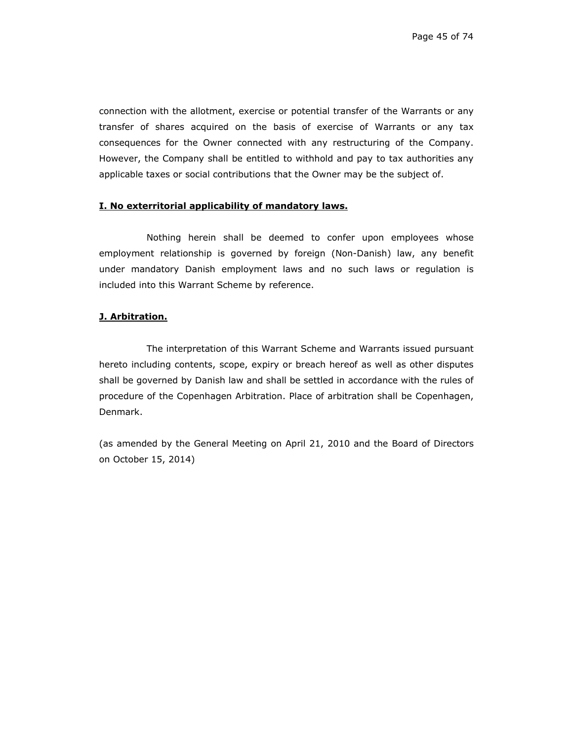connection with the allotment, exercise or potential transfer of the Warrants or any transfer of shares acquired on the basis of exercise of Warrants or any tax consequences for the Owner connected with any restructuring of the Company. However, the Company shall be entitled to withhold and pay to tax authorities any applicable taxes or social contributions that the Owner may be the subject of.

**I. No exterritorial applicability of mandatory laws.**

Nothing herein shall be deemed to confer upon employees whose employment relationship is governed by foreign (Non-Danish) law, any benefit under mandatory Danish employment laws and no such laws or regulation is included into this Warrant Scheme by reference.

**J. Arbitration.**

The interpretation of this Warrant Scheme and Warrants issued pursuant hereto including contents, scope, expiry or breach hereof as well as other disputes shall be governed by Danish law and shall be settled in accordance with the rules of procedure of the Copenhagen Arbitration. Place of arbitration shall be Copenhagen, Denmark.

(as amended by the General Meeting on April 21, 2010 and the Board of Directors on October 15, 2014)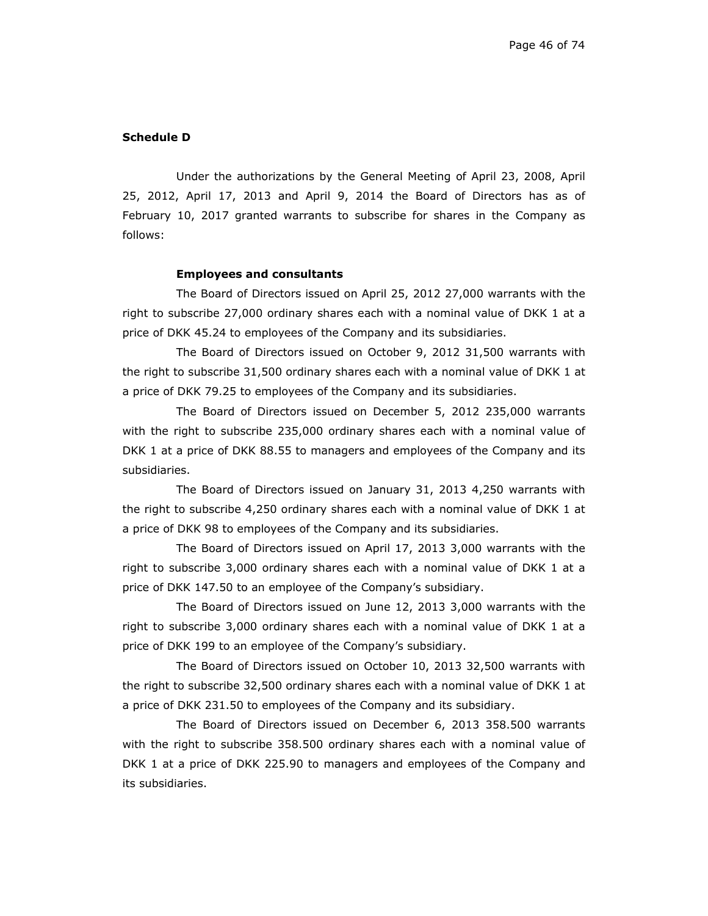**Schedule D**

Under the authorizations by the General Meeting of April 23, 2008, April 25, 2012, April 17, 2013 and April 9, 2014 the Board of Directors has as of February 10, 2017 granted warrants to subscribe for shares in the Company as follows:

**Employees and consultants**

The Board of Directors issued on April 25, 2012 27,000 warrants with the right to subscribe 27,000 ordinary shares each with a nominal value of DKK 1 at a price of DKK 45.24 to employees of the Company and its subsidiaries.

The Board of Directors issued on October 9, 2012 31,500 warrants with the right to subscribe 31,500 ordinary shares each with a nominal value of DKK 1 at a price of DKK 79.25 to employees of the Company and its subsidiaries.

The Board of Directors issued on December 5, 2012 235,000 warrants with the right to subscribe 235,000 ordinary shares each with a nominal value of DKK 1 at a price of DKK 88.55 to managers and employees of the Company and its subsidiaries.

The Board of Directors issued on January 31, 2013 4,250 warrants with the right to subscribe 4,250 ordinary shares each with a nominal value of DKK 1 at a price of DKK 98 to employees of the Company and its subsidiaries.

The Board of Directors issued on April 17, 2013 3,000 warrants with the right to subscribe 3,000 ordinary shares each with a nominal value of DKK 1 at a price of DKK 147.50 to an employee of the Company's subsidiary.

The Board of Directors issued on June 12, 2013 3,000 warrants with the right to subscribe 3,000 ordinary shares each with a nominal value of DKK 1 at a price of DKK 199 to an employee of the Company's subsidiary.

The Board of Directors issued on October 10, 2013 32,500 warrants with the right to subscribe 32,500 ordinary shares each with a nominal value of DKK 1 at a price of DKK 231.50 to employees of the Company and its subsidiary.

The Board of Directors issued on December 6, 2013 358.500 warrants with the right to subscribe 358.500 ordinary shares each with a nominal value of DKK 1 at a price of DKK 225.90 to managers and employees of the Company and its subsidiaries.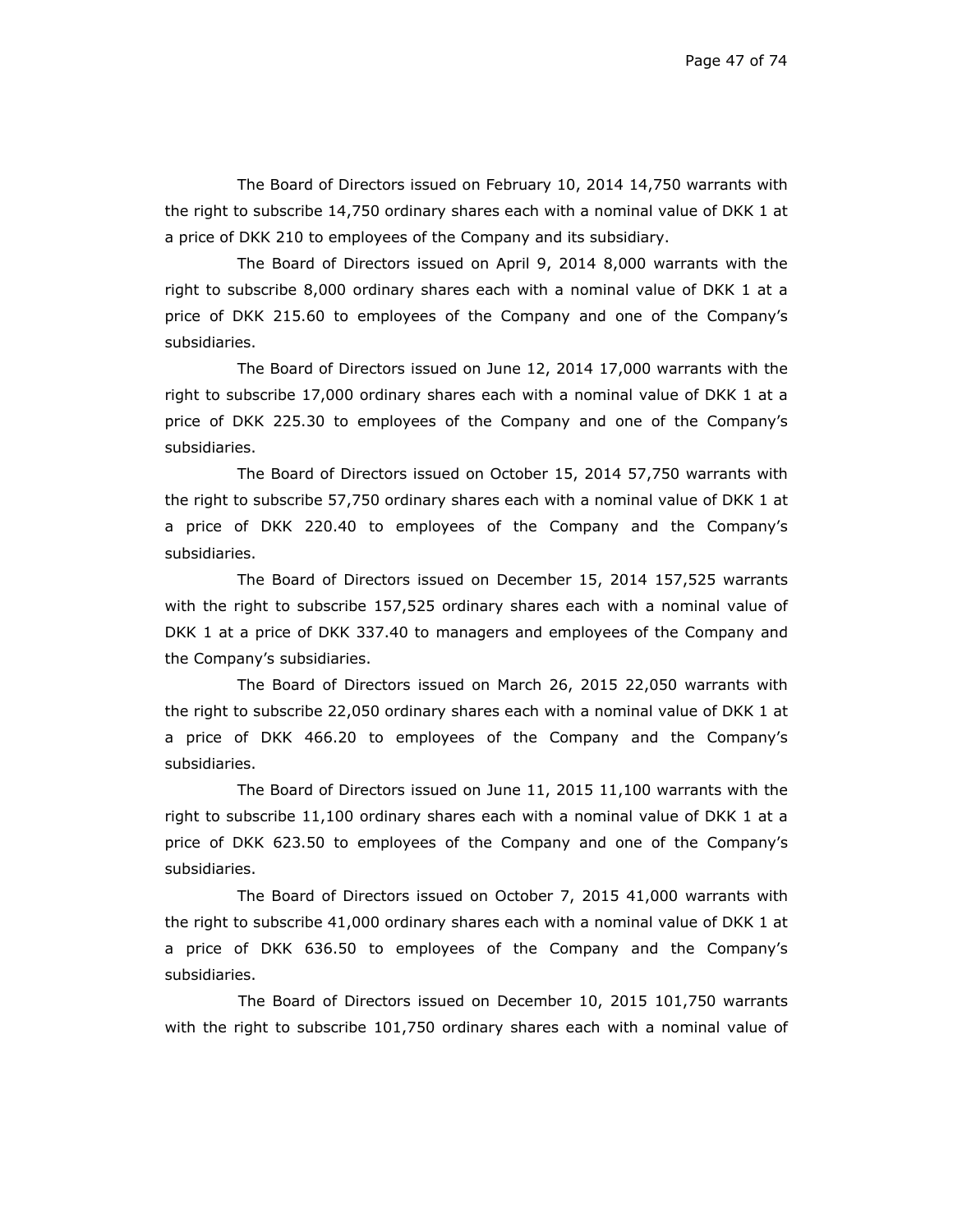The Board of Directors issued on February 10, 2014 14,750 warrants with the right to subscribe 14,750 ordinary shares each with a nominal value of DKK 1 at a price of DKK 210 to employees of the Company and its subsidiary.

The Board of Directors issued on April 9, 2014 8,000 warrants with the right to subscribe 8,000 ordinary shares each with a nominal value of DKK 1 at a price of DKK 215.60 to employees of the Company and one of the Company's subsidiaries.

The Board of Directors issued on June 12, 2014 17,000 warrants with the right to subscribe 17,000 ordinary shares each with a nominal value of DKK 1 at a price of DKK 225.30 to employees of the Company and one of the Company's subsidiaries.

The Board of Directors issued on October 15, 2014 57,750 warrants with the right to subscribe 57,750 ordinary shares each with a nominal value of DKK 1 at a price of DKK 220.40 to employees of the Company and the Company's subsidiaries.

The Board of Directors issued on December 15, 2014 157,525 warrants with the right to subscribe 157,525 ordinary shares each with a nominal value of DKK 1 at a price of DKK 337.40 to managers and employees of the Company and the Company's subsidiaries.

The Board of Directors issued on March 26, 2015 22,050 warrants with the right to subscribe 22,050 ordinary shares each with a nominal value of DKK 1 at a price of DKK 466.20 to employees of the Company and the Company's subsidiaries.

The Board of Directors issued on June 11, 2015 11,100 warrants with the right to subscribe 11,100 ordinary shares each with a nominal value of DKK 1 at a price of DKK 623.50 to employees of the Company and one of the Company's subsidiaries.

The Board of Directors issued on October 7, 2015 41,000 warrants with the right to subscribe 41,000 ordinary shares each with a nominal value of DKK 1 at a price of DKK 636.50 to employees of the Company and the Company's subsidiaries.

The Board of Directors issued on December 10, 2015 101,750 warrants with the right to subscribe 101,750 ordinary shares each with a nominal value of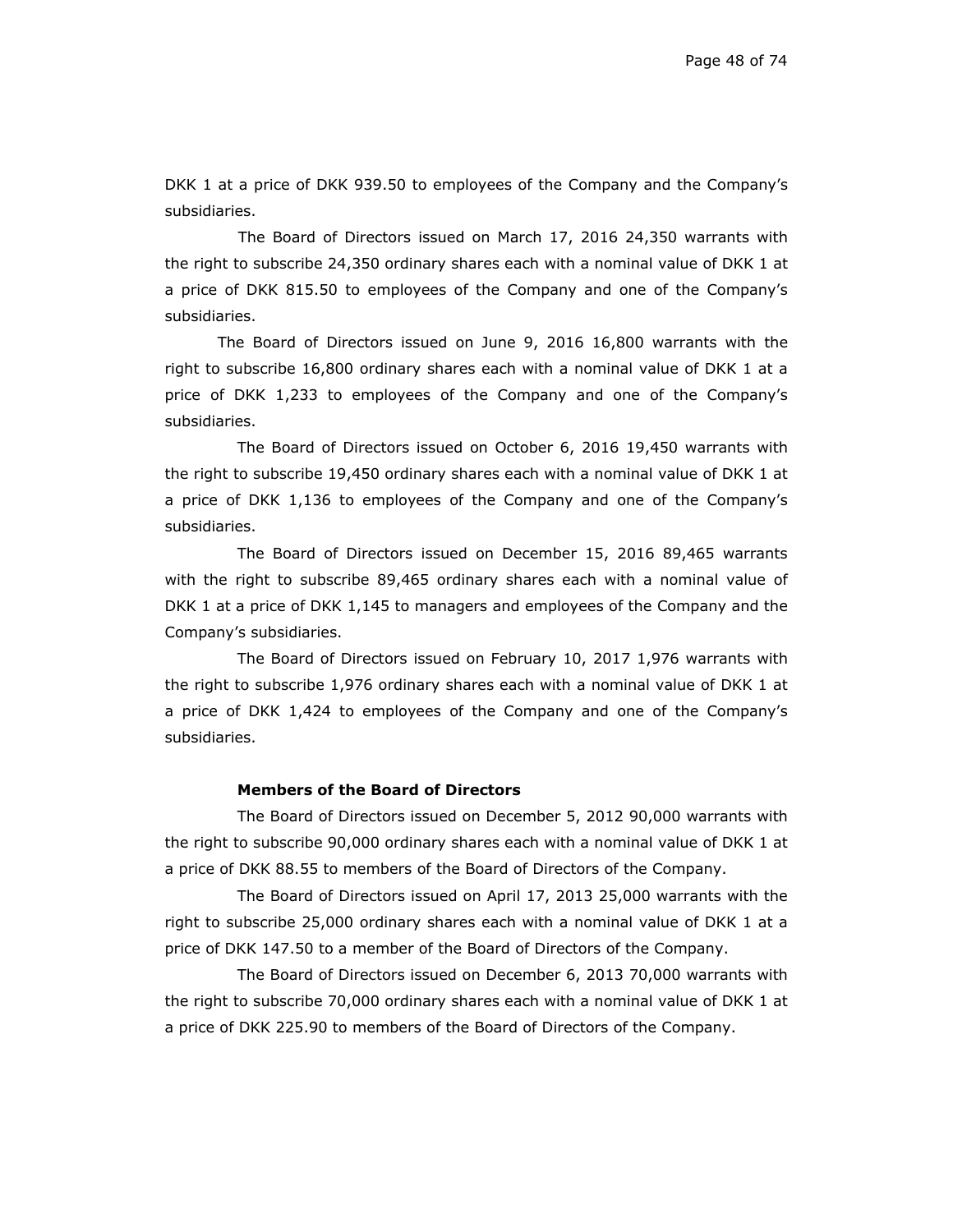DKK 1 at a price of DKK 939.50 to employees of the Company and the Company's subsidiaries.

The Board of Directors issued on March 17, 2016 24,350 warrants with the right to subscribe 24,350 ordinary shares each with a nominal value of DKK 1 at a price of DKK 815.50 to employees of the Company and one of the Company's subsidiaries.

The Board of Directors issued on June 9, 2016 16,800 warrants with the right to subscribe 16,800 ordinary shares each with a nominal value of DKK 1 at a price of DKK 1,233 to employees of the Company and one of the Company's subsidiaries.

The Board of Directors issued on October 6, 2016 19,450 warrants with the right to subscribe 19,450 ordinary shares each with a nominal value of DKK 1 at a price of DKK 1,136 to employees of the Company and one of the Company's subsidiaries.

The Board of Directors issued on December 15, 2016 89,465 warrants with the right to subscribe 89,465 ordinary shares each with a nominal value of DKK 1 at a price of DKK 1,145 to managers and employees of the Company and the Company's subsidiaries.

The Board of Directors issued on February 10, 2017 1,976 warrants with the right to subscribe 1,976 ordinary shares each with a nominal value of DKK 1 at a price of DKK 1,424 to employees of the Company and one of the Company's subsidiaries.

**Members of the Board of Directors**

The Board of Directors issued on December 5, 2012 90,000 warrants with the right to subscribe 90,000 ordinary shares each with a nominal value of DKK 1 at a price of DKK 88.55 to members of the Board of Directors of the Company.

The Board of Directors issued on April 17, 2013 25,000 warrants with the right to subscribe 25,000 ordinary shares each with a nominal value of DKK 1 at a price of DKK 147.50 to a member of the Board of Directors of the Company.

The Board of Directors issued on December 6, 2013 70,000 warrants with the right to subscribe 70,000 ordinary shares each with a nominal value of DKK 1 at a price of DKK 225.90 to members of the Board of Directors of the Company.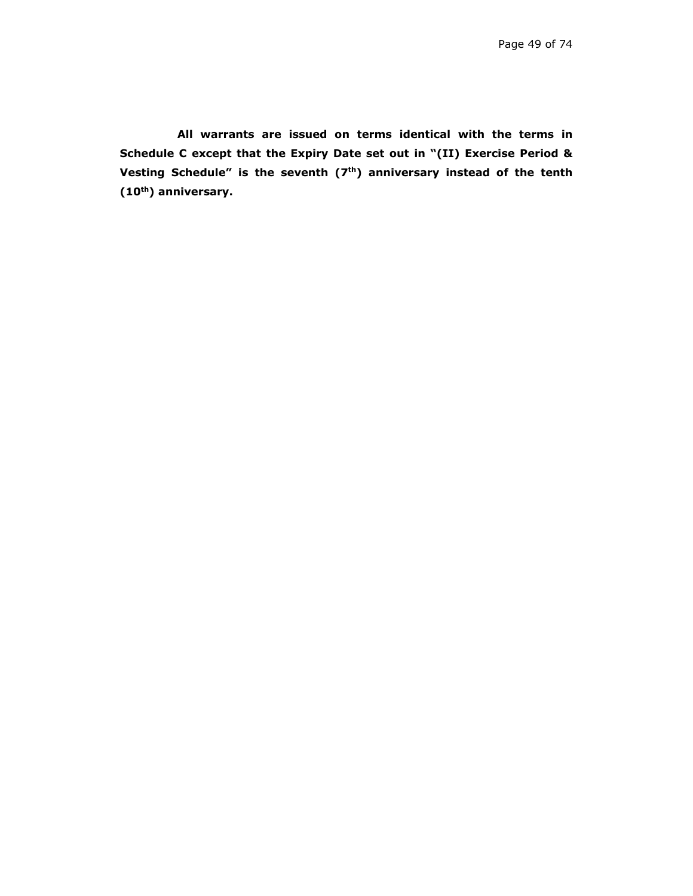**All warrants are issued on terms identical with the terms in Schedule C except that the Expiry Date set out in "(II) Exercise Period & Vesting Schedule" is the seventh (7th) anniversary instead of the tenth (10th) anniversary.**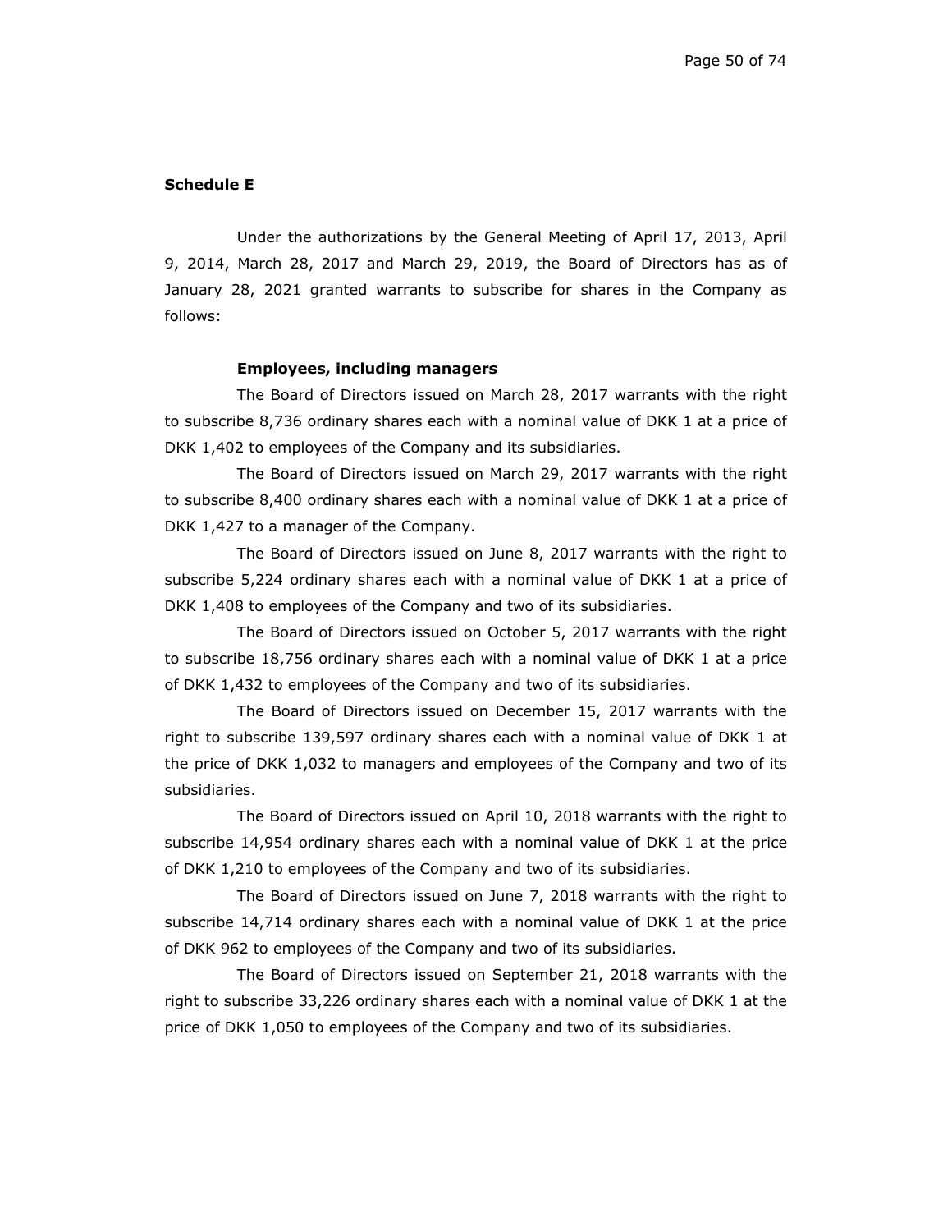**Schedule E**

Under the authorizations by the General Meeting of April 17, 2013, April 9, 2014, March 28, 2017 and March 29, 2019, the Board of Directors has as of January 28, 2021 granted warrants to subscribe for shares in the Company as follows:

**Employees, including managers**

The Board of Directors issued on March 28, 2017 warrants with the right to subscribe 8,736 ordinary shares each with a nominal value of DKK 1 at a price of DKK 1,402 to employees of the Company and its subsidiaries.

The Board of Directors issued on March 29, 2017 warrants with the right to subscribe 8,400 ordinary shares each with a nominal value of DKK 1 at a price of DKK 1,427 to a manager of the Company.

The Board of Directors issued on June 8, 2017 warrants with the right to subscribe 5,224 ordinary shares each with a nominal value of DKK 1 at a price of DKK 1,408 to employees of the Company and two of its subsidiaries.

The Board of Directors issued on October 5, 2017 warrants with the right to subscribe 18,756 ordinary shares each with a nominal value of DKK 1 at a price of DKK 1,432 to employees of the Company and two of its subsidiaries.

The Board of Directors issued on December 15, 2017 warrants with the right to subscribe 139,597 ordinary shares each with a nominal value of DKK 1 at the price of DKK 1,032 to managers and employees of the Company and two of its subsidiaries.

The Board of Directors issued on April 10, 2018 warrants with the right to subscribe 14,954 ordinary shares each with a nominal value of DKK 1 at the price of DKK 1,210 to employees of the Company and two of its subsidiaries.

The Board of Directors issued on June 7, 2018 warrants with the right to subscribe 14,714 ordinary shares each with a nominal value of DKK 1 at the price of DKK 962 to employees of the Company and two of its subsidiaries.

The Board of Directors issued on September 21, 2018 warrants with the right to subscribe 33,226 ordinary shares each with a nominal value of DKK 1 at the price of DKK 1,050 to employees of the Company and two of its subsidiaries.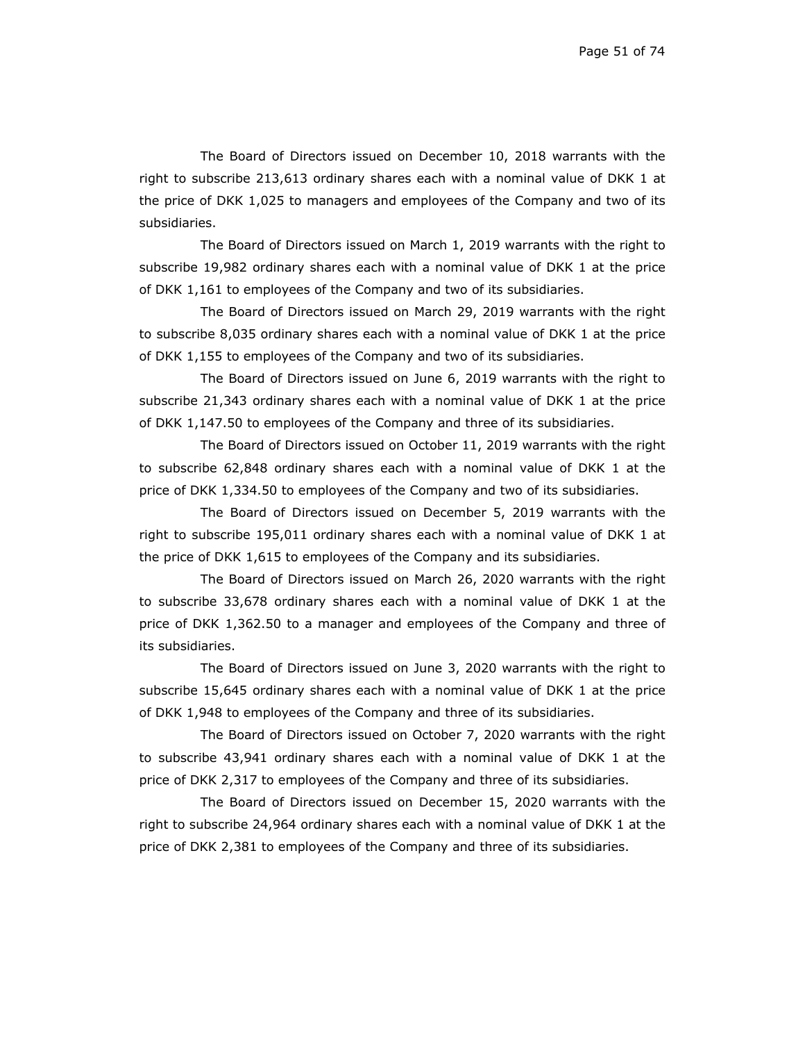The Board of Directors issued on December 10, 2018 warrants with the right to subscribe 213,613 ordinary shares each with a nominal value of DKK 1 at the price of DKK 1,025 to managers and employees of the Company and two of its subsidiaries.

The Board of Directors issued on March 1, 2019 warrants with the right to subscribe 19,982 ordinary shares each with a nominal value of DKK 1 at the price of DKK 1,161 to employees of the Company and two of its subsidiaries.

The Board of Directors issued on March 29, 2019 warrants with the right to subscribe 8,035 ordinary shares each with a nominal value of DKK 1 at the price of DKK 1,155 to employees of the Company and two of its subsidiaries.

The Board of Directors issued on June 6, 2019 warrants with the right to subscribe 21,343 ordinary shares each with a nominal value of DKK 1 at the price of DKK 1,147.50 to employees of the Company and three of its subsidiaries.

The Board of Directors issued on October 11, 2019 warrants with the right to subscribe 62,848 ordinary shares each with a nominal value of DKK 1 at the price of DKK 1,334.50 to employees of the Company and two of its subsidiaries.

The Board of Directors issued on December 5, 2019 warrants with the right to subscribe 195,011 ordinary shares each with a nominal value of DKK 1 at the price of DKK 1,615 to employees of the Company and its subsidiaries.

The Board of Directors issued on March 26, 2020 warrants with the right to subscribe 33,678 ordinary shares each with a nominal value of DKK 1 at the price of DKK 1,362.50 to a manager and employees of the Company and three of its subsidiaries.

The Board of Directors issued on June 3, 2020 warrants with the right to subscribe 15,645 ordinary shares each with a nominal value of DKK 1 at the price of DKK 1,948 to employees of the Company and three of its subsidiaries.

The Board of Directors issued on October 7, 2020 warrants with the right to subscribe 43,941 ordinary shares each with a nominal value of DKK 1 at the price of DKK 2,317 to employees of the Company and three of its subsidiaries.

The Board of Directors issued on December 15, 2020 warrants with the right to subscribe 24,964 ordinary shares each with a nominal value of DKK 1 at the price of DKK 2,381 to employees of the Company and three of its subsidiaries.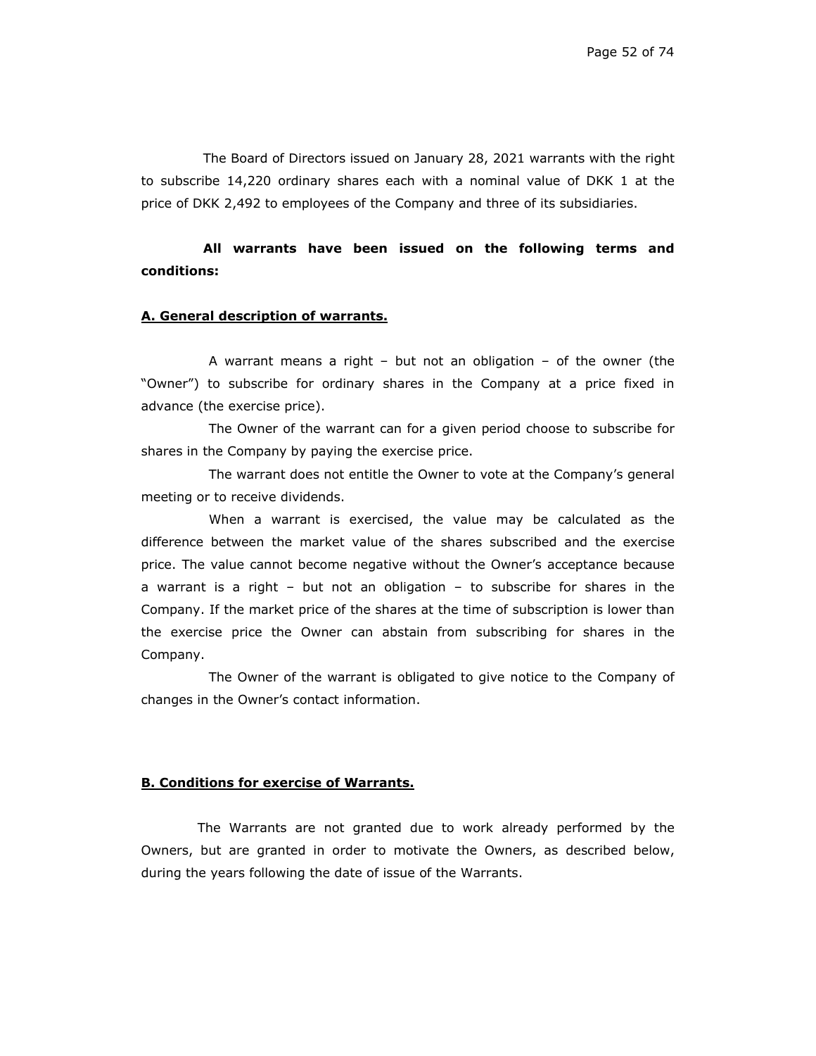The Board of Directors issued on January 28, 2021 warrants with the right to subscribe 14,220 ordinary shares each with a nominal value of DKK 1 at the price of DKK 2,492 to employees of the Company and three of its subsidiaries.

**All warrants have been issued on the following terms and conditions:**

**A. General description of warrants.**

A warrant means a right – but not an obligation – of the owner (the "Owner") to subscribe for ordinary shares in the Company at a price fixed in advance (the exercise price).

The Owner of the warrant can for a given period choose to subscribe for shares in the Company by paying the exercise price.

The warrant does not entitle the Owner to vote at the Company's general meeting or to receive dividends.

When a warrant is exercised, the value may be calculated as the difference between the market value of the shares subscribed and the exercise price. The value cannot become negative without the Owner's acceptance because a warrant is a right – but not an obligation – to subscribe for shares in the Company. If the market price of the shares at the time of subscription is lower than the exercise price the Owner can abstain from subscribing for shares in the Company.

The Owner of the warrant is obligated to give notice to the Company of changes in the Owner's contact information.

**B. Conditions for exercise of Warrants.**

The Warrants are not granted due to work already performed by the Owners, but are granted in order to motivate the Owners, as described below, during the years following the date of issue of the Warrants.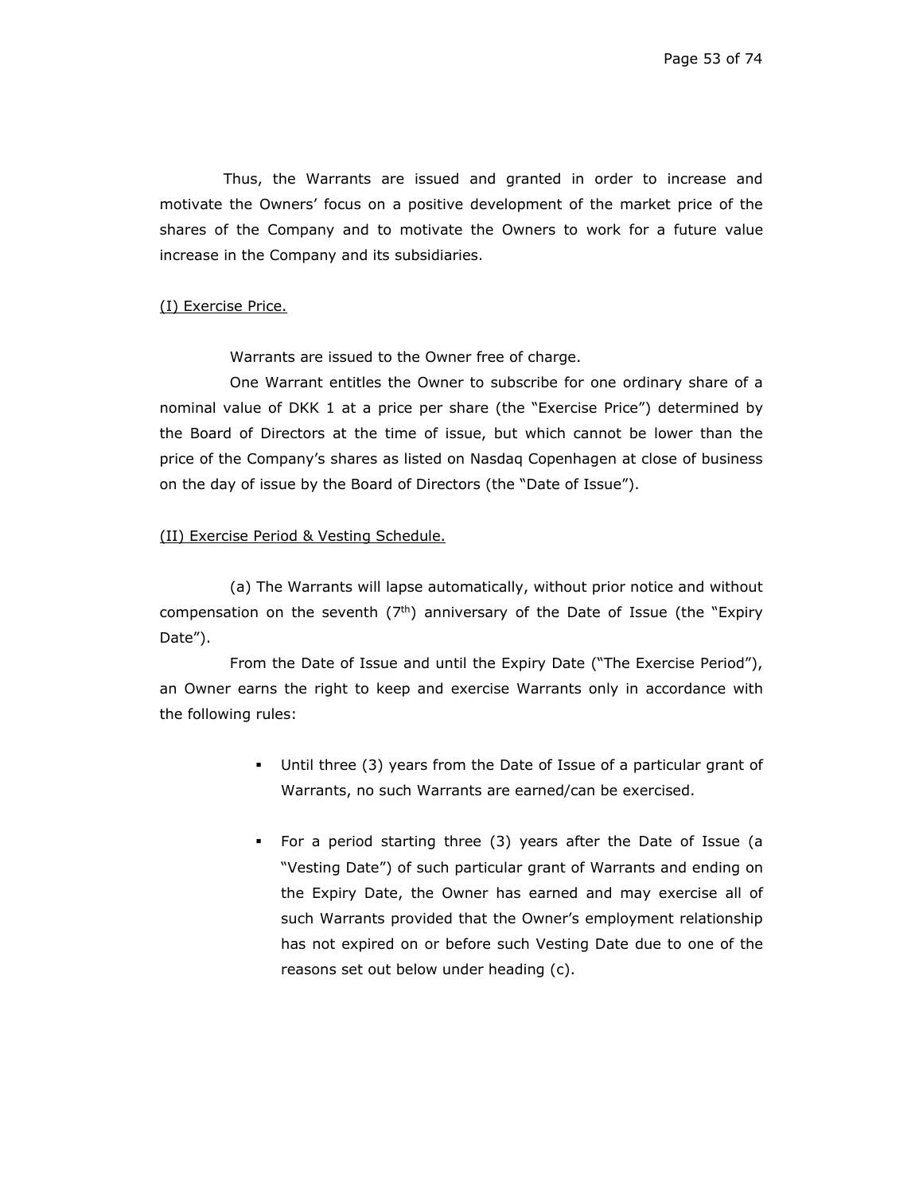Thus, the Warrants are issued and granted in order to increase and motivate the Owners' focus on a positive development of the market price of the shares of the Company and to motivate the Owners to work for a future value increase in the Company and its subsidiaries.

(I) Exercise Price.

Warrants are issued to the Owner free of charge.

One Warrant entitles the Owner to subscribe for one ordinary share of a nominal value of DKK 1 at a price per share (the "Exercise Price") determined by the Board of Directors at the time of issue, but which cannot be lower than the price of the Company's shares as listed on Nasdaq Copenhagen at close of business on the day of issue by the Board of Directors (the "Date of Issue").

(II) Exercise Period & Vesting Schedule.

(a) The Warrants will lapse automatically, without prior notice and without compensation on the seventh (7th) anniversary of the Date of Issue (the "Expiry Date").

From the Date of Issue and until the Expiry Date ("The Exercise Period"), an Owner earns the right to keep and exercise Warrants only in accordance with the following rules:

- Until three (3) years from the Date of Issue of a particular grant of Warrants, no such Warrants are earned/can be exercised.
- For a period starting three (3) years after the Date of Issue (a "Vesting Date") of such particular grant of Warrants and ending on the Expiry Date, the Owner has earned and may exercise all of such Warrants provided that the Owner's employment relationship has not expired on or before such Vesting Date due to one of the reasons set out below under heading (c).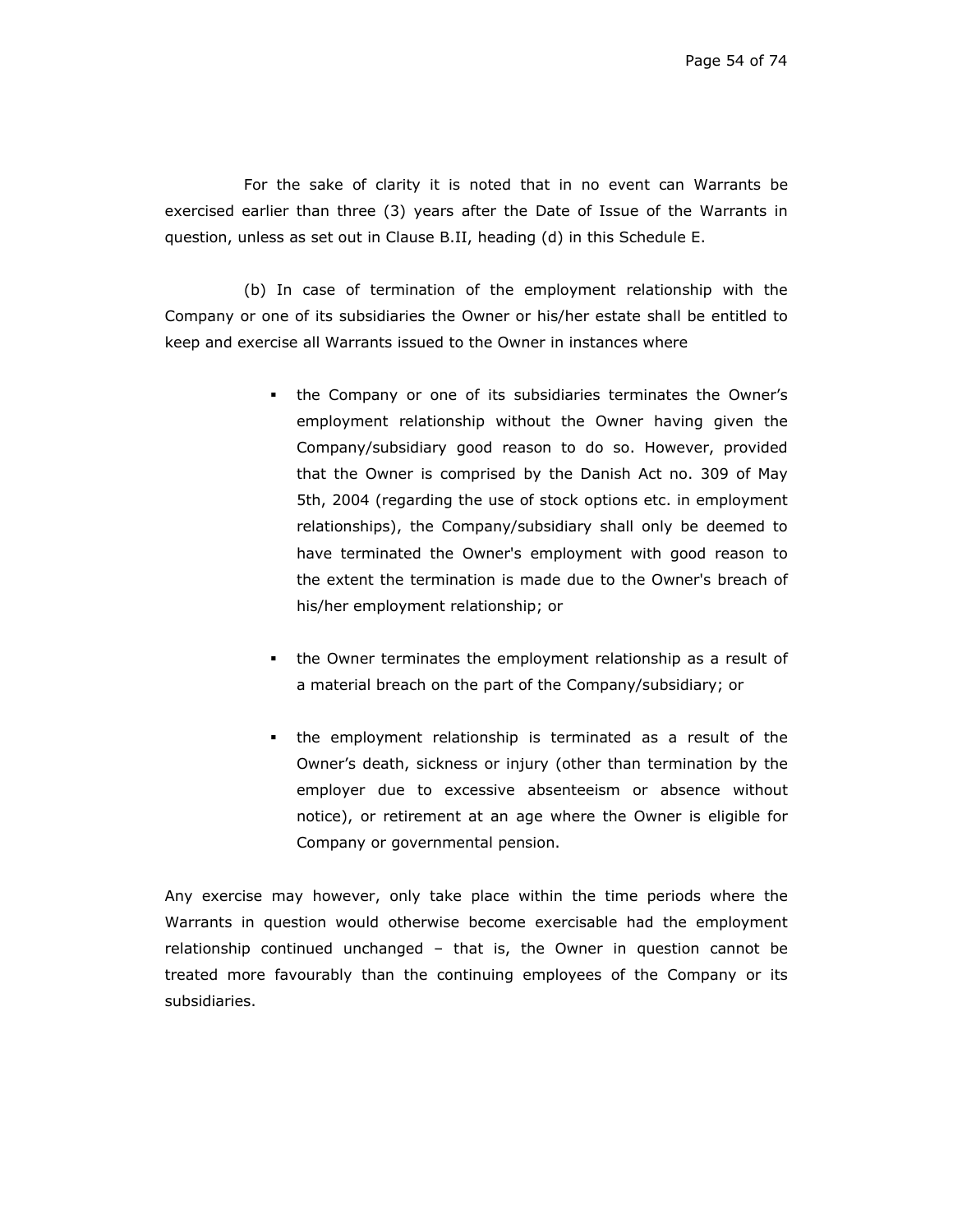For the sake of clarity it is noted that in no event can Warrants be exercised earlier than three (3) years after the Date of Issue of the Warrants in question, unless as set out in Clause B.II, heading (d) in this Schedule E.

(b) In case of termination of the employment relationship with the Company or one of its subsidiaries the Owner or his/her estate shall be entitled to keep and exercise all Warrants issued to the Owner in instances where

- the Company or one of its subsidiaries terminates the Owner's employment relationship without the Owner having given the Company/subsidiary good reason to do so. However, provided that the Owner is comprised by the Danish Act no. 309 of May 5th, 2004 (regarding the use of stock options etc. in employment relationships), the Company/subsidiary shall only be deemed to have terminated the Owner's employment with good reason to the extent the termination is made due to the Owner's breach of his/her employment relationship; or

- the Owner terminates the employment relationship as a result of a material breach on the part of the Company/subsidiary; or

- the employment relationship is terminated as a result of the Owner's death, sickness or injury (other than termination by the employer due to excessive absenteeism or absence without notice), or retirement at an age where the Owner is eligible for Company or governmental pension.

Any exercise may however, only take place within the time periods where the Warrants in question would otherwise become exercisable had the employment relationship continued unchanged – that is, the Owner in question cannot be treated more favourably than the continuing employees of the Company or its subsidiaries.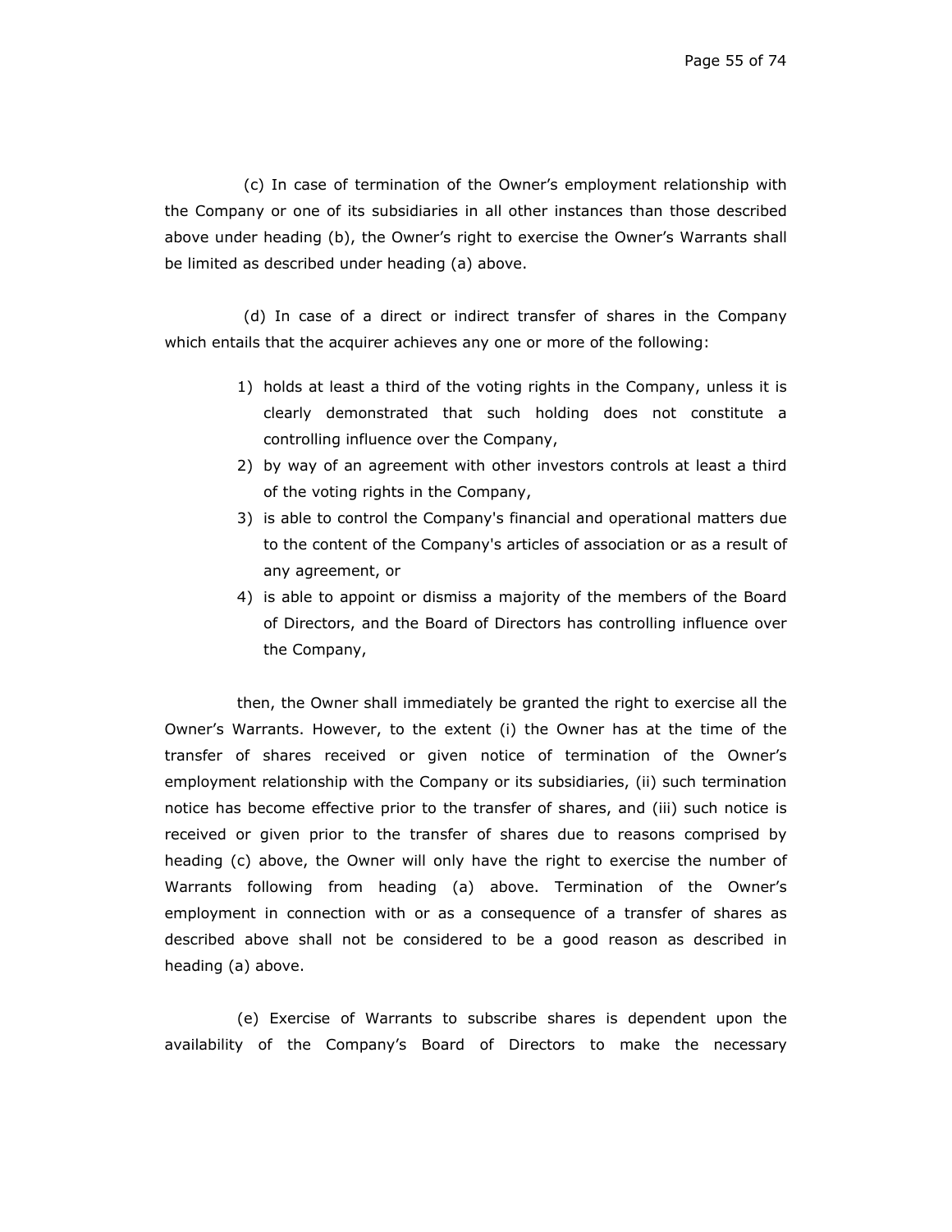(c) In case of termination of the Owner's employment relationship with the Company or one of its subsidiaries in all other instances than those described above under heading (b), the Owner's right to exercise the Owner's Warrants shall be limited as described under heading (a) above.

(d) In case of a direct or indirect transfer of shares in the Company which entails that the acquirer achieves any one or more of the following:

1) holds at least a third of the voting rights in the Company, unless it is clearly demonstrated that such holding does not constitute a controlling influence over the Company,
2) by way of an agreement with other investors controls at least a third of the voting rights in the Company,
3) is able to control the Company's financial and operational matters due to the content of the Company's articles of association or as a result of any agreement, or
4) is able to appoint or dismiss a majority of the members of the Board of Directors, and the Board of Directors has controlling influence over the Company,

then, the Owner shall immediately be granted the right to exercise all the Owner's Warrants. However, to the extent (i) the Owner has at the time of the transfer of shares received or given notice of termination of the Owner's employment relationship with the Company or its subsidiaries, (ii) such termination notice has become effective prior to the transfer of shares, and (iii) such notice is received or given prior to the transfer of shares due to reasons comprised by heading (c) above, the Owner will only have the right to exercise the number of Warrants following from heading (a) above. Termination of the Owner's employment in connection with or as a consequence of a transfer of shares as described above shall not be considered to be a good reason as described in heading (a) above.

(e) Exercise of Warrants to subscribe shares is dependent upon the availability of the Company's Board of Directors to make the necessary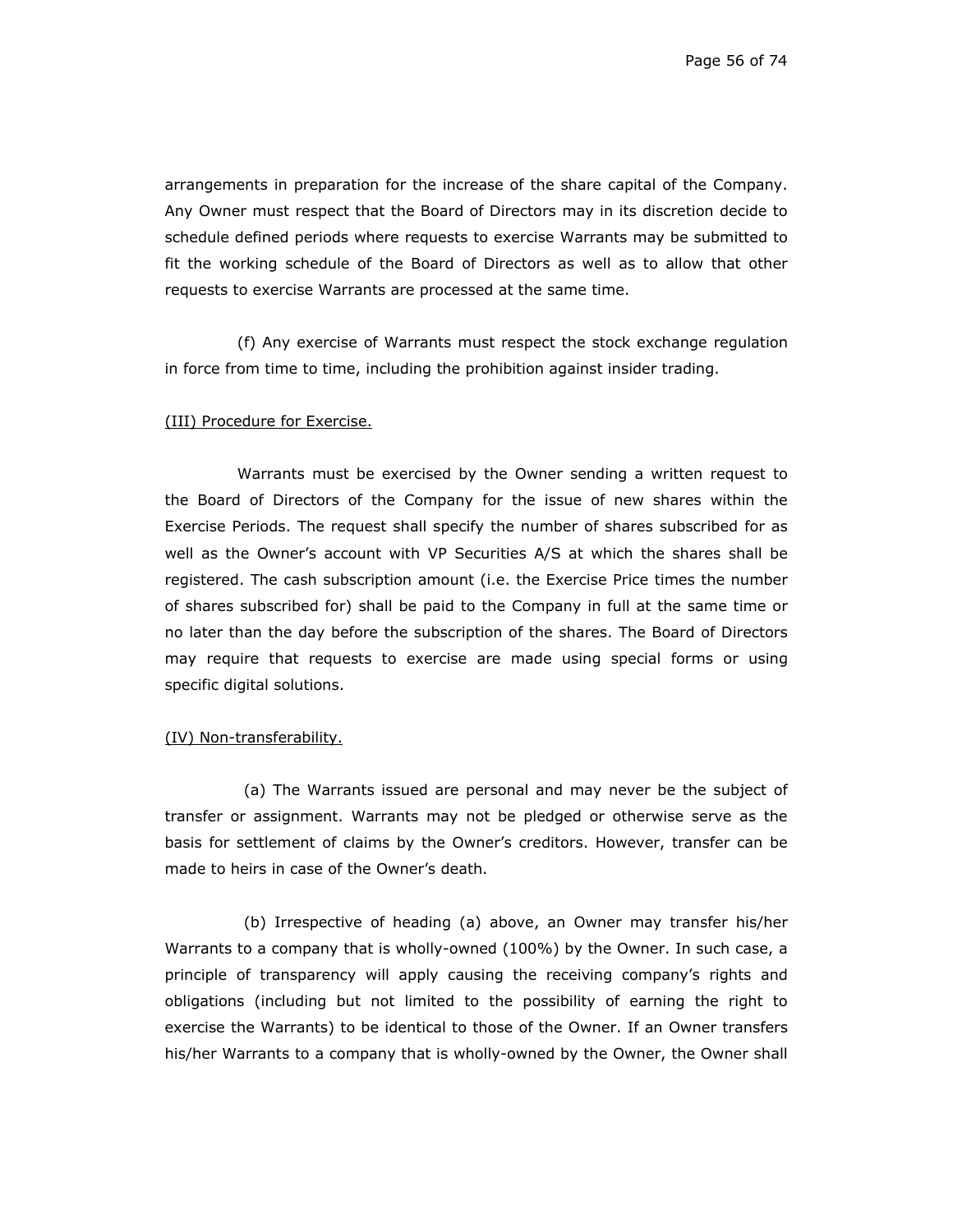arrangements in preparation for the increase of the share capital of the Company. Any Owner must respect that the Board of Directors may in its discretion decide to schedule defined periods where requests to exercise Warrants may be submitted to fit the working schedule of the Board of Directors as well as to allow that other requests to exercise Warrants are processed at the same time.

(f) Any exercise of Warrants must respect the stock exchange regulation in force from time to time, including the prohibition against insider trading.

<u>(III) Procedure for Exercise.</u>

Warrants must be exercised by the Owner sending a written request to the Board of Directors of the Company for the issue of new shares within the Exercise Periods. The request shall specify the number of shares subscribed for as well as the Owner's account with VP Securities A/S at which the shares shall be registered. The cash subscription amount (i.e. the Exercise Price times the number of shares subscribed for) shall be paid to the Company in full at the same time or no later than the day before the subscription of the shares. The Board of Directors may require that requests to exercise are made using special forms or using specific digital solutions.

<u>(IV) Non-transferability.</u>

(a) The Warrants issued are personal and may never be the subject of transfer or assignment. Warrants may not be pledged or otherwise serve as the basis for settlement of claims by the Owner's creditors. However, transfer can be made to heirs in case of the Owner's death.

(b) Irrespective of heading (a) above, an Owner may transfer his/her Warrants to a company that is wholly-owned (100%) by the Owner. In such case, a principle of transparency will apply causing the receiving company's rights and obligations (including but not limited to the possibility of earning the right to exercise the Warrants) to be identical to those of the Owner. If an Owner transfers his/her Warrants to a company that is wholly-owned by the Owner, the Owner shall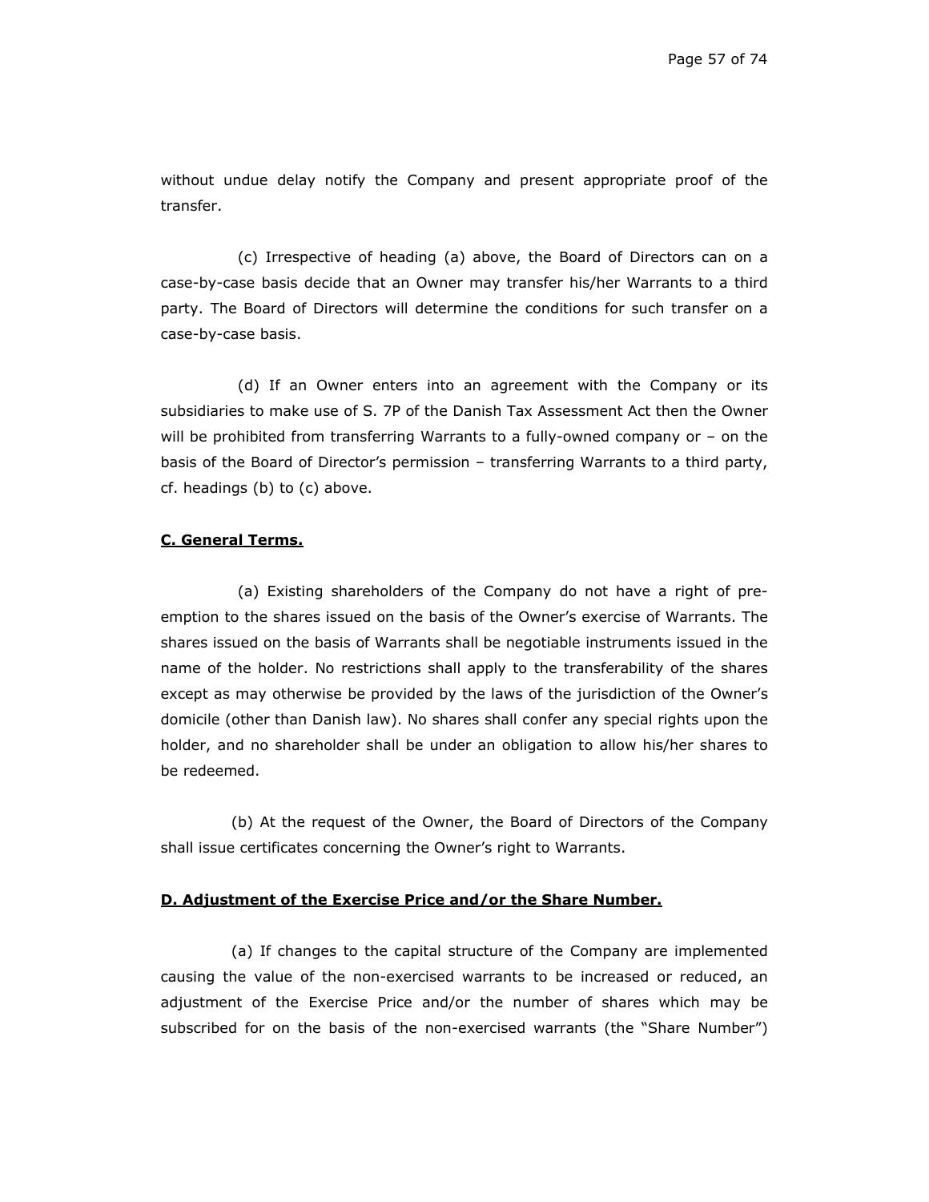without undue delay notify the Company and present appropriate proof of the transfer.

(c) Irrespective of heading (a) above, the Board of Directors can on a case-by-case basis decide that an Owner may transfer his/her Warrants to a third party. The Board of Directors will determine the conditions for such transfer on a case-by-case basis.

(d) If an Owner enters into an agreement with the Company or its subsidiaries to make use of S. 7P of the Danish Tax Assessment Act then the Owner will be prohibited from transferring Warrants to a fully-owned company or – on the basis of the Board of Director's permission – transferring Warrants to a third party, cf. headings (b) to (c) above.

**C. General Terms.**

(a) Existing shareholders of the Company do not have a right of pre-emption to the shares issued on the basis of the Owner's exercise of Warrants. The shares issued on the basis of Warrants shall be negotiable instruments issued in the name of the holder. No restrictions shall apply to the transferability of the shares except as may otherwise be provided by the laws of the jurisdiction of the Owner's domicile (other than Danish law). No shares shall confer any special rights upon the holder, and no shareholder shall be under an obligation to allow his/her shares to be redeemed.

(b) At the request of the Owner, the Board of Directors of the Company shall issue certificates concerning the Owner's right to Warrants.

**D. Adjustment of the Exercise Price and/or the Share Number.**

(a) If changes to the capital structure of the Company are implemented causing the value of the non-exercised warrants to be increased or reduced, an adjustment of the Exercise Price and/or the number of shares which may be subscribed for on the basis of the non-exercised warrants (the "Share Number")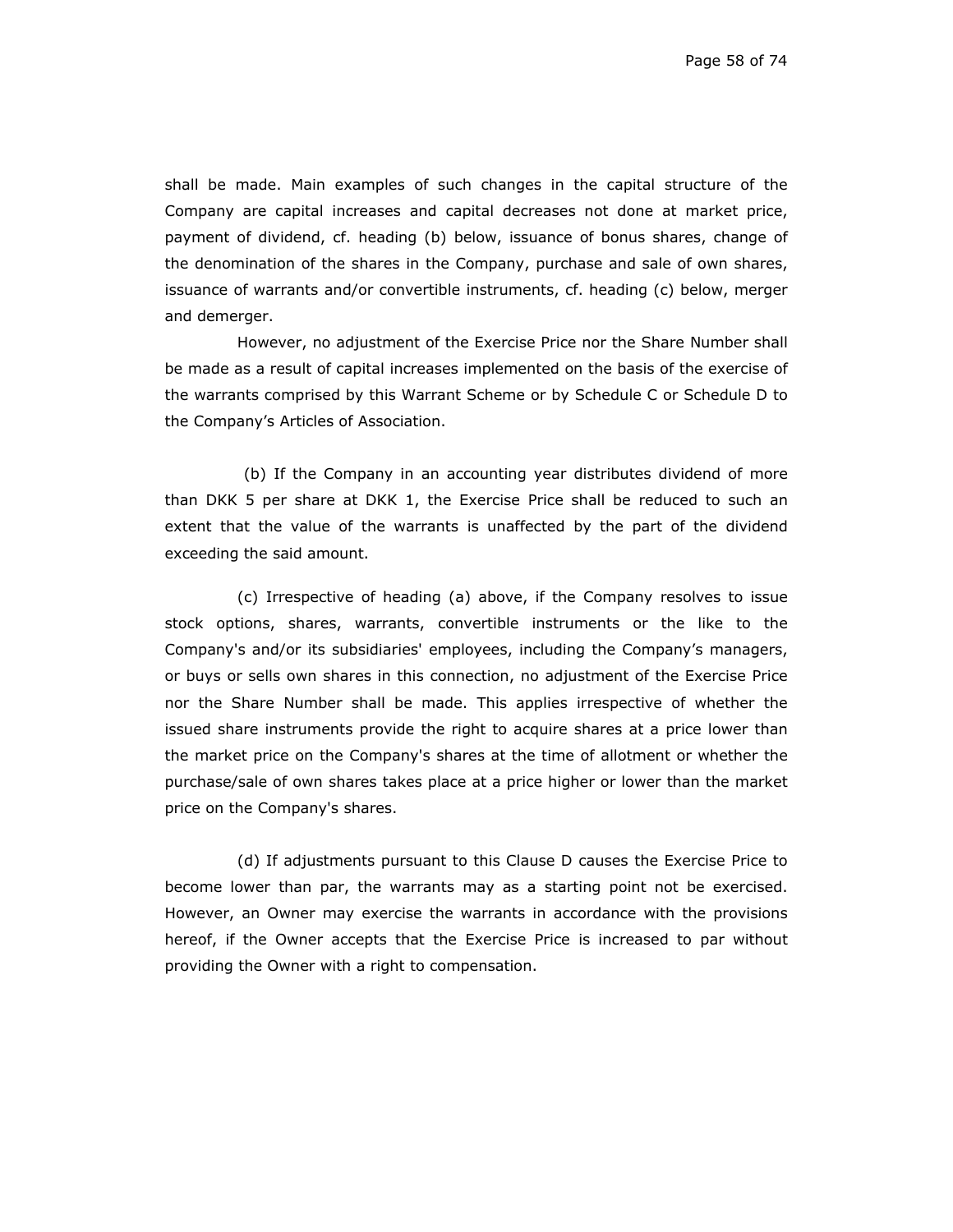shall be made. Main examples of such changes in the capital structure of the Company are capital increases and capital decreases not done at market price, payment of dividend, cf. heading (b) below, issuance of bonus shares, change of the denomination of the shares in the Company, purchase and sale of own shares, issuance of warrants and/or convertible instruments, cf. heading (c) below, merger and demerger.

However, no adjustment of the Exercise Price nor the Share Number shall be made as a result of capital increases implemented on the basis of the exercise of the warrants comprised by this Warrant Scheme or by Schedule C or Schedule D to the Company's Articles of Association.

(b) If the Company in an accounting year distributes dividend of more than DKK 5 per share at DKK 1, the Exercise Price shall be reduced to such an extent that the value of the warrants is unaffected by the part of the dividend exceeding the said amount.

(c) Irrespective of heading (a) above, if the Company resolves to issue stock options, shares, warrants, convertible instruments or the like to the Company's and/or its subsidiaries' employees, including the Company's managers, or buys or sells own shares in this connection, no adjustment of the Exercise Price nor the Share Number shall be made. This applies irrespective of whether the issued share instruments provide the right to acquire shares at a price lower than the market price on the Company's shares at the time of allotment or whether the purchase/sale of own shares takes place at a price higher or lower than the market price on the Company's shares.

(d) If adjustments pursuant to this Clause D causes the Exercise Price to become lower than par, the warrants may as a starting point not be exercised. However, an Owner may exercise the warrants in accordance with the provisions hereof, if the Owner accepts that the Exercise Price is increased to par without providing the Owner with a right to compensation.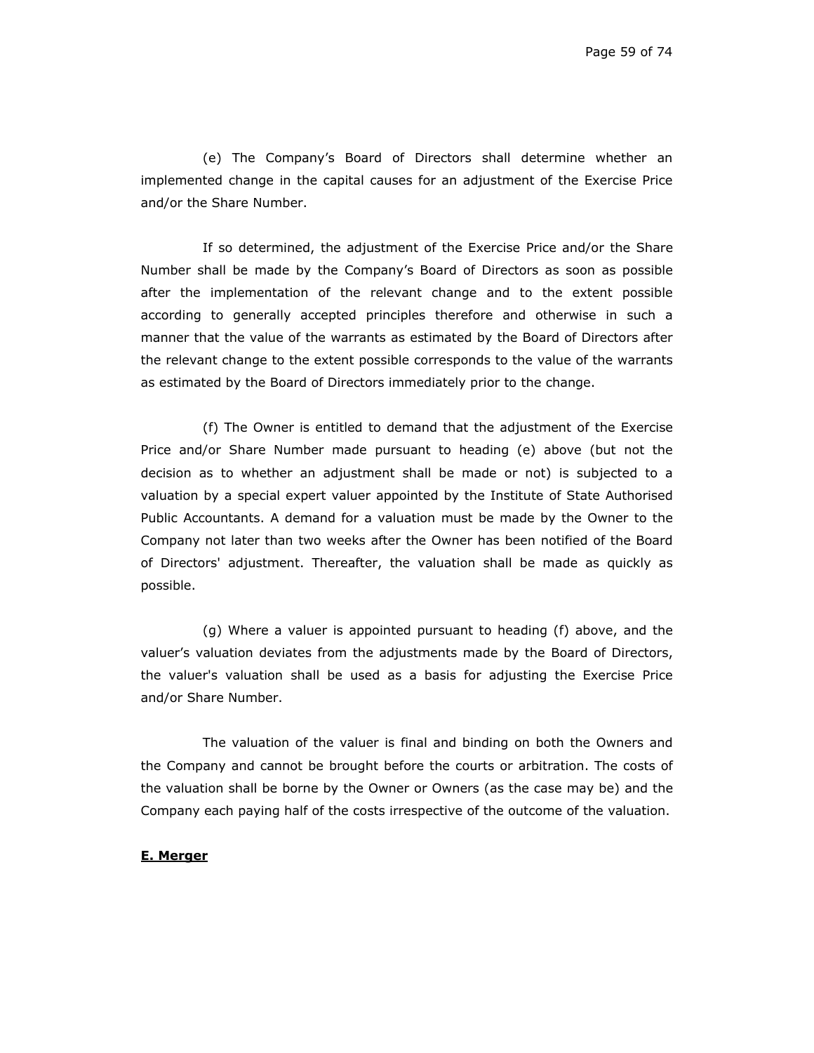(e) The Company's Board of Directors shall determine whether an implemented change in the capital causes for an adjustment of the Exercise Price and/or the Share Number.

If so determined, the adjustment of the Exercise Price and/or the Share Number shall be made by the Company's Board of Directors as soon as possible after the implementation of the relevant change and to the extent possible according to generally accepted principles therefore and otherwise in such a manner that the value of the warrants as estimated by the Board of Directors after the relevant change to the extent possible corresponds to the value of the warrants as estimated by the Board of Directors immediately prior to the change.

(f) The Owner is entitled to demand that the adjustment of the Exercise Price and/or Share Number made pursuant to heading (e) above (but not the decision as to whether an adjustment shall be made or not) is subjected to a valuation by a special expert valuer appointed by the Institute of State Authorised Public Accountants. A demand for a valuation must be made by the Owner to the Company not later than two weeks after the Owner has been notified of the Board of Directors' adjustment. Thereafter, the valuation shall be made as quickly as possible.

(g) Where a valuer is appointed pursuant to heading (f) above, and the valuer's valuation deviates from the adjustments made by the Board of Directors, the valuer's valuation shall be used as a basis for adjusting the Exercise Price and/or Share Number.

The valuation of the valuer is final and binding on both the Owners and the Company and cannot be brought before the courts or arbitration. The costs of the valuation shall be borne by the Owner or Owners (as the case may be) and the Company each paying half of the costs irrespective of the outcome of the valuation.

**E. Merger**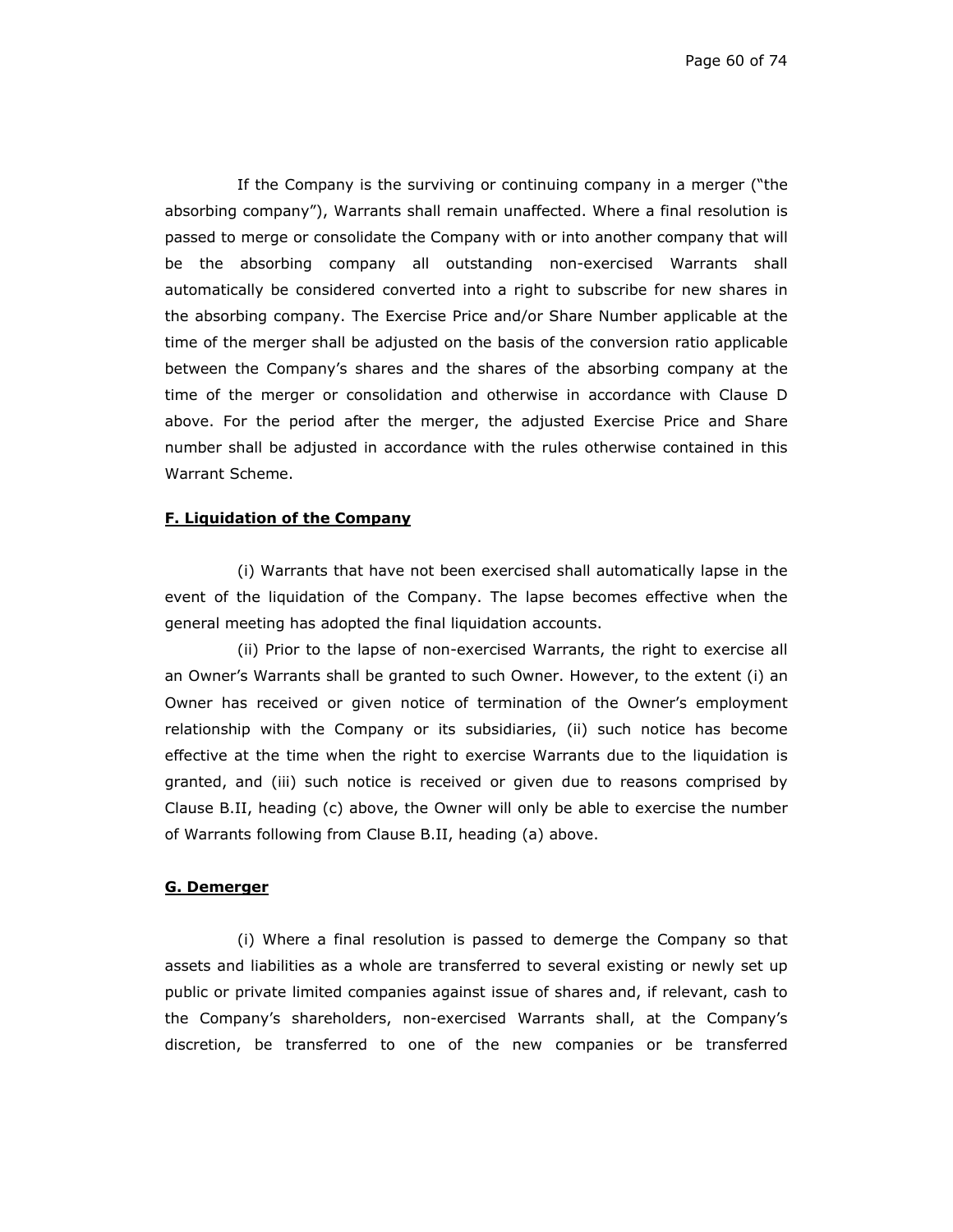If the Company is the surviving or continuing company in a merger ("the absorbing company"), Warrants shall remain unaffected. Where a final resolution is passed to merge or consolidate the Company with or into another company that will be the absorbing company all outstanding non-exercised Warrants shall automatically be considered converted into a right to subscribe for new shares in the absorbing company. The Exercise Price and/or Share Number applicable at the time of the merger shall be adjusted on the basis of the conversion ratio applicable between the Company's shares and the shares of the absorbing company at the time of the merger or consolidation and otherwise in accordance with Clause D above. For the period after the merger, the adjusted Exercise Price and Share number shall be adjusted in accordance with the rules otherwise contained in this Warrant Scheme.

**F. Liquidation of the Company**

(i) Warrants that have not been exercised shall automatically lapse in the event of the liquidation of the Company. The lapse becomes effective when the general meeting has adopted the final liquidation accounts.

(ii) Prior to the lapse of non-exercised Warrants, the right to exercise all an Owner's Warrants shall be granted to such Owner. However, to the extent (i) an Owner has received or given notice of termination of the Owner's employment relationship with the Company or its subsidiaries, (ii) such notice has become effective at the time when the right to exercise Warrants due to the liquidation is granted, and (iii) such notice is received or given due to reasons comprised by Clause B.II, heading (c) above, the Owner will only be able to exercise the number of Warrants following from Clause B.II, heading (a) above.

**G. Demerger**

(i) Where a final resolution is passed to demerge the Company so that assets and liabilities as a whole are transferred to several existing or newly set up public or private limited companies against issue of shares and, if relevant, cash to the Company's shareholders, non-exercised Warrants shall, at the Company's discretion, be transferred to one of the new companies or be transferred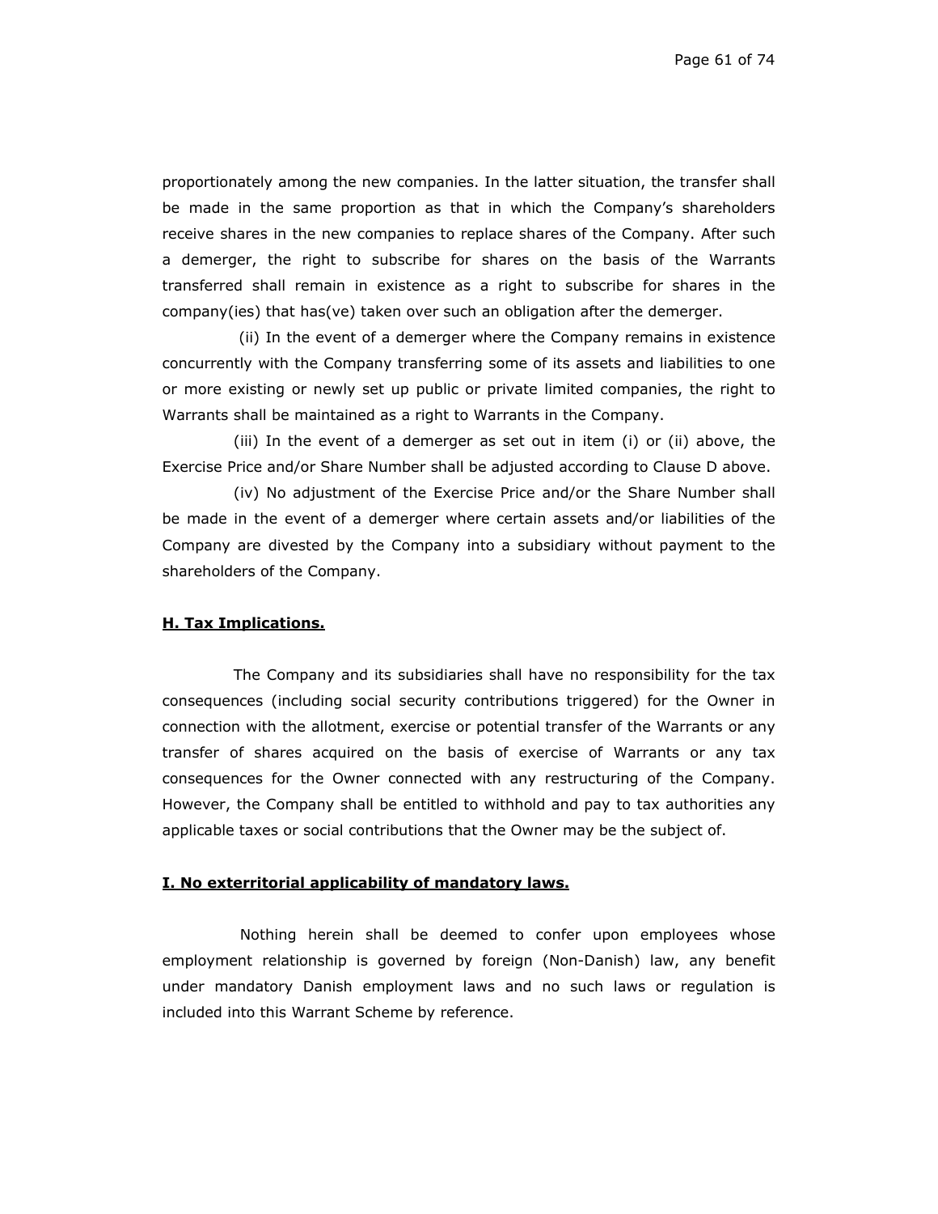proportionately among the new companies. In the latter situation, the transfer shall be made in the same proportion as that in which the Company's shareholders receive shares in the new companies to replace shares of the Company. After such a demerger, the right to subscribe for shares on the basis of the Warrants transferred shall remain in existence as a right to subscribe for shares in the company(ies) that has(ve) taken over such an obligation after the demerger.

(ii) In the event of a demerger where the Company remains in existence concurrently with the Company transferring some of its assets and liabilities to one or more existing or newly set up public or private limited companies, the right to Warrants shall be maintained as a right to Warrants in the Company.

(iii) In the event of a demerger as set out in item (i) or (ii) above, the Exercise Price and/or Share Number shall be adjusted according to Clause D above.

(iv) No adjustment of the Exercise Price and/or the Share Number shall be made in the event of a demerger where certain assets and/or liabilities of the Company are divested by the Company into a subsidiary without payment to the shareholders of the Company.

**H. Tax Implications.**

The Company and its subsidiaries shall have no responsibility for the tax consequences (including social security contributions triggered) for the Owner in connection with the allotment, exercise or potential transfer of the Warrants or any transfer of shares acquired on the basis of exercise of Warrants or any tax consequences for the Owner connected with any restructuring of the Company. However, the Company shall be entitled to withhold and pay to tax authorities any applicable taxes or social contributions that the Owner may be the subject of.

**I. No exerritorial applicability of mandatory laws.**

Nothing herein shall be deemed to confer upon employees whose employment relationship is governed by foreign (Non-Danish) law, any benefit under mandatory Danish employment laws and no such laws or regulation is included into this Warrant Scheme by reference.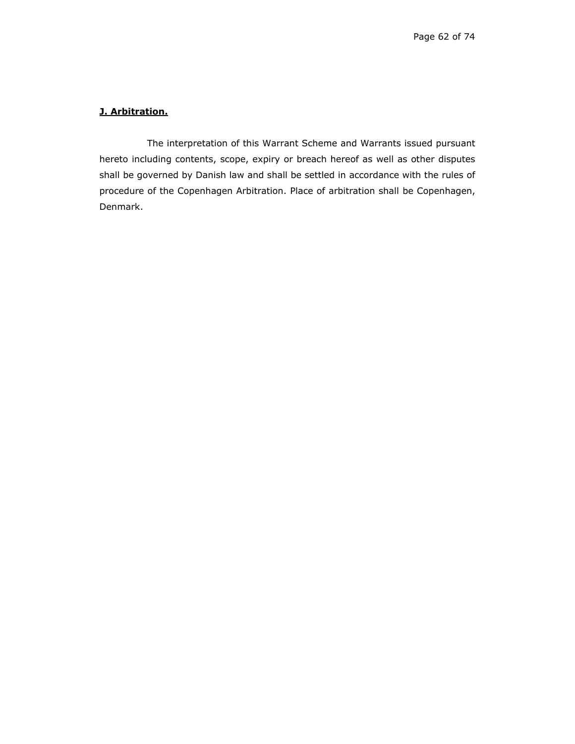**J. Arbitration.**

The interpretation of this Warrant Scheme and Warrants issued pursuant hereto including contents, scope, expiry or breach hereof as well as other disputes shall be governed by Danish law and shall be settled in accordance with the rules of procedure of the Copenhagen Arbitration. Place of arbitration shall be Copenhagen, Denmark.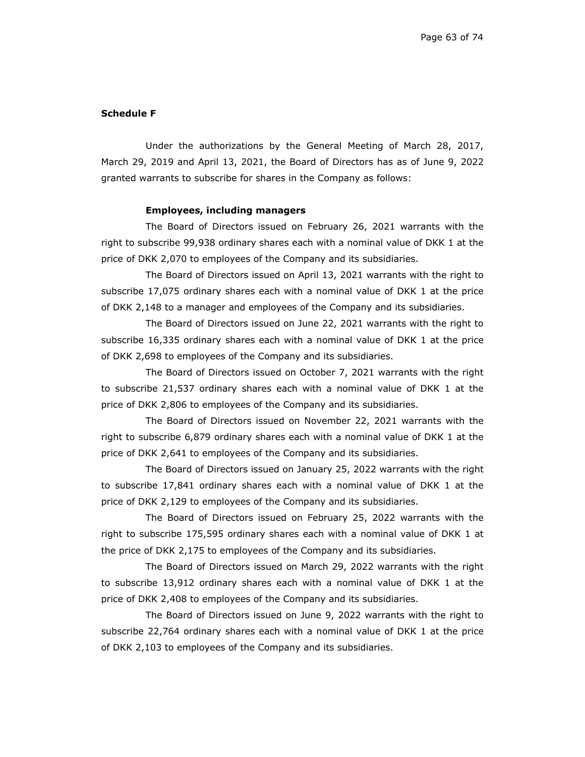**Schedule F**

Under the authorizations by the General Meeting of March 28, 2017, March 29, 2019 and April 13, 2021, the Board of Directors has as of June 9, 2022 granted warrants to subscribe for shares in the Company as follows:

**Employees, including managers**

The Board of Directors issued on February 26, 2021 warrants with the right to subscribe 99,938 ordinary shares each with a nominal value of DKK 1 at the price of DKK 2,070 to employees of the Company and its subsidiaries.

The Board of Directors issued on April 13, 2021 warrants with the right to subscribe 17,075 ordinary shares each with a nominal value of DKK 1 at the price of DKK 2,148 to a manager and employees of the Company and its subsidiaries.

The Board of Directors issued on June 22, 2021 warrants with the right to subscribe 16,335 ordinary shares each with a nominal value of DKK 1 at the price of DKK 2,698 to employees of the Company and its subsidiaries.

The Board of Directors issued on October 7, 2021 warrants with the right to subscribe 21,537 ordinary shares each with a nominal value of DKK 1 at the price of DKK 2,806 to employees of the Company and its subsidiaries.

The Board of Directors issued on November 22, 2021 warrants with the right to subscribe 6,879 ordinary shares each with a nominal value of DKK 1 at the price of DKK 2,641 to employees of the Company and its subsidiaries.

The Board of Directors issued on January 25, 2022 warrants with the right to subscribe 17,841 ordinary shares each with a nominal value of DKK 1 at the price of DKK 2,129 to employees of the Company and its subsidiaries.

The Board of Directors issued on February 25, 2022 warrants with the right to subscribe 175,595 ordinary shares each with a nominal value of DKK 1 at the price of DKK 2,175 to employees of the Company and its subsidiaries.

The Board of Directors issued on March 29, 2022 warrants with the right to subscribe 13,912 ordinary shares each with a nominal value of DKK 1 at the price of DKK 2,408 to employees of the Company and its subsidiaries.

The Board of Directors issued on June 9, 2022 warrants with the right to subscribe 22,764 ordinary shares each with a nominal value of DKK 1 at the price of DKK 2,103 to employees of the Company and its subsidiaries.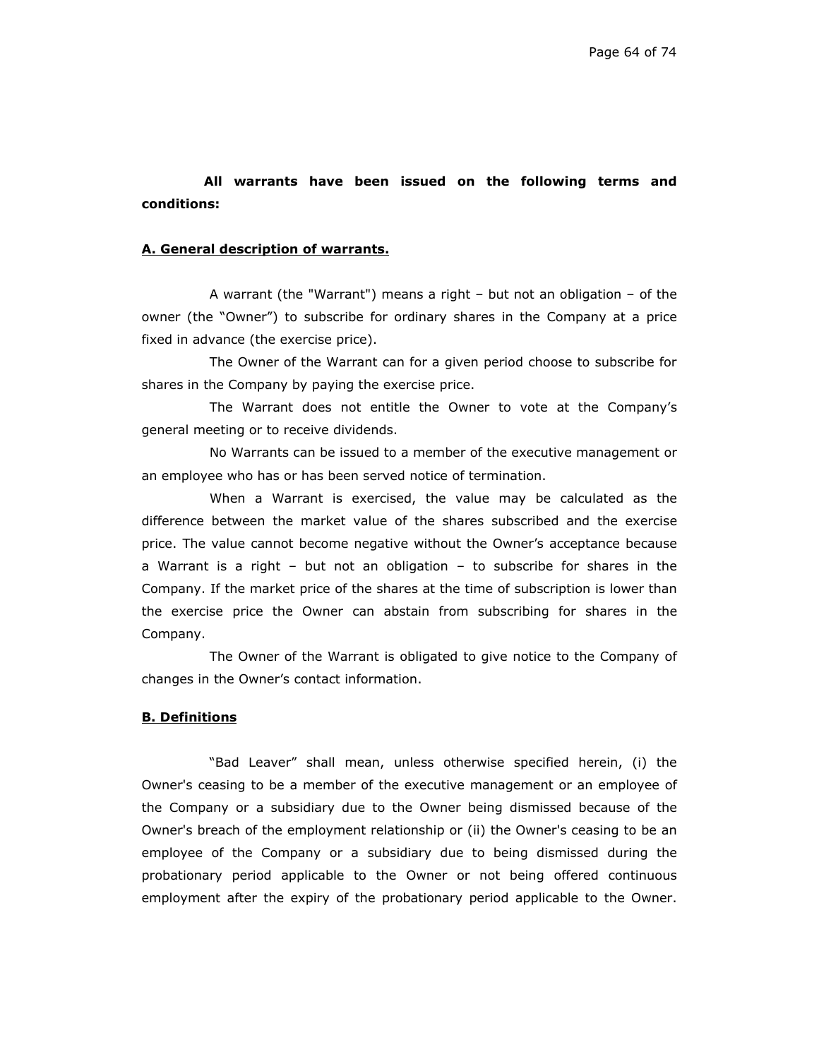**All warrants have been issued on the following terms and conditions:**

**A. General description of warrants.**

A warrant (the "Warrant") means a right – but not an obligation – of the owner (the "Owner") to subscribe for ordinary shares in the Company at a price fixed in advance (the exercise price).

The Owner of the Warrant can for a given period choose to subscribe for shares in the Company by paying the exercise price.

The Warrant does not entitle the Owner to vote at the Company's general meeting or to receive dividends.

No Warrants can be issued to a member of the executive management or an employee who has or has been served notice of termination.

When a Warrant is exercised, the value may be calculated as the difference between the market value of the shares subscribed and the exercise price. The value cannot become negative without the Owner's acceptance because a Warrant is a right – but not an obligation – to subscribe for shares in the Company. If the market price of the shares at the time of subscription is lower than the exercise price the Owner can abstain from subscribing for shares in the Company.

The Owner of the Warrant is obligated to give notice to the Company of changes in the Owner's contact information.

**B. Definitions**

"Bad Leaver" shall mean, unless otherwise specified herein, (i) the Owner's ceasing to be a member of the executive management or an employee of the Company or a subsidiary due to the Owner being dismissed because of the Owner's breach of the employment relationship or (ii) the Owner's ceasing to be an employee of the Company or a subsidiary due to being dismissed during the probationary period applicable to the Owner or not being offered continuous employment after the expiry of the probationary period applicable to the Owner.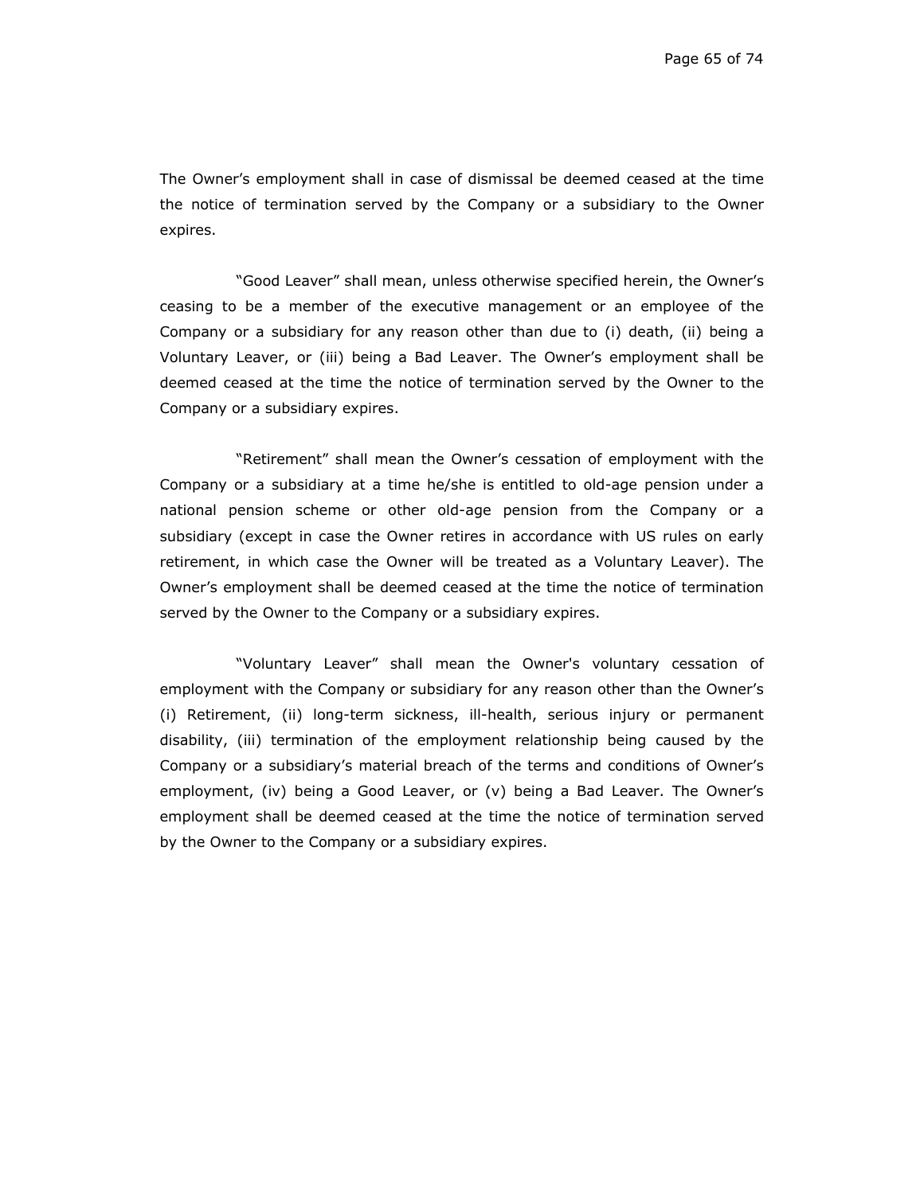The Owner’s employment shall in case of dismissal be deemed ceased at the time the notice of termination served by the Company or a subsidiary to the Owner expires.

“Good Leaver” shall mean, unless otherwise specified herein, the Owner’s ceasing to be a member of the executive management or an employee of the Company or a subsidiary for any reason other than due to (i) death, (ii) being a Voluntary Leaver, or (iii) being a Bad Leaver. The Owner’s employment shall be deemed ceased at the time the notice of termination served by the Owner to the Company or a subsidiary expires.

“Retirement” shall mean the Owner’s cessation of employment with the Company or a subsidiary at a time he/she is entitled to old-age pension under a national pension scheme or other old-age pension from the Company or a subsidiary (except in case the Owner retires in accordance with US rules on early retirement, in which case the Owner will be treated as a Voluntary Leaver). The Owner’s employment shall be deemed ceased at the time the notice of termination served by the Owner to the Company or a subsidiary expires.

“Voluntary Leaver” shall mean the Owner's voluntary cessation of employment with the Company or subsidiary for any reason other than the Owner’s (i) Retirement, (ii) long-term sickness, ill-health, serious injury or permanent disability, (iii) termination of the employment relationship being caused by the Company or a subsidiary’s material breach of the terms and conditions of Owner’s employment, (iv) being a Good Leaver, or (v) being a Bad Leaver. The Owner’s employment shall be deemed ceased at the time the notice of termination served by the Owner to the Company or a subsidiary expires.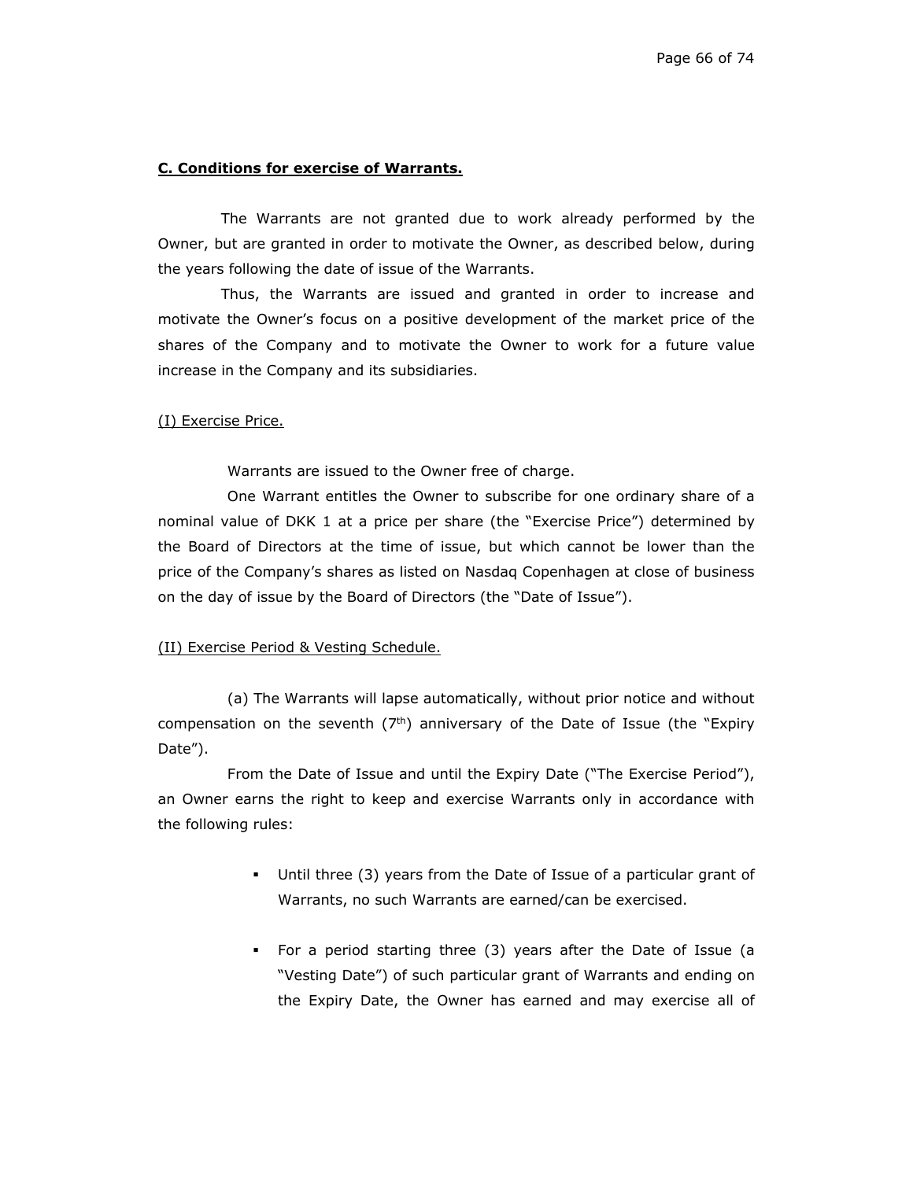**C. Conditions for exercise of Warrants.**

The Warrants are not granted due to work already performed by the Owner, but are granted in order to motivate the Owner, as described below, during the years following the date of issue of the Warrants.

Thus, the Warrants are issued and granted in order to increase and motivate the Owner's focus on a positive development of the market price of the shares of the Company and to motivate the Owner to work for a future value increase in the Company and its subsidiaries.

(I) Exercise Price.

Warrants are issued to the Owner free of charge.

One Warrant entitles the Owner to subscribe for one ordinary share of a nominal value of DKK 1 at a price per share (the "Exercise Price") determined by the Board of Directors at the time of issue, but which cannot be lower than the price of the Company's shares as listed on Nasdaq Copenhagen at close of business on the day of issue by the Board of Directors (the "Date of Issue").

(II) Exercise Period & Vesting Schedule.

(a) The Warrants will lapse automatically, without prior notice and without compensation on the seventh (7th) anniversary of the Date of Issue (the "Expiry Date").

From the Date of Issue and until the Expiry Date ("The Exercise Period"), an Owner earns the right to keep and exercise Warrants only in accordance with the following rules:

- Until three (3) years from the Date of Issue of a particular grant of Warrants, no such Warrants are earned/can be exercised.
- For a period starting three (3) years after the Date of Issue (a "Vesting Date") of such particular grant of Warrants and ending on the Expiry Date, the Owner has earned and may exercise all of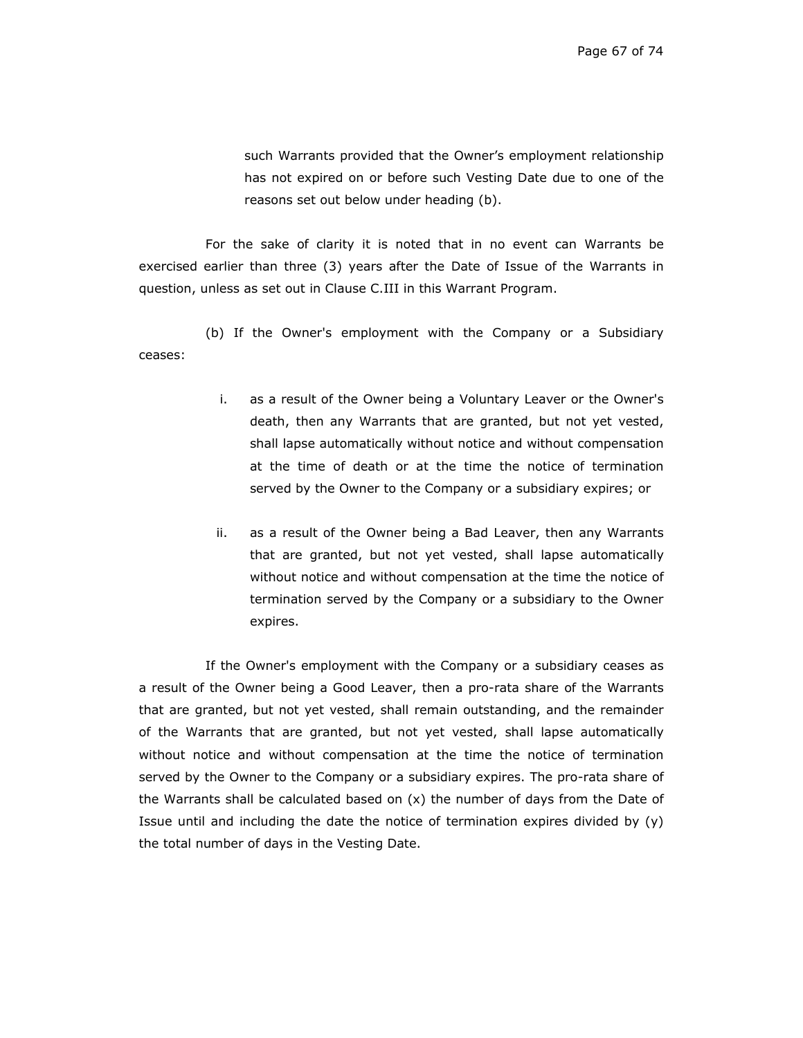such Warrants provided that the Owner's employment relationship has not expired on or before such Vesting Date due to one of the reasons set out below under heading (b).

For the sake of clarity it is noted that in no event can Warrants be exercised earlier than three (3) years after the Date of Issue of the Warrants in question, unless as set out in Clause C.III in this Warrant Program.

(b) If the Owner's employment with the Company or a Subsidiary ceases:

i. as a result of the Owner being a Voluntary Leaver or the Owner's death, then any Warrants that are granted, but not yet vested, shall lapse automatically without notice and without compensation at the time of death or at the time the notice of termination served by the Owner to the Company or a subsidiary expires; or

ii. as a result of the Owner being a Bad Leaver, then any Warrants that are granted, but not yet vested, shall lapse automatically without notice and without compensation at the time the notice of termination served by the Company or a subsidiary to the Owner expires.

If the Owner's employment with the Company or a subsidiary ceases as a result of the Owner being a Good Leaver, then a pro-rata share of the Warrants that are granted, but not yet vested, shall remain outstanding, and the remainder of the Warrants that are granted, but not yet vested, shall lapse automatically without notice and without compensation at the time the notice of termination served by the Owner to the Company or a subsidiary expires. The pro-rata share of the Warrants shall be calculated based on (x) the number of days from the Date of Issue until and including the date the notice of termination expires divided by (y) the total number of days in the Vesting Date.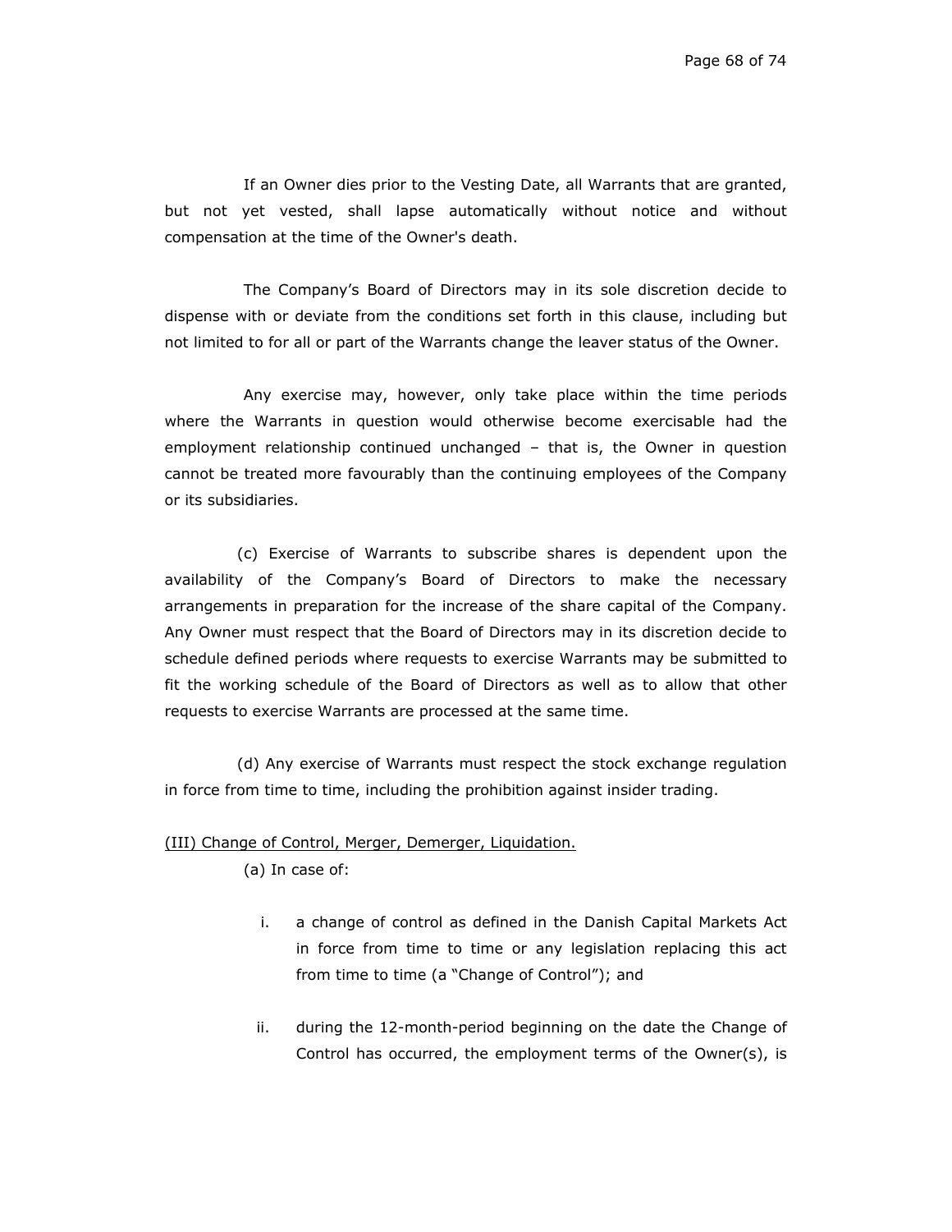If an Owner dies prior to the Vesting Date, all Warrants that are granted, but not yet vested, shall lapse automatically without notice and without compensation at the time of the Owner's death.

The Company's Board of Directors may in its sole discretion decide to dispense with or deviate from the conditions set forth in this clause, including but not limited to for all or part of the Warrants change the leaver status of the Owner.

Any exercise may, however, only take place within the time periods where the Warrants in question would otherwise become exercisable had the employment relationship continued unchanged – that is, the Owner in question cannot be treated more favourably than the continuing employees of the Company or its subsidiaries.

(c) Exercise of Warrants to subscribe shares is dependent upon the availability of the Company's Board of Directors to make the necessary arrangements in preparation for the increase of the share capital of the Company. Any Owner must respect that the Board of Directors may in its discretion decide to schedule defined periods where requests to exercise Warrants may be submitted to fit the working schedule of the Board of Directors as well as to allow that other requests to exercise Warrants are processed at the same time.

(d) Any exercise of Warrants must respect the stock exchange regulation in force from time to time, including the prohibition against insider trading.

<u>(III) Change of Control, Merger, Demerger, Liquidation.</u>

(a) In case of:

i. a change of control as defined in the Danish Capital Markets Act in force from time to time or any legislation replacing this act from time to time (a "Change of Control"); and

ii. during the 12-month-period beginning on the date the Change of Control has occurred, the employment terms of the Owner(s), is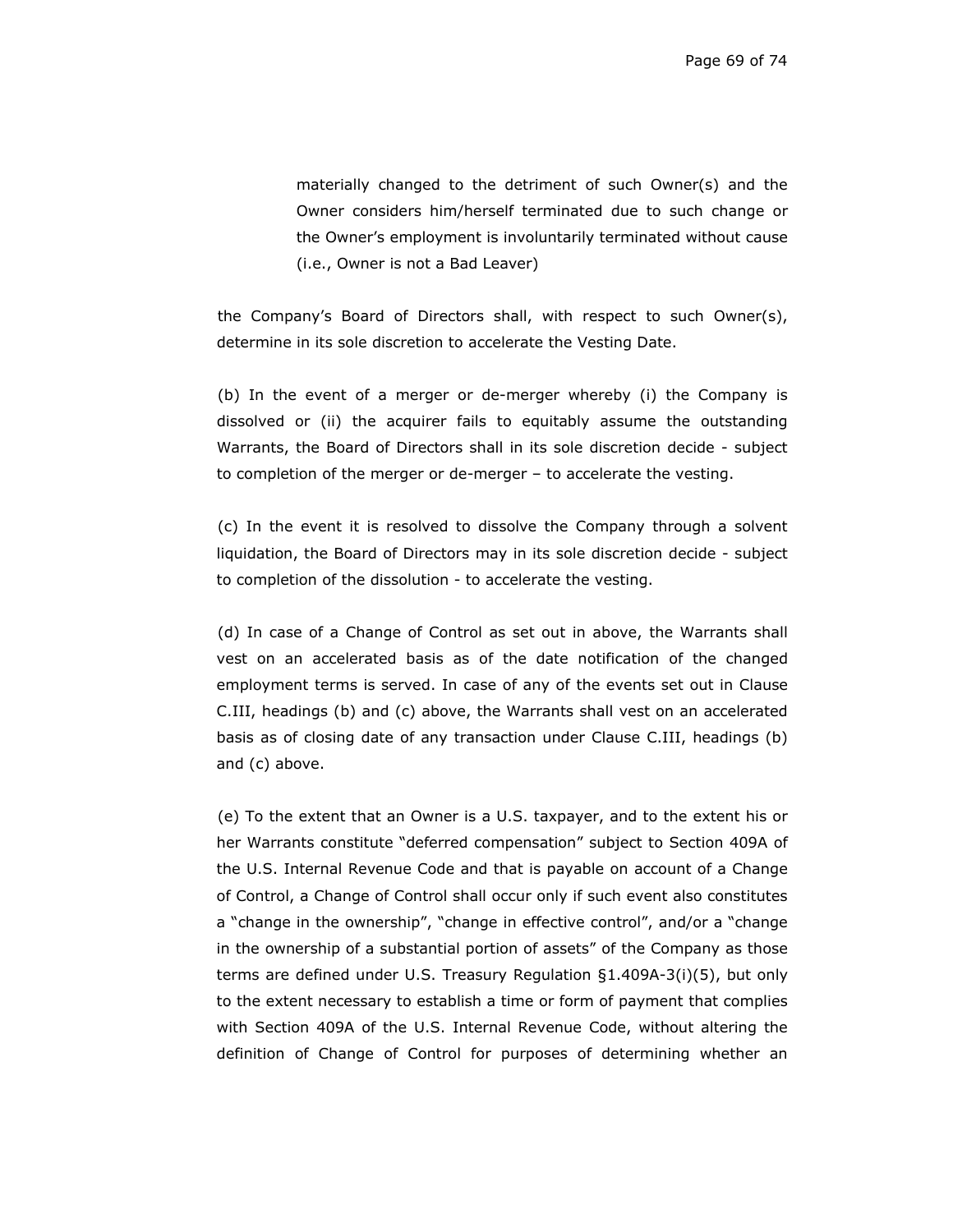materially changed to the detriment of such Owner(s) and the Owner considers him/herself terminated due to such change or the Owner's employment is involuntarily terminated without cause (i.e., Owner is not a Bad Leaver)

the Company's Board of Directors shall, with respect to such Owner(s), determine in its sole discretion to accelerate the Vesting Date.

(b) In the event of a merger or de-merger whereby (i) the Company is dissolved or (ii) the acquirer fails to equitably assume the outstanding Warrants, the Board of Directors shall in its sole discretion decide - subject to completion of the merger or de-merger – to accelerate the vesting.

(c) In the event it is resolved to dissolve the Company through a solvent liquidation, the Board of Directors may in its sole discretion decide - subject to completion of the dissolution - to accelerate the vesting.

(d) In case of a Change of Control as set out in above, the Warrants shall vest on an accelerated basis as of the date notification of the changed employment terms is served. In case of any of the events set out in Clause C.III, headings (b) and (c) above, the Warrants shall vest on an accelerated basis as of closing date of any transaction under Clause C.III, headings (b) and (c) above.

(e) To the extent that an Owner is a U.S. taxpayer, and to the extent his or her Warrants constitute "deferred compensation" subject to Section 409A of the U.S. Internal Revenue Code and that is payable on account of a Change of Control, a Change of Control shall occur only if such event also constitutes a "change in the ownership", "change in effective control", and/or a "change in the ownership of a substantial portion of assets" of the Company as those terms are defined under U.S. Treasury Regulation §1.409A-3(i)(5), but only to the extent necessary to establish a time or form of payment that complies with Section 409A of the U.S. Internal Revenue Code, without altering the definition of Change of Control for purposes of determining whether an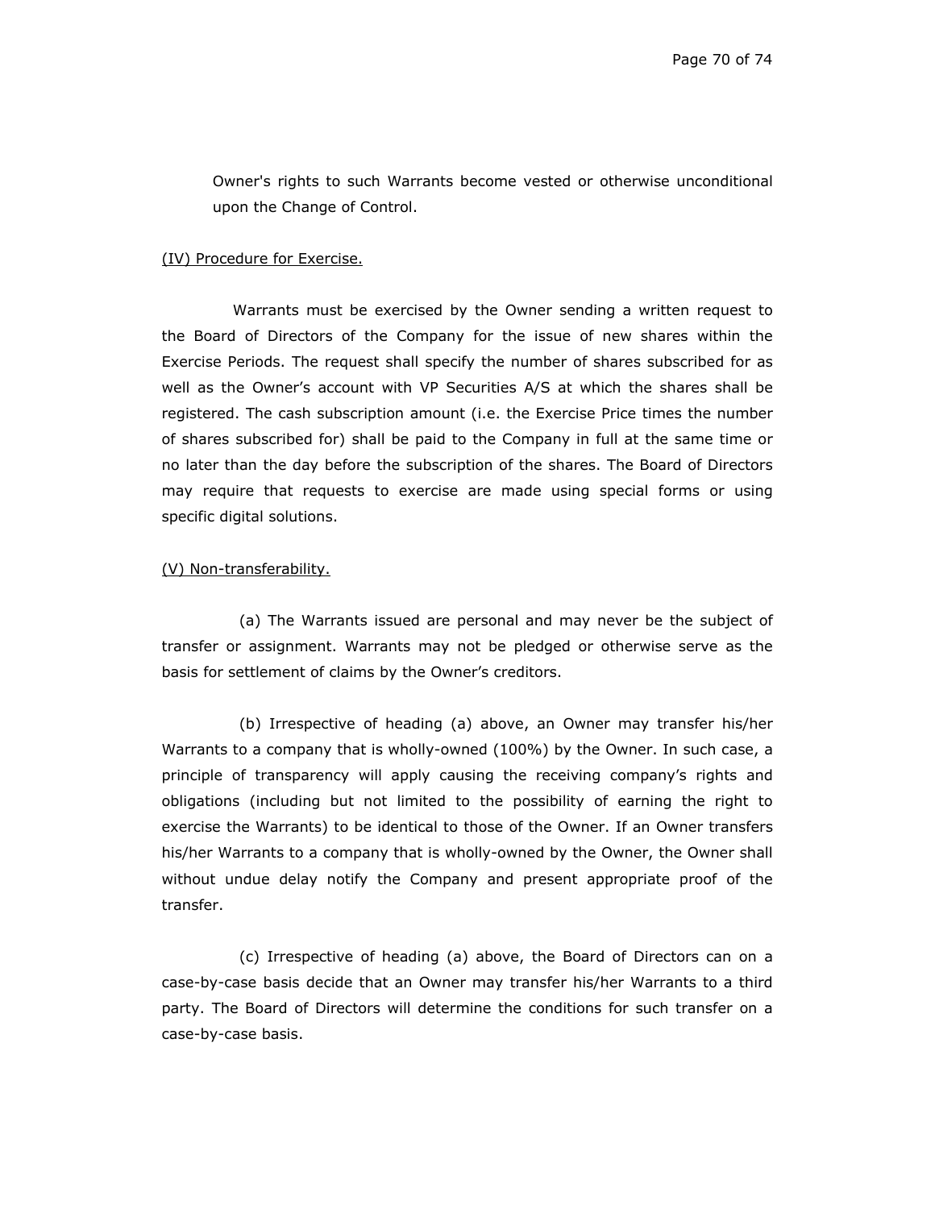Owner's rights to such Warrants become vested or otherwise unconditional upon the Change of Control.

(IV) Procedure for Exercise.

Warrants must be exercised by the Owner sending a written request to the Board of Directors of the Company for the issue of new shares within the Exercise Periods. The request shall specify the number of shares subscribed for as well as the Owner's account with VP Securities A/S at which the shares shall be registered. The cash subscription amount (i.e. the Exercise Price times the number of shares subscribed for) shall be paid to the Company in full at the same time or no later than the day before the subscription of the shares. The Board of Directors may require that requests to exercise are made using special forms or using specific digital solutions.

(V) Non-transferability.

(a) The Warrants issued are personal and may never be the subject of transfer or assignment. Warrants may not be pledged or otherwise serve as the basis for settlement of claims by the Owner's creditors.

(b) Irrespective of heading (a) above, an Owner may transfer his/her Warrants to a company that is wholly-owned (100%) by the Owner. In such case, a principle of transparency will apply causing the receiving company's rights and obligations (including but not limited to the possibility of earning the right to exercise the Warrants) to be identical to those of the Owner. If an Owner transfers his/her Warrants to a company that is wholly-owned by the Owner, the Owner shall without undue delay notify the Company and present appropriate proof of the transfer.

(c) Irrespective of heading (a) above, the Board of Directors can on a case-by-case basis decide that an Owner may transfer his/her Warrants to a third party. The Board of Directors will determine the conditions for such transfer on a case-by-case basis.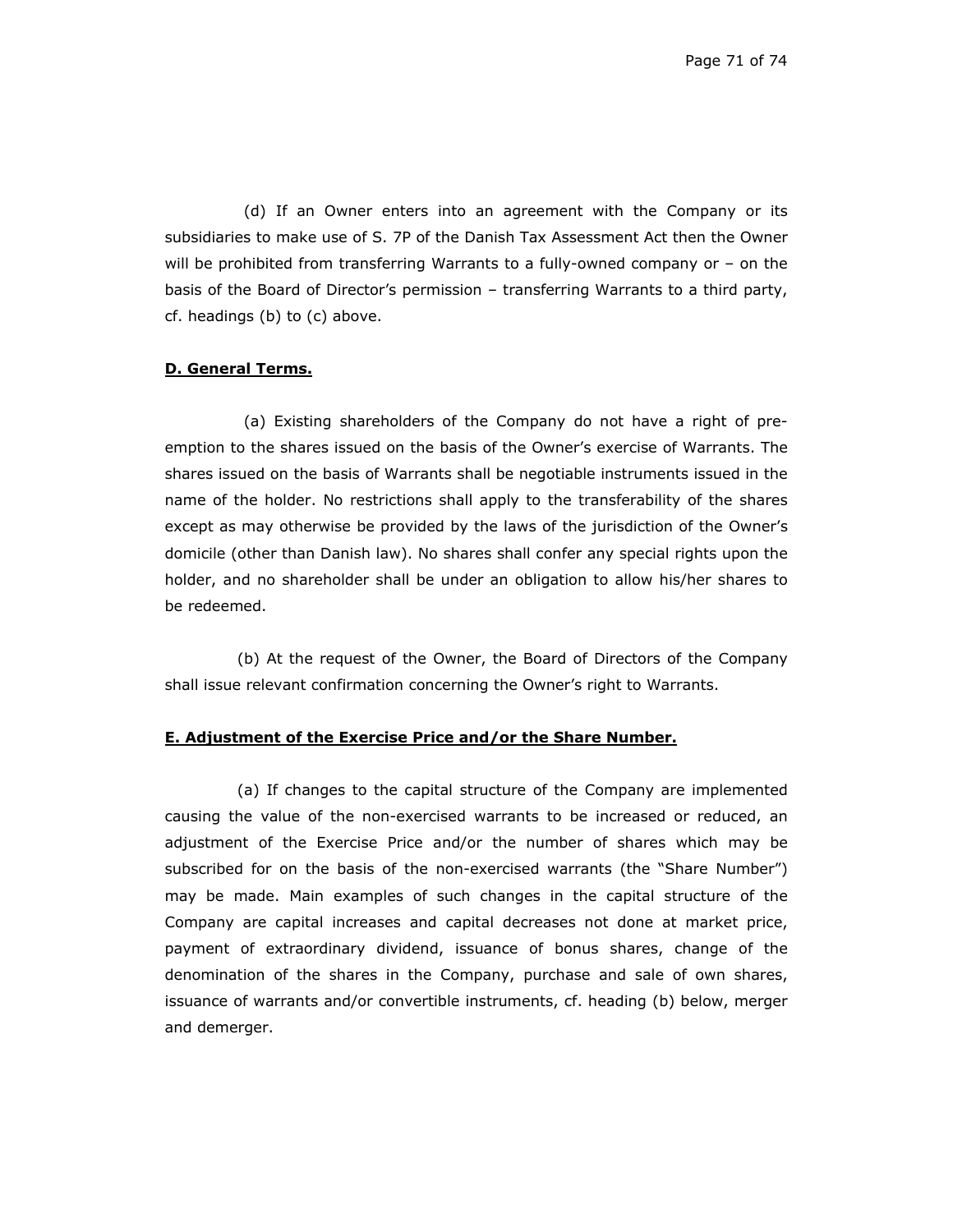(d) If an Owner enters into an agreement with the Company or its subsidiaries to make use of S. 7P of the Danish Tax Assessment Act then the Owner will be prohibited from transferring Warrants to a fully-owned company or – on the basis of the Board of Director's permission – transferring Warrants to a third party, cf. headings (b) to (c) above.

**D. General Terms.**

(a) Existing shareholders of the Company do not have a right of pre-emption to the shares issued on the basis of the Owner's exercise of Warrants. The shares issued on the basis of Warrants shall be negotiable instruments issued in the name of the holder. No restrictions shall apply to the transferability of the shares except as may otherwise be provided by the laws of the jurisdiction of the Owner's domicile (other than Danish law). No shares shall confer any special rights upon the holder, and no shareholder shall be under an obligation to allow his/her shares to be redeemed.

(b) At the request of the Owner, the Board of Directors of the Company shall issue relevant confirmation concerning the Owner's right to Warrants.

**E. Adjustment of the Exercise Price and/or the Share Number.**

(a) If changes to the capital structure of the Company are implemented causing the value of the non-exercised warrants to be increased or reduced, an adjustment of the Exercise Price and/or the number of shares which may be subscribed for on the basis of the non-exercised warrants (the "Share Number") may be made. Main examples of such changes in the capital structure of the Company are capital increases and capital decreases not done at market price, payment of extraordinary dividend, issuance of bonus shares, change of the denomination of the shares in the Company, purchase and sale of own shares, issuance of warrants and/or convertible instruments, cf. heading (b) below, merger and demerger.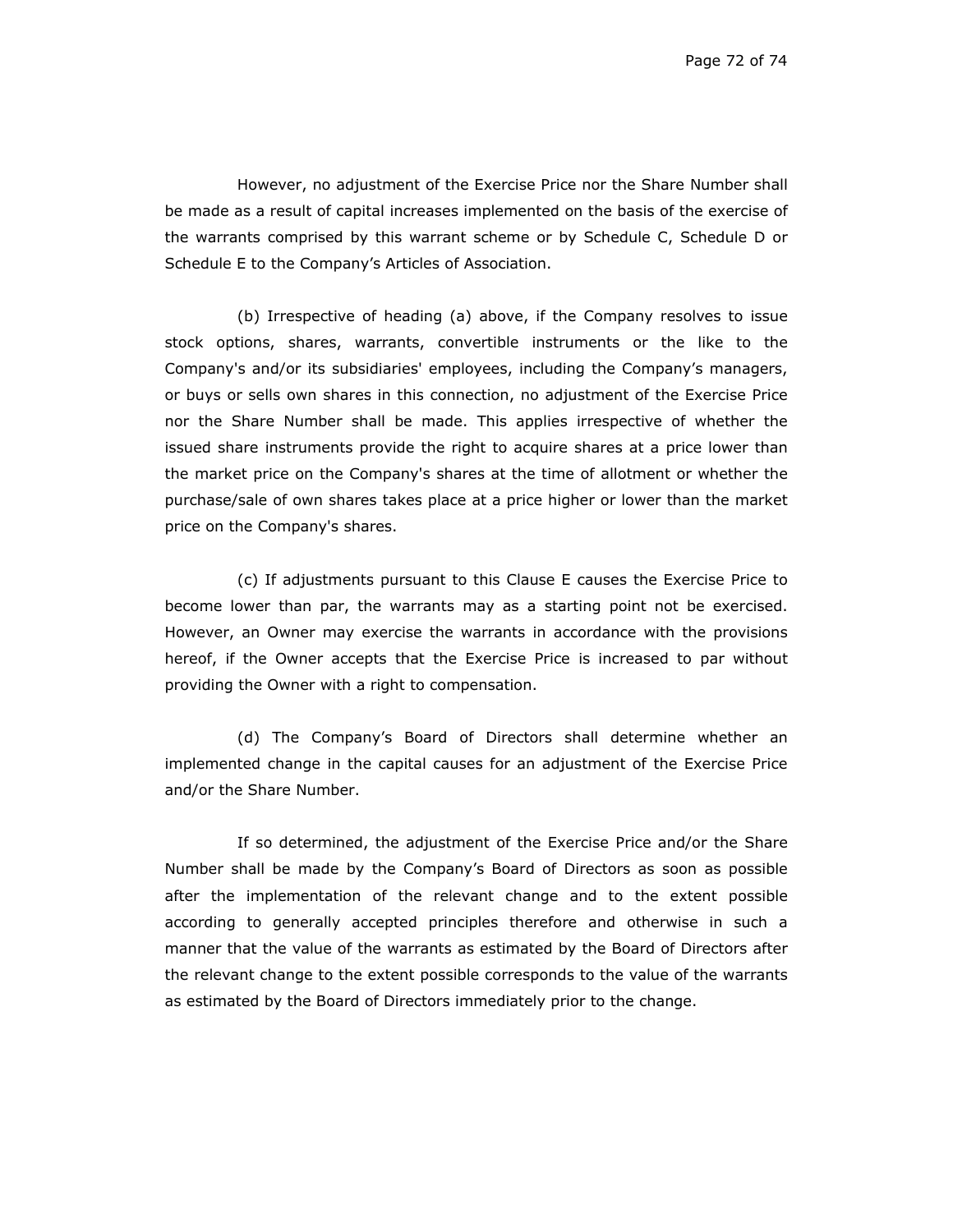However, no adjustment of the Exercise Price nor the Share Number shall be made as a result of capital increases implemented on the basis of the exercise of the warrants comprised by this warrant scheme or by Schedule C, Schedule D or Schedule E to the Company's Articles of Association.

(b) Irrespective of heading (a) above, if the Company resolves to issue stock options, shares, warrants, convertible instruments or the like to the Company's and/or its subsidiaries' employees, including the Company's managers, or buys or sells own shares in this connection, no adjustment of the Exercise Price nor the Share Number shall be made. This applies irrespective of whether the issued share instruments provide the right to acquire shares at a price lower than the market price on the Company's shares at the time of allotment or whether the purchase/sale of own shares takes place at a price higher or lower than the market price on the Company's shares.

(c) If adjustments pursuant to this Clause E causes the Exercise Price to become lower than par, the warrants may as a starting point not be exercised. However, an Owner may exercise the warrants in accordance with the provisions hereof, if the Owner accepts that the Exercise Price is increased to par without providing the Owner with a right to compensation.

(d) The Company's Board of Directors shall determine whether an implemented change in the capital causes for an adjustment of the Exercise Price and/or the Share Number.

If so determined, the adjustment of the Exercise Price and/or the Share Number shall be made by the Company's Board of Directors as soon as possible after the implementation of the relevant change and to the extent possible according to generally accepted principles therefore and otherwise in such a manner that the value of the warrants as estimated by the Board of Directors after the relevant change to the extent possible corresponds to the value of the warrants as estimated by the Board of Directors immediately prior to the change.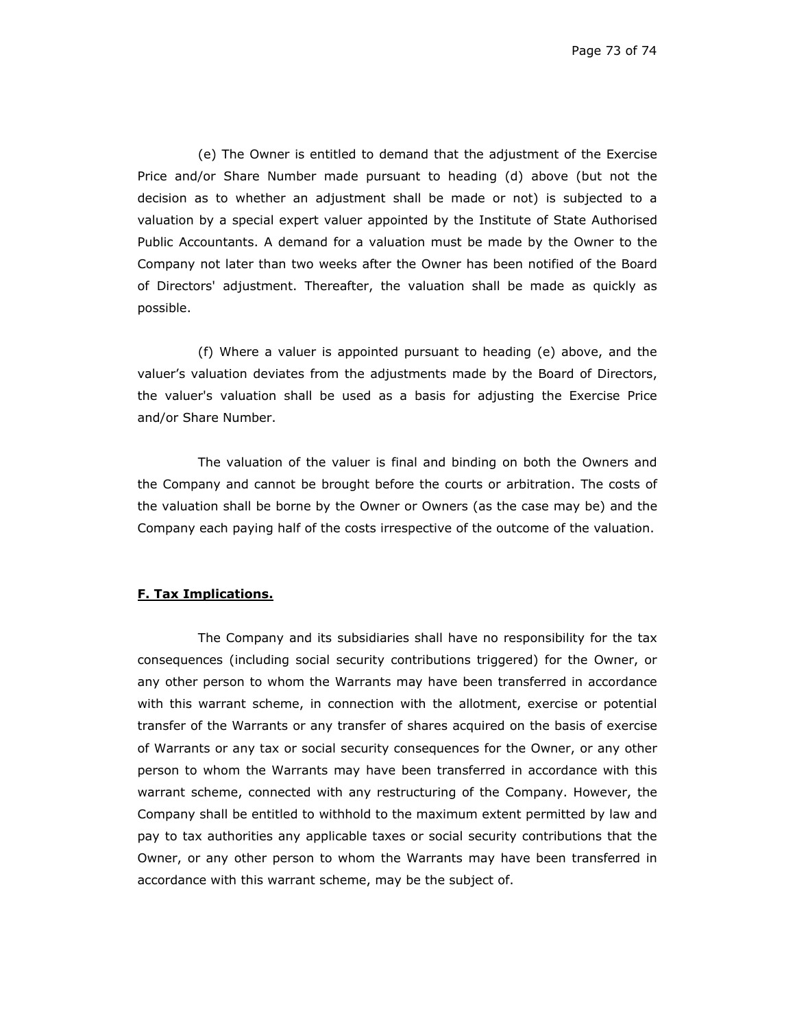(e) The Owner is entitled to demand that the adjustment of the Exercise Price and/or Share Number made pursuant to heading (d) above (but not the decision as to whether an adjustment shall be made or not) is subjected to a valuation by a special expert valuer appointed by the Institute of State Authorised Public Accountants. A demand for a valuation must be made by the Owner to the Company not later than two weeks after the Owner has been notified of the Board of Directors' adjustment. Thereafter, the valuation shall be made as quickly as possible.

(f) Where a valuer is appointed pursuant to heading (e) above, and the valuer’s valuation deviates from the adjustments made by the Board of Directors, the valuer's valuation shall be used as a basis for adjusting the Exercise Price and/or Share Number.

The valuation of the valuer is final and binding on both the Owners and the Company and cannot be brought before the courts or arbitration. The costs of the valuation shall be borne by the Owner or Owners (as the case may be) and the Company each paying half of the costs irrespective of the outcome of the valuation.

**F. Tax Implications.**

The Company and its subsidiaries shall have no responsibility for the tax consequences (including social security contributions triggered) for the Owner, or any other person to whom the Warrants may have been transferred in accordance with this warrant scheme, in connection with the allotment, exercise or potential transfer of the Warrants or any transfer of shares acquired on the basis of exercise of Warrants or any tax or social security consequences for the Owner, or any other person to whom the Warrants may have been transferred in accordance with this warrant scheme, connected with any restructuring of the Company. However, the Company shall be entitled to withhold to the maximum extent permitted by law and pay to tax authorities any applicable taxes or social security contributions that the Owner, or any other person to whom the Warrants may have been transferred in accordance with this warrant scheme, may be the subject of.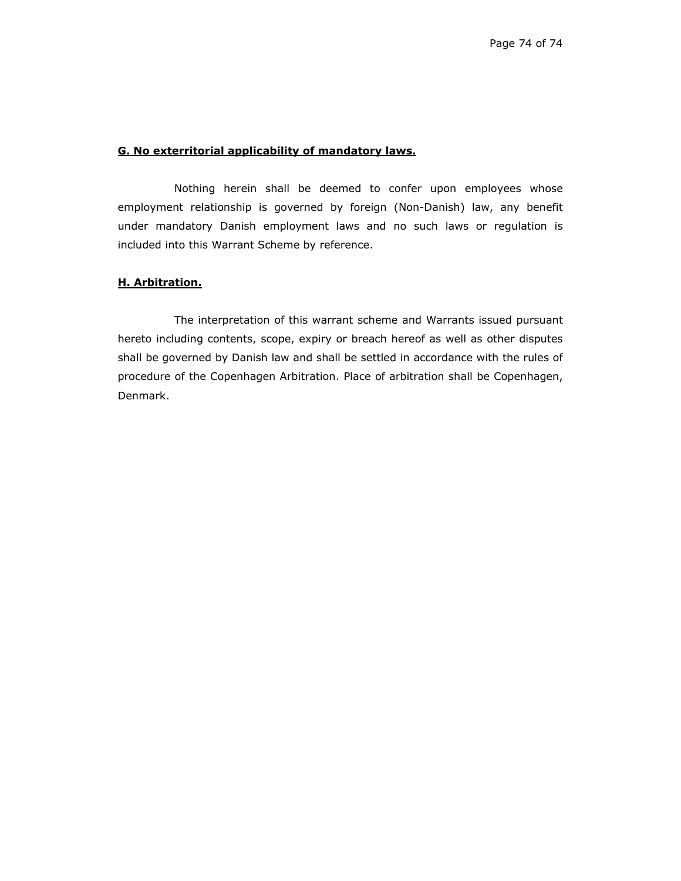**G. No exterritorial applicability of mandatory laws.**

Nothing herein shall be deemed to confer upon employees whose employment relationship is governed by foreign (Non-Danish) law, any benefit under mandatory Danish employment laws and no such laws or regulation is included into this Warrant Scheme by reference.

**H. Arbitration.**

The interpretation of this warrant scheme and Warrants issued pursuant hereto including contents, scope, expiry or breach hereof as well as other disputes shall be governed by Danish law and shall be settled in accordance with the rules of procedure of the Copenhagen Arbitration. Place of arbitration shall be Copenhagen, Denmark.